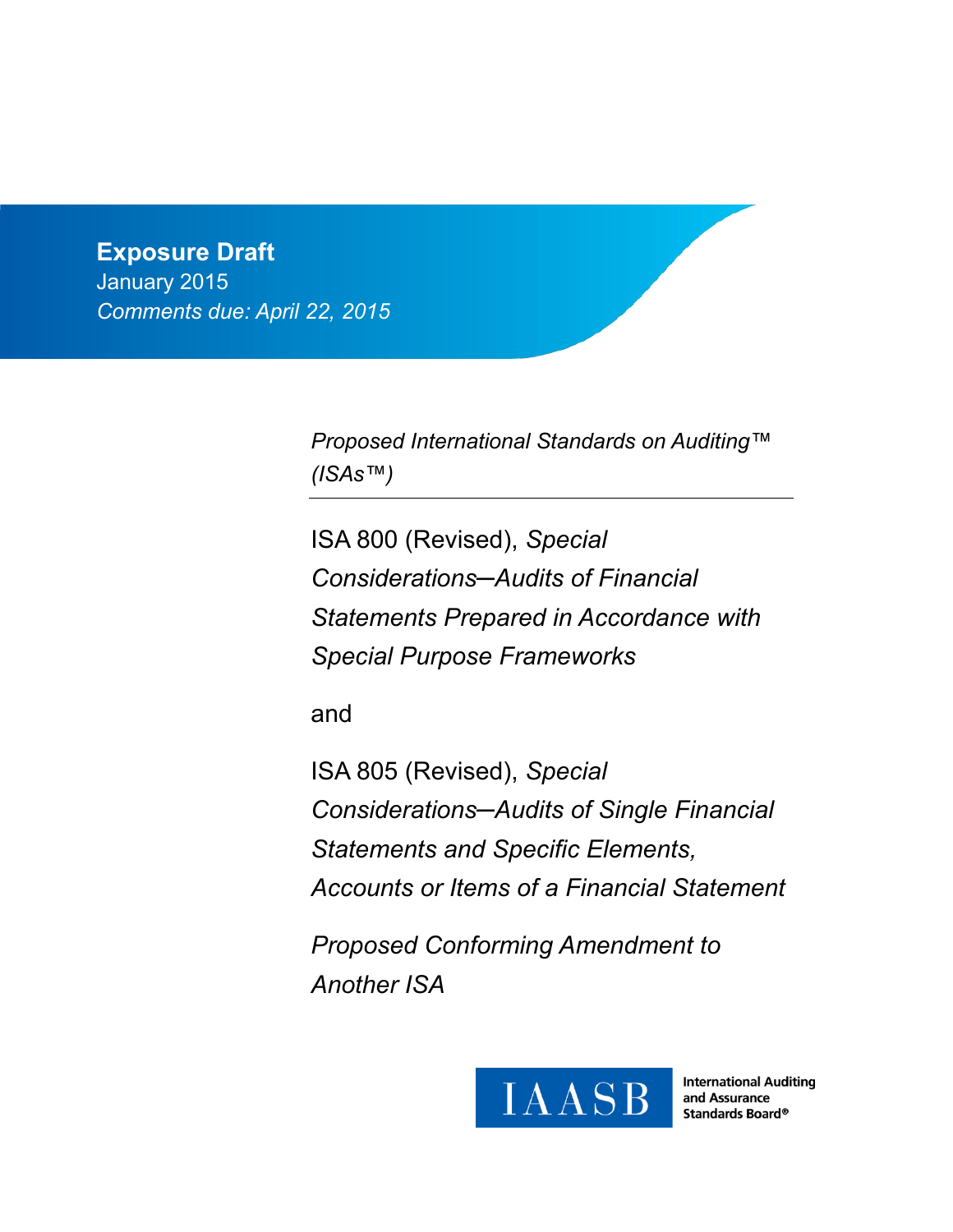**Exposure Draft**
January 2015
*Comments due: April 22, 2015*

*Proposed International Standards on Auditing™ (ISAs™)*

# ISA 800 (Revised), *Special Considerations—Audits of Financial Statements Prepared in Accordance with Special Purpose Frameworks*

and

# ISA 805 (Revised), *Special Considerations—Audits of Single Financial Statements and Specific Elements, Accounts or Items of a Financial Statement*

*Proposed Conforming Amendment to Another ISA*

IAASB International Auditing and Assurance Standards Board®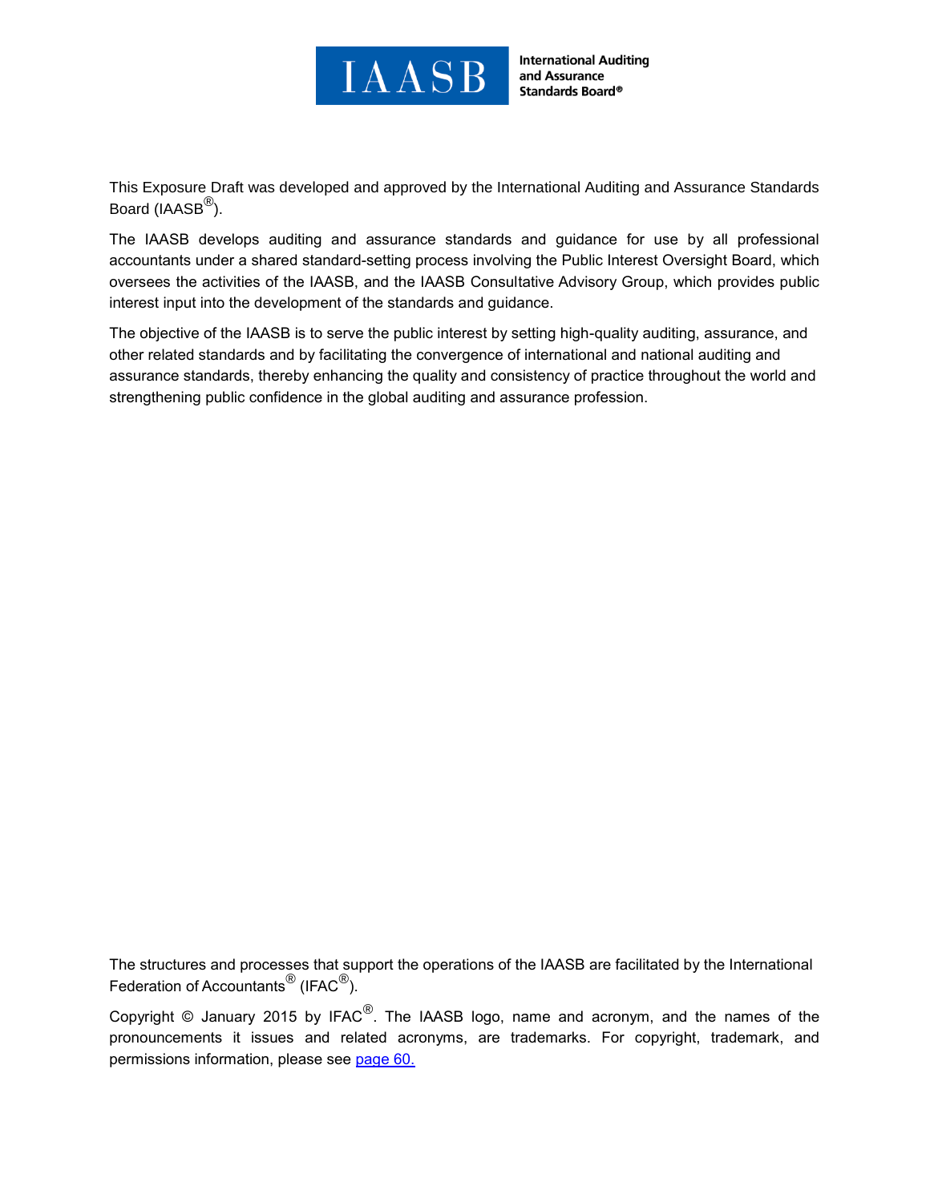This Exposure Draft was developed and approved by the International Auditing and Assurance Standards Board (IAASB®).

The IAASB develops auditing and assurance standards and guidance for use by all professional accountants under a shared standard-setting process involving the Public Interest Oversight Board, which oversees the activities of the IAASB, and the IAASB Consultative Advisory Group, which provides public interest input into the development of the standards and guidance.

The objective of the IAASB is to serve the public interest by setting high-quality auditing, assurance, and other related standards and by facilitating the convergence of international and national auditing and assurance standards, thereby enhancing the quality and consistency of practice throughout the world and strengthening public confidence in the global auditing and assurance profession.

The structures and processes that support the operations of the IAASB are facilitated by the International Federation of Accountants® (IFAC®).

Copyright © January 2015 by IFAC®. The IAASB logo, name and acronym, and the names of the pronouncements it issues and related acronyms, are trademarks. For copyright, trademark, and permissions information, please see page 60.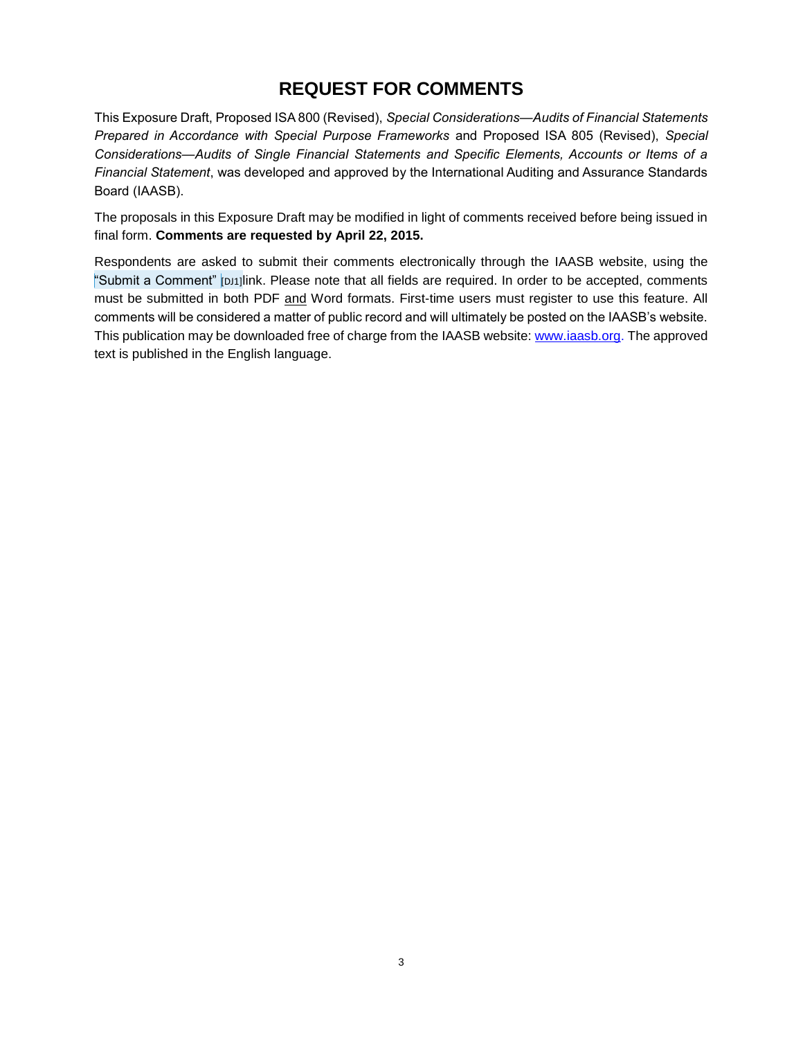# REQUEST FOR COMMENTS

This Exposure Draft, Proposed ISA 800 (Revised), *Special Considerations—Audits of Financial Statements Prepared in Accordance with Special Purpose Frameworks* and Proposed ISA 805 (Revised), *Special Considerations—Audits of Single Financial Statements and Specific Elements, Accounts or Items of a Financial Statement*, was developed and approved by the International Auditing and Assurance Standards Board (IAASB).

The proposals in this Exposure Draft may be modified in light of comments received before being issued in final form. **Comments are requested by April 22, 2015.**

Respondents are asked to submit their comments electronically through the IAASB website, using the "Submit a Comment" [DJ1]link. Please note that all fields are required. In order to be accepted, comments must be submitted in both PDF and Word formats. First-time users must register to use this feature. All comments will be considered a matter of public record and will ultimately be posted on the IAASB's website. This publication may be downloaded free of charge from the IAASB website: [www.iaasb.org](http://www.iaasb.org). The approved text is published in the English language.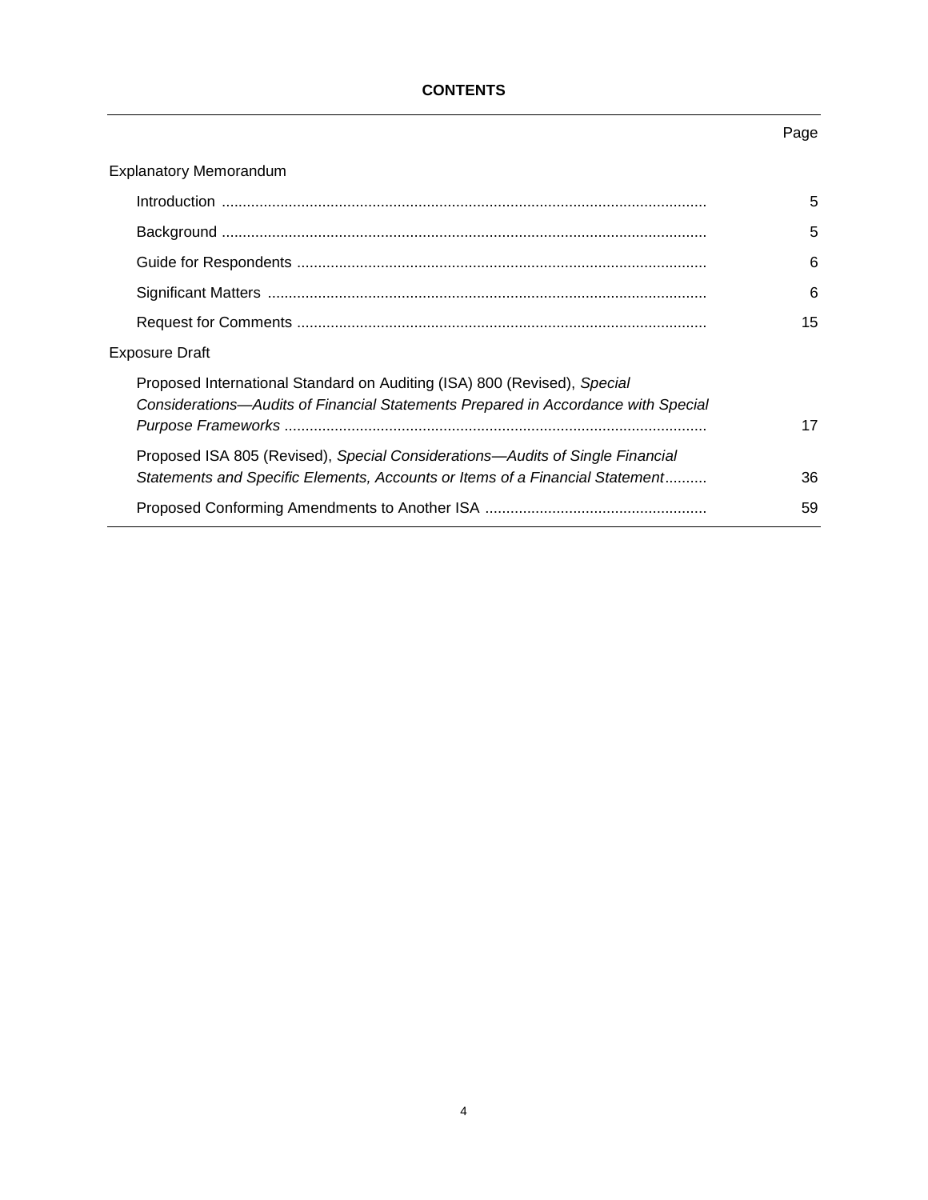**CONTENTS**

| | Page |
|---|---|
| Explanatory Memorandum | |
| Introduction | 5 |
| Background | 5 |
| Guide for Respondents | 6 |
| Significant Matters | 6 |
| Request for Comments | 15 |
| Exposure Draft | |
| Proposed International Standard on Auditing (ISA) 800 (Revised), *Special Considerations—Audits of Financial Statements Prepared in Accordance with Special Purpose Frameworks* | 17 |
| Proposed ISA 805 (Revised), *Special Considerations—Audits of Single Financial Statements and Specific Elements, Accounts or Items of a Financial Statement* | 36 |
| Proposed Conforming Amendments to Another ISA | 59 |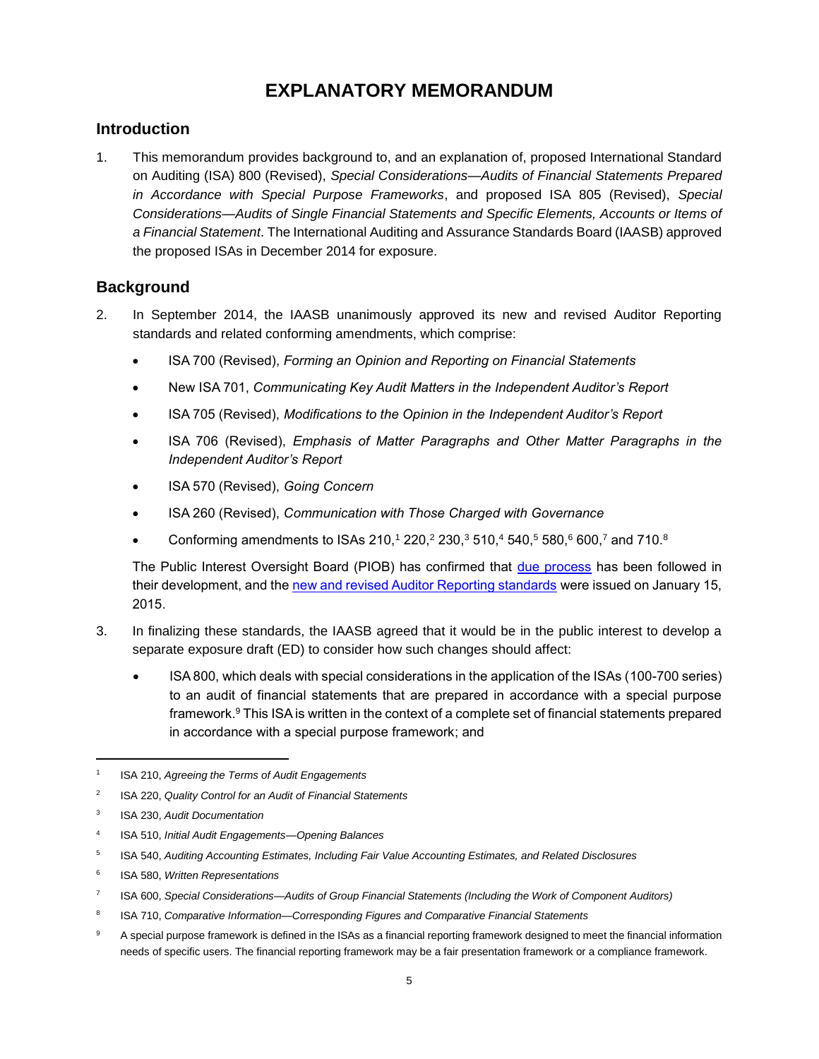# EXPLANATORY MEMORANDUM

## Introduction

1. This memorandum provides background to, and an explanation of, proposed International Standard on Auditing (ISA) 800 (Revised), *Special Considerations—Audits of Financial Statements Prepared in Accordance with Special Purpose Frameworks*, and proposed ISA 805 (Revised), *Special Considerations—Audits of Single Financial Statements and Specific Elements, Accounts or Items of a Financial Statement*. The International Auditing and Assurance Standards Board (IAASB) approved the proposed ISAs in December 2014 for exposure.

## Background

2. In September 2014, the IAASB unanimously approved its new and revised Auditor Reporting standards and related conforming amendments, which comprise:

   - ISA 700 (Revised), *Forming an Opinion and Reporting on Financial Statements*
   - New ISA 701, *Communicating Key Audit Matters in the Independent Auditor's Report*
   - ISA 705 (Revised), *Modifications to the Opinion in the Independent Auditor's Report*
   - ISA 706 (Revised), *Emphasis of Matter Paragraphs and Other Matter Paragraphs in the Independent Auditor's Report*
   - ISA 570 (Revised), *Going Concern*
   - ISA 260 (Revised), *Communication with Those Charged with Governance*
   - Conforming amendments to ISAs 210,[1] 220,[2] 230,[3] 510,[4] 540,[5] 580,[6] 600,[7] and 710.[8]

   The Public Interest Oversight Board (PIOB) has confirmed that due process has been followed in their development, and the new and revised Auditor Reporting standards were issued on January 15, 2015.

3. In finalizing these standards, the IAASB agreed that it would be in the public interest to develop a separate exposure draft (ED) to consider how such changes should affect:

   - ISA 800, which deals with special considerations in the application of the ISAs (100-700 series) to an audit of financial statements that are prepared in accordance with a special purpose framework.[9] This ISA is written in the context of a complete set of financial statements prepared in accordance with a special purpose framework; and

---

[1] ISA 210, *Agreeing the Terms of Audit Engagements*

[2] ISA 220, *Quality Control for an Audit of Financial Statements*

[3] ISA 230, *Audit Documentation*

[4] ISA 510, *Initial Audit Engagements—Opening Balances*

[5] ISA 540, *Auditing Accounting Estimates, Including Fair Value Accounting Estimates, and Related Disclosures*

[6] ISA 580, *Written Representations*

[7] ISA 600, *Special Considerations—Audits of Group Financial Statements (Including the Work of Component Auditors)*

[8] ISA 710, *Comparative Information—Corresponding Figures and Comparative Financial Statements*

[9] A special purpose framework is defined in the ISAs as a financial reporting framework designed to meet the financial information needs of specific users. The financial reporting framework may be a fair presentation framework or a compliance framework.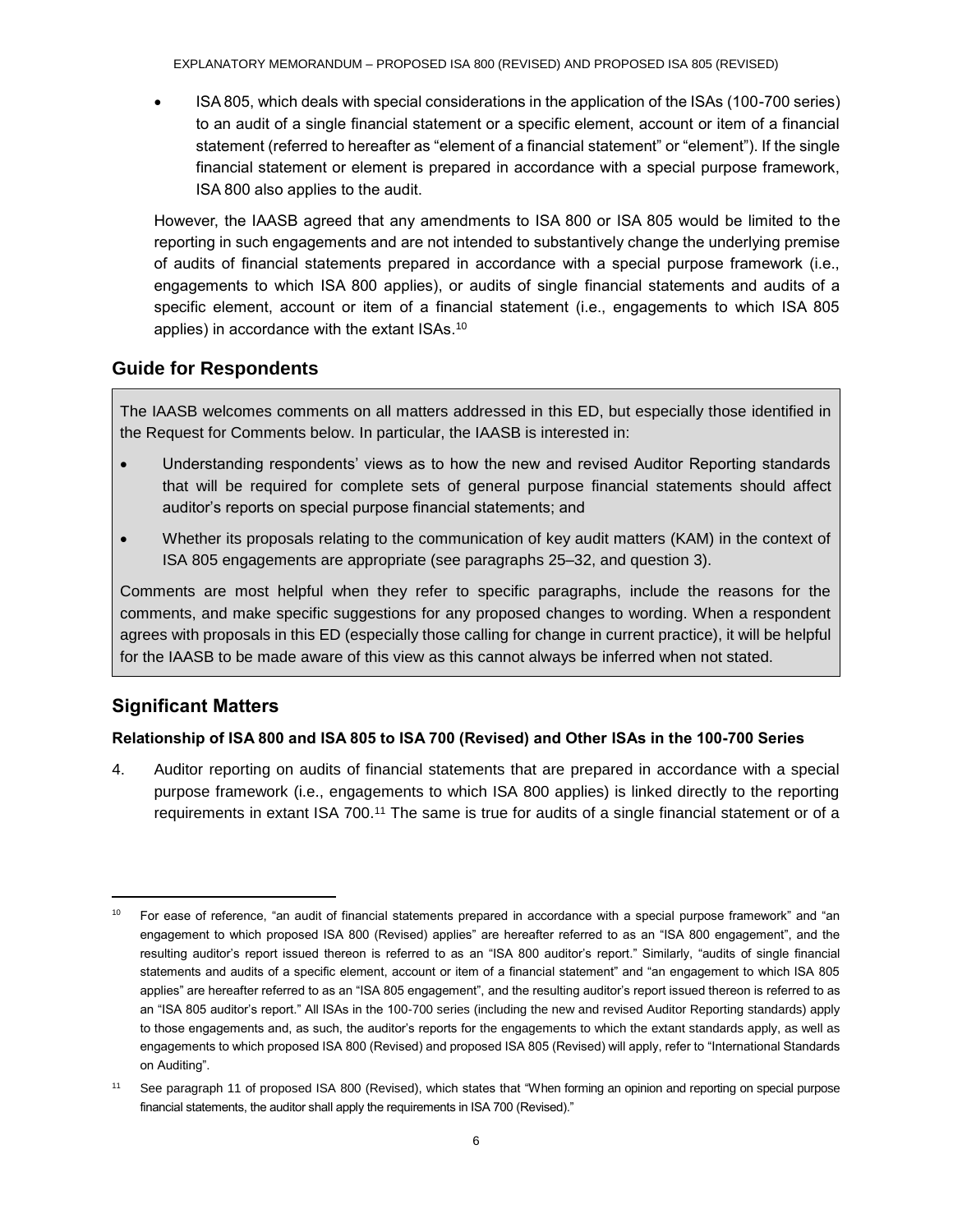- ISA 805, which deals with special considerations in the application of the ISAs (100-700 series) to an audit of a single financial statement or a specific element, account or item of a financial statement (referred to hereafter as "element of a financial statement" or "element"). If the single financial statement or element is prepared in accordance with a special purpose framework, ISA 800 also applies to the audit.

However, the IAASB agreed that any amendments to ISA 800 or ISA 805 would be limited to the reporting in such engagements and are not intended to substantively change the underlying premise of audits of financial statements prepared in accordance with a special purpose framework (i.e., engagements to which ISA 800 applies), or audits of single financial statements and audits of a specific element, account or item of a financial statement (i.e., engagements to which ISA 805 applies) in accordance with the extant ISAs.[10]

## Guide for Respondents

The IAASB welcomes comments on all matters addressed in this ED, but especially those identified in the Request for Comments below. In particular, the IAASB is interested in:

- Understanding respondents' views as to how the new and revised Auditor Reporting standards that will be required for complete sets of general purpose financial statements should affect auditor's reports on special purpose financial statements; and
- Whether its proposals relating to the communication of key audit matters (KAM) in the context of ISA 805 engagements are appropriate (see paragraphs 25–32, and question 3).

Comments are most helpful when they refer to specific paragraphs, include the reasons for the comments, and make specific suggestions for any proposed changes to wording. When a respondent agrees with proposals in this ED (especially those calling for change in current practice), it will be helpful for the IAASB to be made aware of this view as this cannot always be inferred when not stated.

## Significant Matters

### Relationship of ISA 800 and ISA 805 to ISA 700 (Revised) and Other ISAs in the 100-700 Series

4. Auditor reporting on audits of financial statements that are prepared in accordance with a special purpose framework (i.e., engagements to which ISA 800 applies) is linked directly to the reporting requirements in extant ISA 700.[11] The same is true for audits of a single financial statement or of a

---

[10] For ease of reference, "an audit of financial statements prepared in accordance with a special purpose framework" and "an engagement to which proposed ISA 800 (Revised) applies" are hereafter referred to as an "ISA 800 engagement", and the resulting auditor's report issued thereon is referred to as an "ISA 800 auditor's report." Similarly, "audits of single financial statements and audits of a specific element, account or item of a financial statement" and "an engagement to which ISA 805 applies" are hereafter referred to as an "ISA 805 engagement", and the resulting auditor's report issued thereon is referred to as an "ISA 805 auditor's report." All ISAs in the 100-700 series (including the new and revised Auditor Reporting standards) apply to those engagements and, as such, the auditor's reports for the engagements to which the extant standards apply, as well as engagements to which proposed ISA 800 (Revised) and proposed ISA 805 (Revised) will apply, refer to "International Standards on Auditing".

[11] See paragraph 11 of proposed ISA 800 (Revised), which states that "When forming an opinion and reporting on special purpose financial statements, the auditor shall apply the requirements in ISA 700 (Revised)."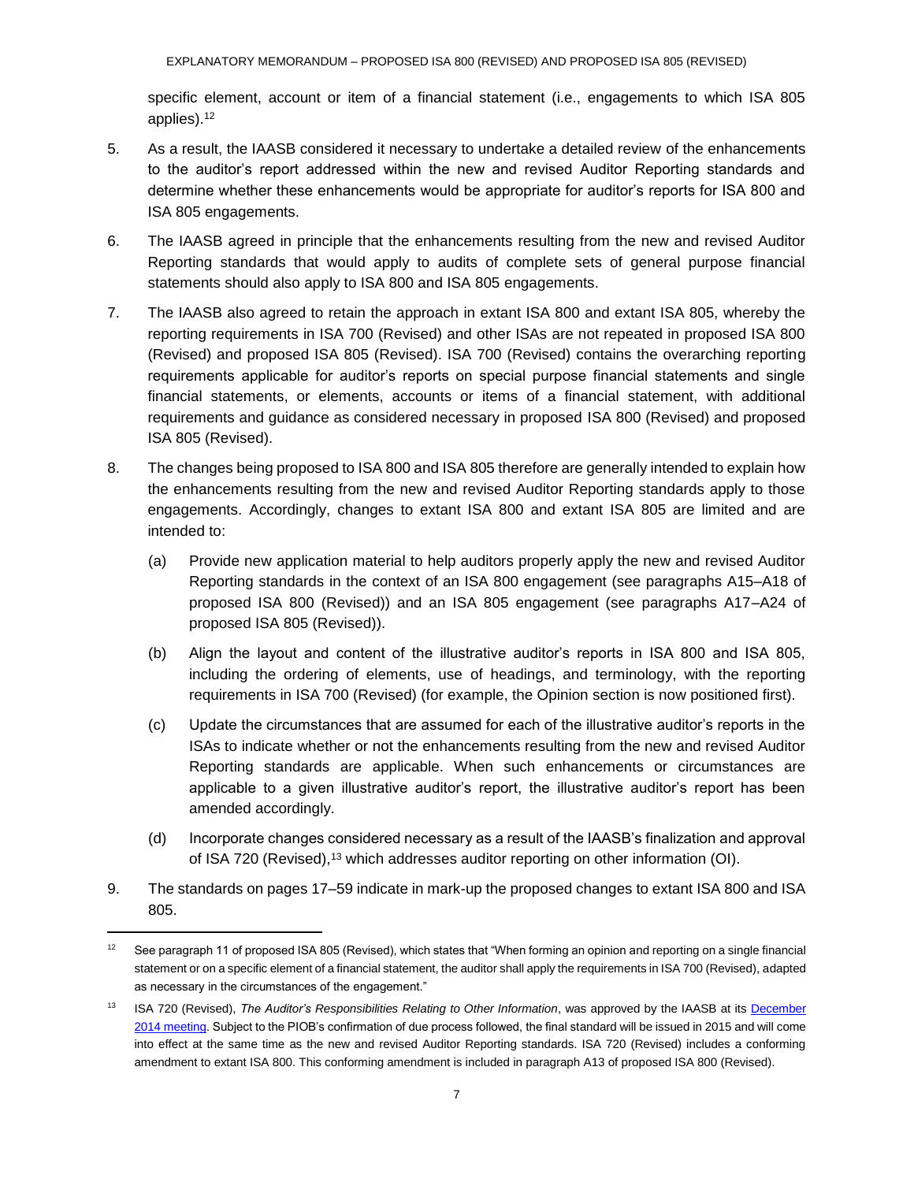specific element, account or item of a financial statement (i.e., engagements to which ISA 805 applies).[12]

5. As a result, the IAASB considered it necessary to undertake a detailed review of the enhancements to the auditor's report addressed within the new and revised Auditor Reporting standards and determine whether these enhancements would be appropriate for auditor's reports for ISA 800 and ISA 805 engagements.

6. The IAASB agreed in principle that the enhancements resulting from the new and revised Auditor Reporting standards that would apply to audits of complete sets of general purpose financial statements should also apply to ISA 800 and ISA 805 engagements.

7. The IAASB also agreed to retain the approach in extant ISA 800 and extant ISA 805, whereby the reporting requirements in ISA 700 (Revised) and other ISAs are not repeated in proposed ISA 800 (Revised) and proposed ISA 805 (Revised). ISA 700 (Revised) contains the overarching reporting requirements applicable for auditor's reports on special purpose financial statements and single financial statements, or elements, accounts or items of a financial statement, with additional requirements and guidance as considered necessary in proposed ISA 800 (Revised) and proposed ISA 805 (Revised).

8. The changes being proposed to ISA 800 and ISA 805 therefore are generally intended to explain how the enhancements resulting from the new and revised Auditor Reporting standards apply to those engagements. Accordingly, changes to extant ISA 800 and extant ISA 805 are limited and are intended to:

   (a) Provide new application material to help auditors properly apply the new and revised Auditor Reporting standards in the context of an ISA 800 engagement (see paragraphs A15–A18 of proposed ISA 800 (Revised)) and an ISA 805 engagement (see paragraphs A17–A24 of proposed ISA 805 (Revised)).

   (b) Align the layout and content of the illustrative auditor's reports in ISA 800 and ISA 805, including the ordering of elements, use of headings, and terminology, with the reporting requirements in ISA 700 (Revised) (for example, the Opinion section is now positioned first).

   (c) Update the circumstances that are assumed for each of the illustrative auditor's reports in the ISAs to indicate whether or not the enhancements resulting from the new and revised Auditor Reporting standards are applicable. When such enhancements or circumstances are applicable to a given illustrative auditor's report, the illustrative auditor's report has been amended accordingly.

   (d) Incorporate changes considered necessary as a result of the IAASB's finalization and approval of ISA 720 (Revised),[13] which addresses auditor reporting on other information (OI).

9. The standards on pages 17–59 indicate in mark-up the proposed changes to extant ISA 800 and ISA 805.

---

[12] See paragraph 11 of proposed ISA 805 (Revised), which states that "When forming an opinion and reporting on a single financial statement or on a specific element of a financial statement, the auditor shall apply the requirements in ISA 700 (Revised), adapted as necessary in the circumstances of the engagement."

[13] ISA 720 (Revised), *The Auditor's Responsibilities Relating to Other Information*, was approved by the IAASB at its December 2014 meeting. Subject to the PIOB's confirmation of due process followed, the final standard will be issued in 2015 and will come into effect at the same time as the new and revised Auditor Reporting standards. ISA 720 (Revised) includes a conforming amendment to extant ISA 800. This conforming amendment is included in paragraph A13 of proposed ISA 800 (Revised).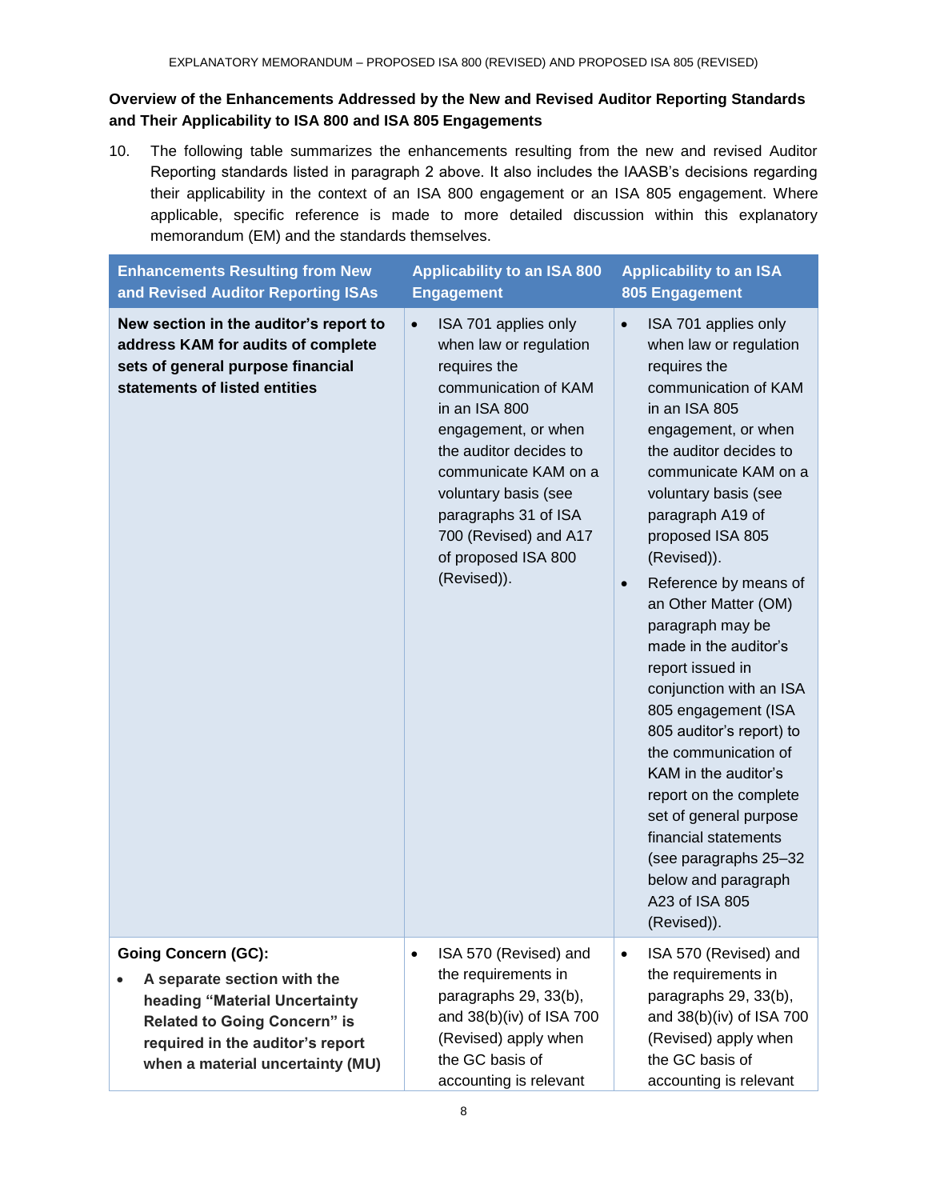**Overview of the Enhancements Addressed by the New and Revised Auditor Reporting Standards and Their Applicability to ISA 800 and ISA 805 Engagements**

10. The following table summarizes the enhancements resulting from the new and revised Auditor Reporting standards listed in paragraph 2 above. It also includes the IAASB's decisions regarding their applicability in the context of an ISA 800 engagement or an ISA 805 engagement. Where applicable, specific reference is made to more detailed discussion within this explanatory memorandum (EM) and the standards themselves.

| Enhancements Resulting from New and Revised Auditor Reporting ISAs | Applicability to an ISA 800 Engagement | Applicability to an ISA 805 Engagement |
|---|---|---|
| **New section in the auditor's report to address KAM for audits of complete sets of general purpose financial statements of listed entities** | • ISA 701 applies only when law or regulation requires the communication of KAM in an ISA 800 engagement, or when the auditor decides to communicate KAM on a voluntary basis (see paragraphs 31 of ISA 700 (Revised) and A17 of proposed ISA 800 (Revised)). | • ISA 701 applies only when law or regulation requires the communication of KAM in an ISA 805 engagement, or when the auditor decides to communicate KAM on a voluntary basis (see paragraph A19 of proposed ISA 805 (Revised)).<br>• Reference by means of an Other Matter (OM) paragraph may be made in the auditor's report issued in conjunction with an ISA 805 engagement (ISA 805 auditor's report) to the communication of KAM in the auditor's report on the complete set of general purpose financial statements (see paragraphs 25–32 below and paragraph A23 of ISA 805 (Revised)). |
| **Going Concern (GC):**<br>• **A separate section with the heading "Material Uncertainty Related to Going Concern" is required in the auditor's report when a material uncertainty (MU)** | • ISA 570 (Revised) and the requirements in paragraphs 29, 33(b), and 38(b)(iv) of ISA 700 (Revised) apply when the GC basis of accounting is relevant | • ISA 570 (Revised) and the requirements in paragraphs 29, 33(b), and 38(b)(iv) of ISA 700 (Revised) apply when the GC basis of accounting is relevant |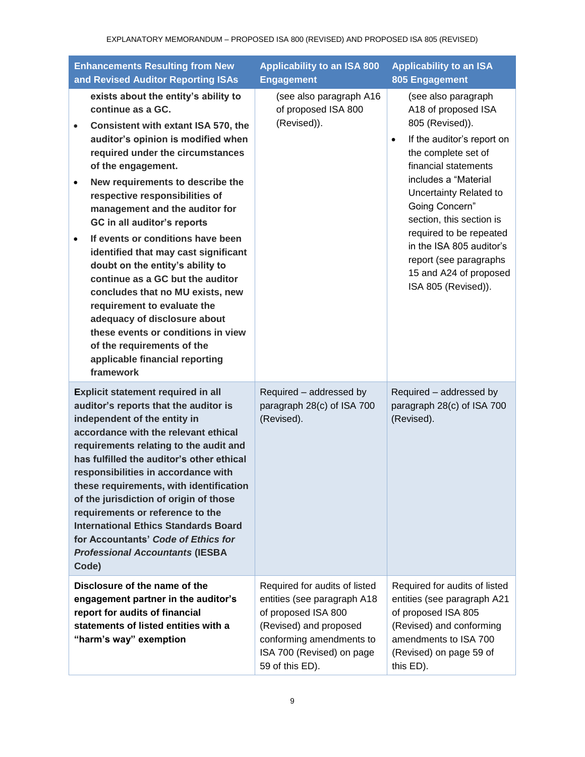| Enhancements Resulting from New and Revised Auditor Reporting ISAs | Applicability to an ISA 800 Engagement | Applicability to an ISA 805 Engagement |
|---|---|---|
| **exists about the entity's ability to continue as a GC.**<br>• **Consistent with extant ISA 570, the auditor's opinion is modified when required under the circumstances of the engagement.**<br>• **New requirements to describe the respective responsibilities of management and the auditor for GC in all auditor's reports**<br>• **If events or conditions have been identified that may cast significant doubt on the entity's ability to continue as a GC but the auditor concludes that no MU exists, new requirement to evaluate the adequacy of disclosure about these events or conditions in view of the requirements of the applicable financial reporting framework** | (see also paragraph A16 of proposed ISA 800 (Revised)). | (see also paragraph A18 of proposed ISA 805 (Revised)).<br>• If the auditor's report on the complete set of financial statements includes a "Material Uncertainty Related to Going Concern" section, this section is required to be repeated in the ISA 805 auditor's report (see paragraphs 15 and A24 of proposed ISA 805 (Revised)). |
| **Explicit statement required in all auditor's reports that the auditor is independent of the entity in accordance with the relevant ethical requirements relating to the audit and has fulfilled the auditor's other ethical responsibilities in accordance with these requirements, with identification of the jurisdiction of origin of those requirements or reference to the International Ethics Standards Board for Accountants' *Code of Ethics for Professional Accountants* (IESBA Code)** | Required – addressed by paragraph 28(c) of ISA 700 (Revised). | Required – addressed by paragraph 28(c) of ISA 700 (Revised). |
| **Disclosure of the name of the engagement partner in the auditor's report for audits of financial statements of listed entities with a "harm's way" exemption** | Required for audits of listed entities (see paragraph A18 of proposed ISA 800 (Revised) and proposed conforming amendments to ISA 700 (Revised) on page 59 of this ED). | Required for audits of listed entities (see paragraph A21 of proposed ISA 805 (Revised) and conforming amendments to ISA 700 (Revised) on page 59 of this ED). |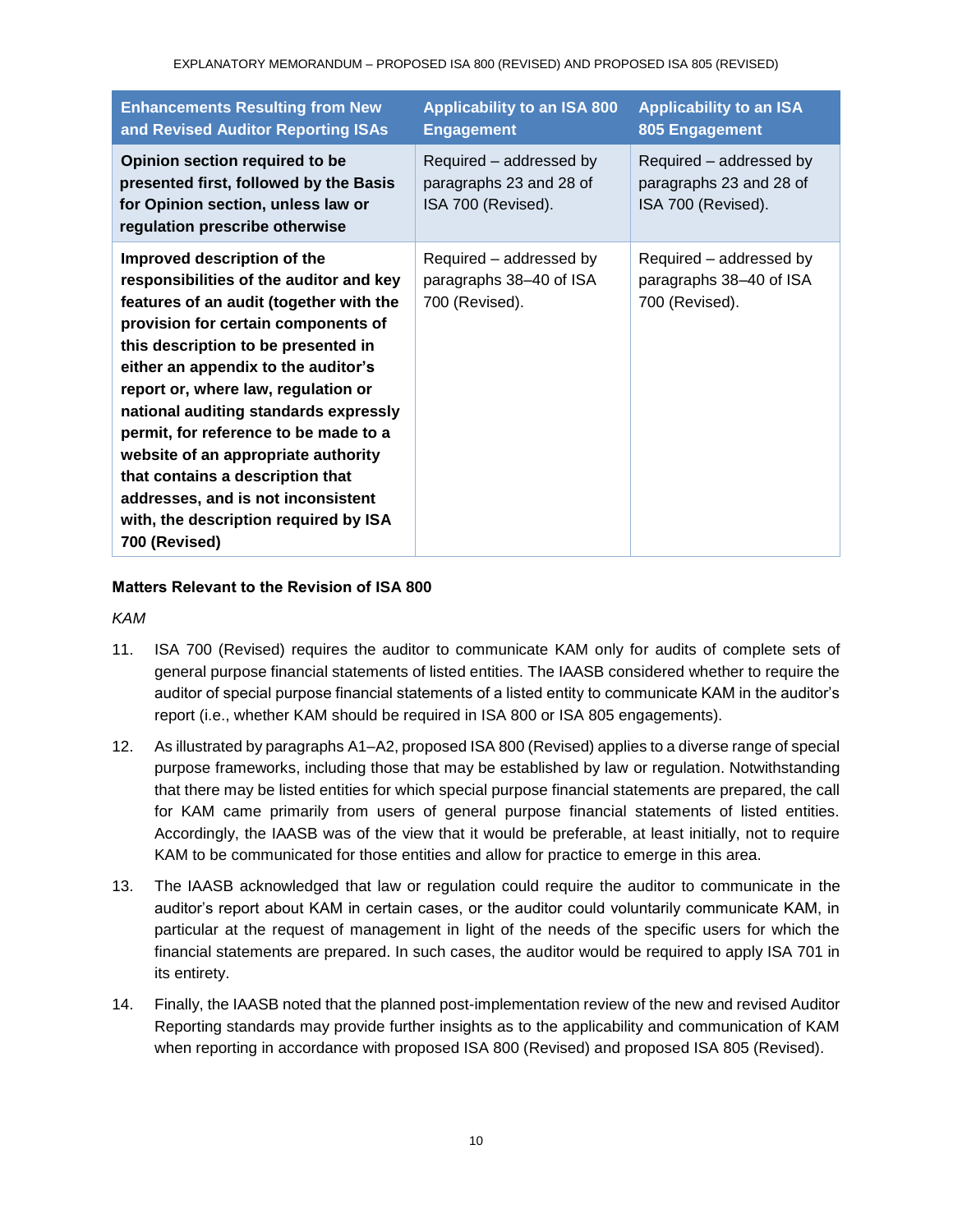| Enhancements Resulting from New and Revised Auditor Reporting ISAs | Applicability to an ISA 800 Engagement | Applicability to an ISA 805 Engagement |
|---|---|---|
| **Opinion section required to be presented first, followed by the Basis for Opinion section, unless law or regulation prescribe otherwise** | Required – addressed by paragraphs 23 and 28 of ISA 700 (Revised). | Required – addressed by paragraphs 23 and 28 of ISA 700 (Revised). |
| **Improved description of the responsibilities of the auditor and key features of an audit (together with the provision for certain components of this description to be presented in either an appendix to the auditor's report or, where law, regulation or national auditing standards expressly permit, for reference to be made to a website of an appropriate authority that contains a description that addresses, and is not inconsistent with, the description required by ISA 700 (Revised)** | Required – addressed by paragraphs 38–40 of ISA 700 (Revised). | Required – addressed by paragraphs 38–40 of ISA 700 (Revised). |

**Matters Relevant to the Revision of ISA 800**

*KAM*

11. ISA 700 (Revised) requires the auditor to communicate KAM only for audits of complete sets of general purpose financial statements of listed entities. The IAASB considered whether to require the auditor of special purpose financial statements of a listed entity to communicate KAM in the auditor's report (i.e., whether KAM should be required in ISA 800 or ISA 805 engagements).

12. As illustrated by paragraphs A1–A2, proposed ISA 800 (Revised) applies to a diverse range of special purpose frameworks, including those that may be established by law or regulation. Notwithstanding that there may be listed entities for which special purpose financial statements are prepared, the call for KAM came primarily from users of general purpose financial statements of listed entities. Accordingly, the IAASB was of the view that it would be preferable, at least initially, not to require KAM to be communicated for those entities and allow for practice to emerge in this area.

13. The IAASB acknowledged that law or regulation could require the auditor to communicate in the auditor's report about KAM in certain cases, or the auditor could voluntarily communicate KAM, in particular at the request of management in light of the needs of the specific users for which the financial statements are prepared. In such cases, the auditor would be required to apply ISA 701 in its entirety.

14. Finally, the IAASB noted that the planned post-implementation review of the new and revised Auditor Reporting standards may provide further insights as to the applicability and communication of KAM when reporting in accordance with proposed ISA 800 (Revised) and proposed ISA 805 (Revised).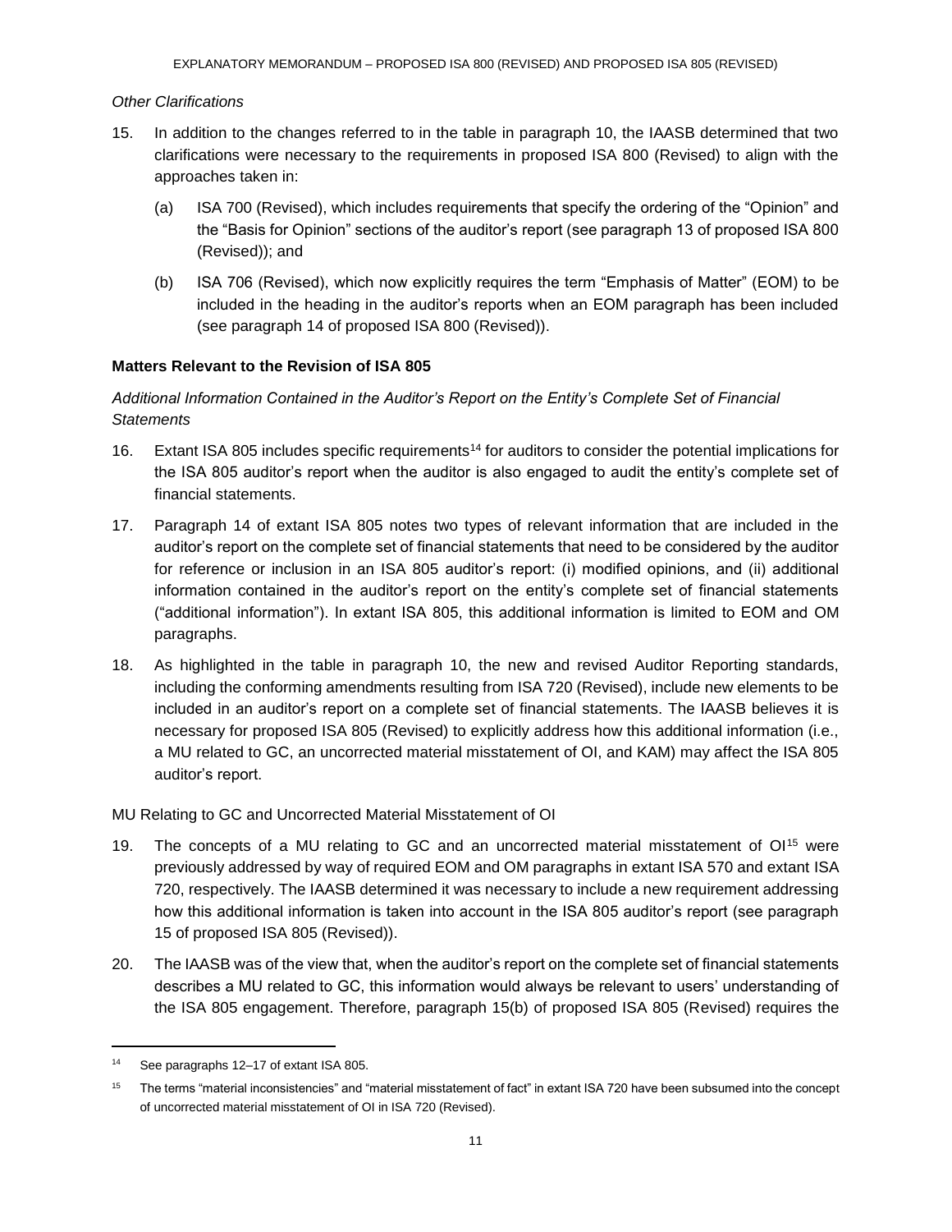*Other Clarifications*

15. In addition to the changes referred to in the table in paragraph 10, the IAASB determined that two clarifications were necessary to the requirements in proposed ISA 800 (Revised) to align with the approaches taken in:

    (a) ISA 700 (Revised), which includes requirements that specify the ordering of the "Opinion" and the "Basis for Opinion" sections of the auditor's report (see paragraph 13 of proposed ISA 800 (Revised)); and

    (b) ISA 706 (Revised), which now explicitly requires the term "Emphasis of Matter" (EOM) to be included in the heading in the auditor's reports when an EOM paragraph has been included (see paragraph 14 of proposed ISA 800 (Revised)).

**Matters Relevant to the Revision of ISA 805**

*Additional Information Contained in the Auditor's Report on the Entity's Complete Set of Financial Statements*

16. Extant ISA 805 includes specific requirements[14] for auditors to consider the potential implications for the ISA 805 auditor's report when the auditor is also engaged to audit the entity's complete set of financial statements.

17. Paragraph 14 of extant ISA 805 notes two types of relevant information that are included in the auditor's report on the complete set of financial statements that need to be considered by the auditor for reference or inclusion in an ISA 805 auditor's report: (i) modified opinions, and (ii) additional information contained in the auditor's report on the entity's complete set of financial statements ("additional information"). In extant ISA 805, this additional information is limited to EOM and OM paragraphs.

18. As highlighted in the table in paragraph 10, the new and revised Auditor Reporting standards, including the conforming amendments resulting from ISA 720 (Revised), include new elements to be included in an auditor's report on a complete set of financial statements. The IAASB believes it is necessary for proposed ISA 805 (Revised) to explicitly address how this additional information (i.e., a MU related to GC, an uncorrected material misstatement of OI, and KAM) may affect the ISA 805 auditor's report.

MU Relating to GC and Uncorrected Material Misstatement of OI

19. The concepts of a MU relating to GC and an uncorrected material misstatement of OI[15] were previously addressed by way of required EOM and OM paragraphs in extant ISA 570 and extant ISA 720, respectively. The IAASB determined it was necessary to include a new requirement addressing how this additional information is taken into account in the ISA 805 auditor's report (see paragraph 15 of proposed ISA 805 (Revised)).

20. The IAASB was of the view that, when the auditor's report on the complete set of financial statements describes a MU related to GC, this information would always be relevant to users' understanding of the ISA 805 engagement. Therefore, paragraph 15(b) of proposed ISA 805 (Revised) requires the

---

[14] See paragraphs 12–17 of extant ISA 805.

[15] The terms "material inconsistencies" and "material misstatement of fact" in extant ISA 720 have been subsumed into the concept of uncorrected material misstatement of OI in ISA 720 (Revised).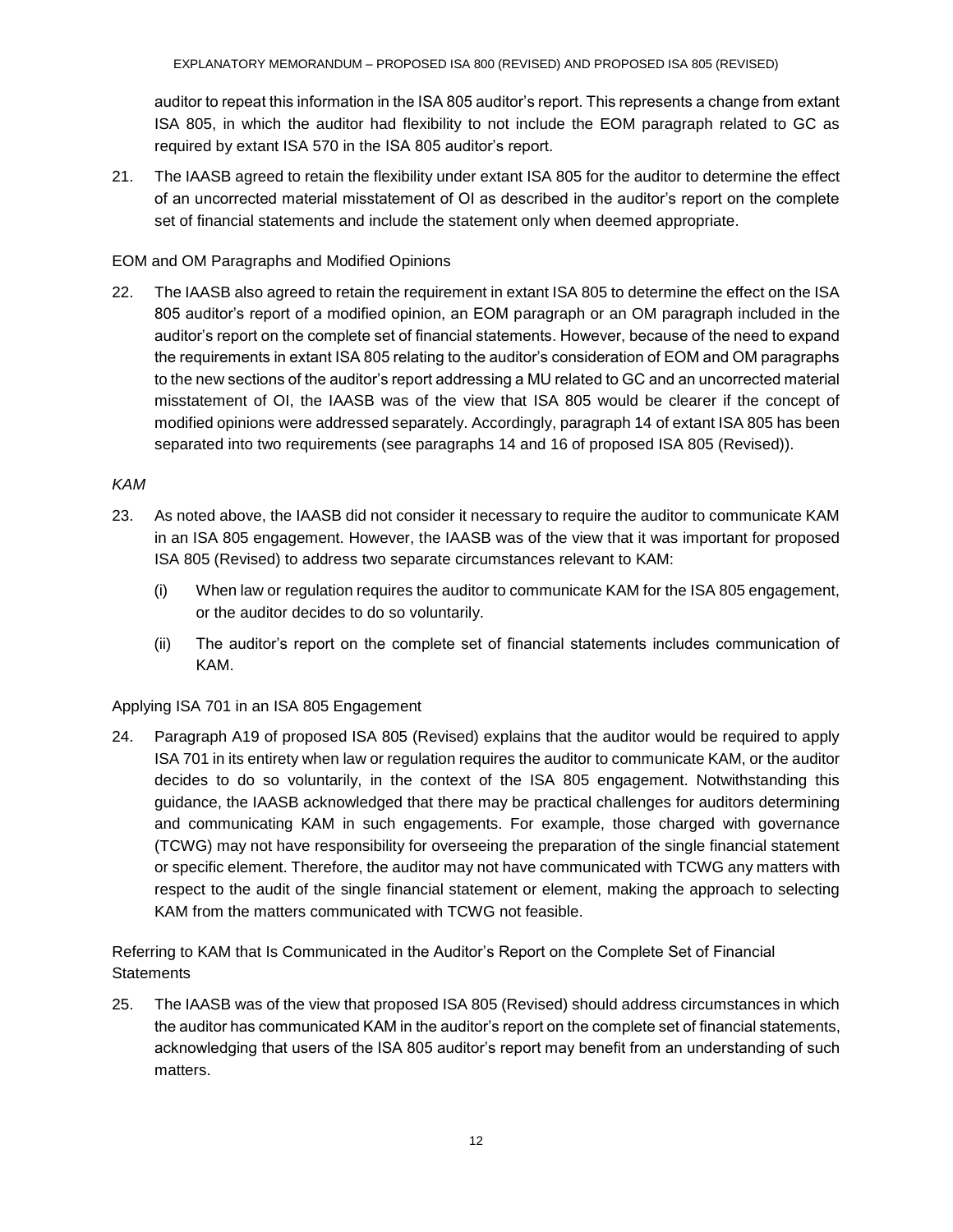auditor to repeat this information in the ISA 805 auditor's report. This represents a change from extant ISA 805, in which the auditor had flexibility to not include the EOM paragraph related to GC as required by extant ISA 570 in the ISA 805 auditor's report.

21. The IAASB agreed to retain the flexibility under extant ISA 805 for the auditor to determine the effect of an uncorrected material misstatement of OI as described in the auditor's report on the complete set of financial statements and include the statement only when deemed appropriate.

### EOM and OM Paragraphs and Modified Opinions

22. The IAASB also agreed to retain the requirement in extant ISA 805 to determine the effect on the ISA 805 auditor's report of a modified opinion, an EOM paragraph or an OM paragraph included in the auditor's report on the complete set of financial statements. However, because of the need to expand the requirements in extant ISA 805 relating to the auditor's consideration of EOM and OM paragraphs to the new sections of the auditor's report addressing a MU related to GC and an uncorrected material misstatement of OI, the IAASB was of the view that ISA 805 would be clearer if the concept of modified opinions were addressed separately. Accordingly, paragraph 14 of extant ISA 805 has been separated into two requirements (see paragraphs 14 and 16 of proposed ISA 805 (Revised)).

*KAM*

23. As noted above, the IAASB did not consider it necessary to require the auditor to communicate KAM in an ISA 805 engagement. However, the IAASB was of the view that it was important for proposed ISA 805 (Revised) to address two separate circumstances relevant to KAM:

    (i) When law or regulation requires the auditor to communicate KAM for the ISA 805 engagement, or the auditor decides to do so voluntarily.

    (ii) The auditor's report on the complete set of financial statements includes communication of KAM.

### Applying ISA 701 in an ISA 805 Engagement

24. Paragraph A19 of proposed ISA 805 (Revised) explains that the auditor would be required to apply ISA 701 in its entirety when law or regulation requires the auditor to communicate KAM, or the auditor decides to do so voluntarily, in the context of the ISA 805 engagement. Notwithstanding this guidance, the IAASB acknowledged that there may be practical challenges for auditors determining and communicating KAM in such engagements. For example, those charged with governance (TCWG) may not have responsibility for overseeing the preparation of the single financial statement or specific element. Therefore, the auditor may not have communicated with TCWG any matters with respect to the audit of the single financial statement or element, making the approach to selecting KAM from the matters communicated with TCWG not feasible.

### Referring to KAM that Is Communicated in the Auditor's Report on the Complete Set of Financial Statements

25. The IAASB was of the view that proposed ISA 805 (Revised) should address circumstances in which the auditor has communicated KAM in the auditor's report on the complete set of financial statements, acknowledging that users of the ISA 805 auditor's report may benefit from an understanding of such matters.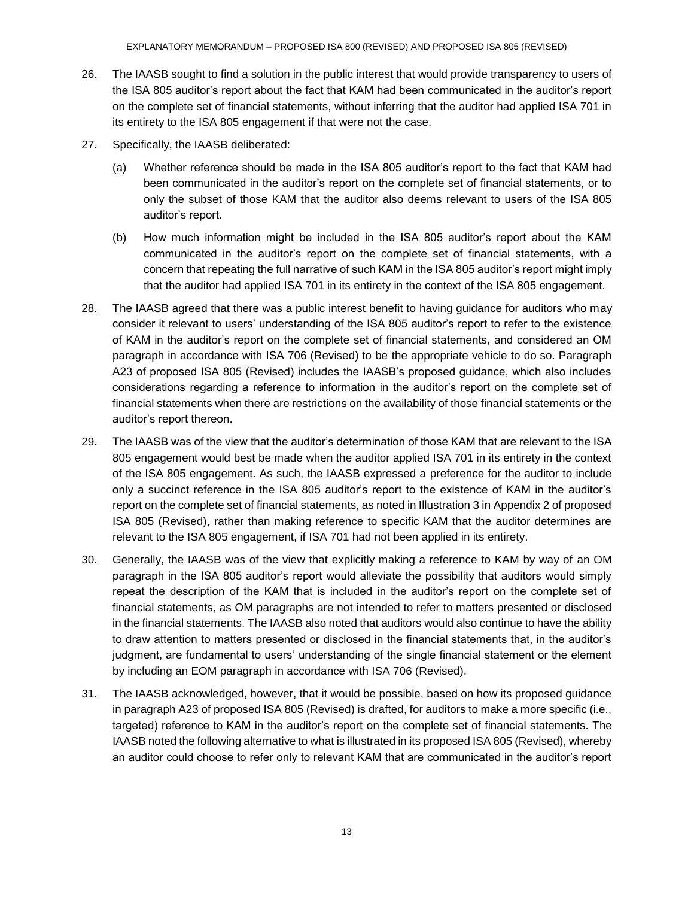26. The IAASB sought to find a solution in the public interest that would provide transparency to users of the ISA 805 auditor's report about the fact that KAM had been communicated in the auditor's report on the complete set of financial statements, without inferring that the auditor had applied ISA 701 in its entirety to the ISA 805 engagement if that were not the case.

27. Specifically, the IAASB deliberated:

    (a) Whether reference should be made in the ISA 805 auditor's report to the fact that KAM had been communicated in the auditor's report on the complete set of financial statements, or to only the subset of those KAM that the auditor also deems relevant to users of the ISA 805 auditor's report.

    (b) How much information might be included in the ISA 805 auditor's report about the KAM communicated in the auditor's report on the complete set of financial statements, with a concern that repeating the full narrative of such KAM in the ISA 805 auditor's report might imply that the auditor had applied ISA 701 in its entirety in the context of the ISA 805 engagement.

28. The IAASB agreed that there was a public interest benefit to having guidance for auditors who may consider it relevant to users' understanding of the ISA 805 auditor's report to refer to the existence of KAM in the auditor's report on the complete set of financial statements, and considered an OM paragraph in accordance with ISA 706 (Revised) to be the appropriate vehicle to do so. Paragraph A23 of proposed ISA 805 (Revised) includes the IAASB's proposed guidance, which also includes considerations regarding a reference to information in the auditor's report on the complete set of financial statements when there are restrictions on the availability of those financial statements or the auditor's report thereon.

29. The IAASB was of the view that the auditor's determination of those KAM that are relevant to the ISA 805 engagement would best be made when the auditor applied ISA 701 in its entirety in the context of the ISA 805 engagement. As such, the IAASB expressed a preference for the auditor to include only a succinct reference in the ISA 805 auditor's report to the existence of KAM in the auditor's report on the complete set of financial statements, as noted in Illustration 3 in Appendix 2 of proposed ISA 805 (Revised), rather than making reference to specific KAM that the auditor determines are relevant to the ISA 805 engagement, if ISA 701 had not been applied in its entirety.

30. Generally, the IAASB was of the view that explicitly making a reference to KAM by way of an OM paragraph in the ISA 805 auditor's report would alleviate the possibility that auditors would simply repeat the description of the KAM that is included in the auditor's report on the complete set of financial statements, as OM paragraphs are not intended to refer to matters presented or disclosed in the financial statements. The IAASB also noted that auditors would also continue to have the ability to draw attention to matters presented or disclosed in the financial statements that, in the auditor's judgment, are fundamental to users' understanding of the single financial statement or the element by including an EOM paragraph in accordance with ISA 706 (Revised).

31. The IAASB acknowledged, however, that it would be possible, based on how its proposed guidance in paragraph A23 of proposed ISA 805 (Revised) is drafted, for auditors to make a more specific (i.e., targeted) reference to KAM in the auditor's report on the complete set of financial statements. The IAASB noted the following alternative to what is illustrated in its proposed ISA 805 (Revised), whereby an auditor could choose to refer only to relevant KAM that are communicated in the auditor's report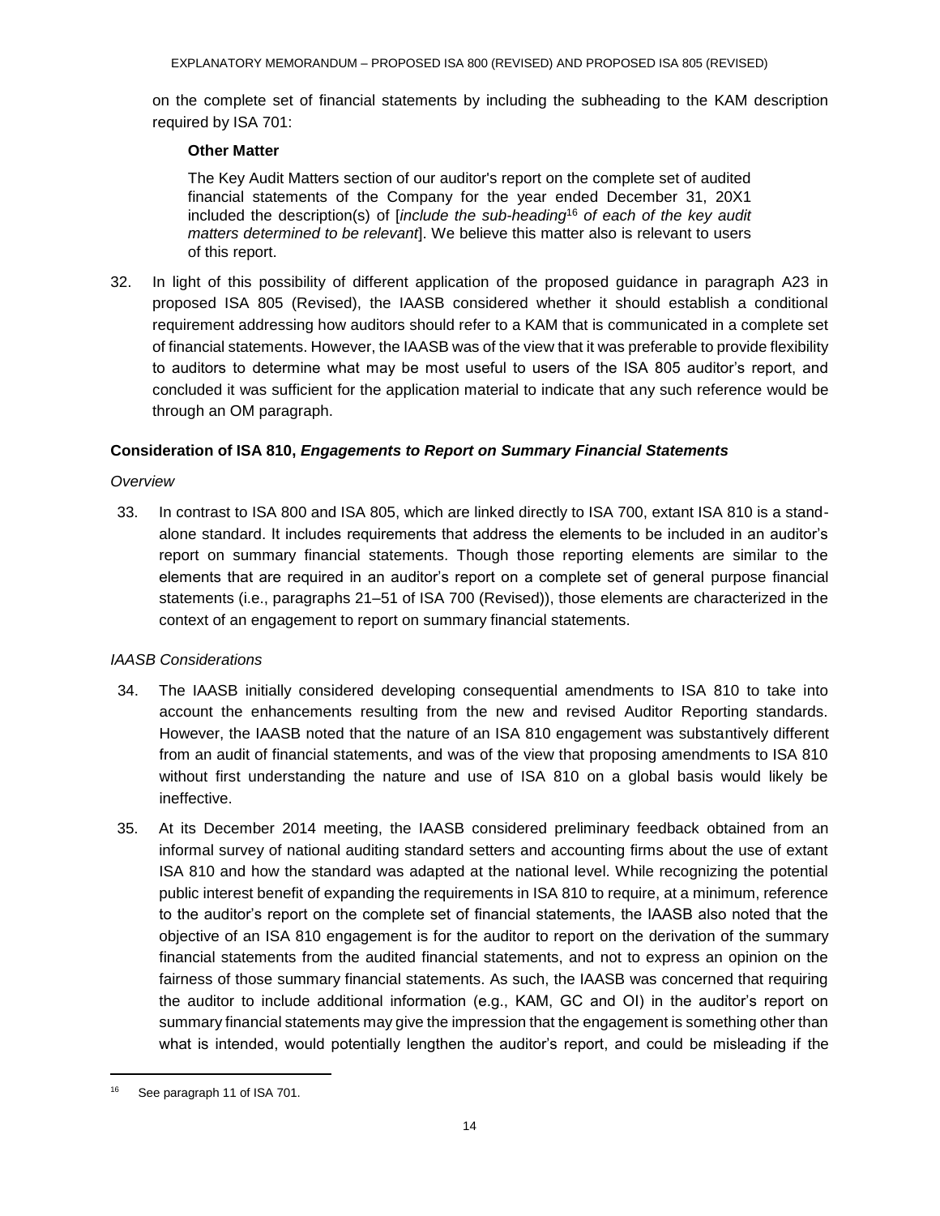on the complete set of financial statements by including the subheading to the KAM description required by ISA 701:

> **Other Matter**
>
> The Key Audit Matters section of our auditor's report on the complete set of audited financial statements of the Company for the year ended December 31, 20X1 included the description(s) of [*include the sub-heading*[16] *of each of the key audit matters determined to be relevant*]. We believe this matter also is relevant to users of this report.

32. In light of this possibility of different application of the proposed guidance in paragraph A23 in proposed ISA 805 (Revised), the IAASB considered whether it should establish a conditional requirement addressing how auditors should refer to a KAM that is communicated in a complete set of financial statements. However, the IAASB was of the view that it was preferable to provide flexibility to auditors to determine what may be most useful to users of the ISA 805 auditor's report, and concluded it was sufficient for the application material to indicate that any such reference would be through an OM paragraph.

### Consideration of ISA 810, *Engagements to Report on Summary Financial Statements*

*Overview*

33. In contrast to ISA 800 and ISA 805, which are linked directly to ISA 700, extant ISA 810 is a stand-alone standard. It includes requirements that address the elements to be included in an auditor's report on summary financial statements. Though those reporting elements are similar to the elements that are required in an auditor's report on a complete set of general purpose financial statements (i.e., paragraphs 21–51 of ISA 700 (Revised)), those elements are characterized in the context of an engagement to report on summary financial statements.

*IAASB Considerations*

34. The IAASB initially considered developing consequential amendments to ISA 810 to take into account the enhancements resulting from the new and revised Auditor Reporting standards. However, the IAASB noted that the nature of an ISA 810 engagement was substantively different from an audit of financial statements, and was of the view that proposing amendments to ISA 810 without first understanding the nature and use of ISA 810 on a global basis would likely be ineffective.

35. At its December 2014 meeting, the IAASB considered preliminary feedback obtained from an informal survey of national auditing standard setters and accounting firms about the use of extant ISA 810 and how the standard was adapted at the national level. While recognizing the potential public interest benefit of expanding the requirements in ISA 810 to require, at a minimum, reference to the auditor's report on the complete set of financial statements, the IAASB also noted that the objective of an ISA 810 engagement is for the auditor to report on the derivation of the summary financial statements from the audited financial statements, and not to express an opinion on the fairness of those summary financial statements. As such, the IAASB was concerned that requiring the auditor to include additional information (e.g., KAM, GC and OI) in the auditor's report on summary financial statements may give the impression that the engagement is something other than what is intended, would potentially lengthen the auditor's report, and could be misleading if the

---

[16] See paragraph 11 of ISA 701.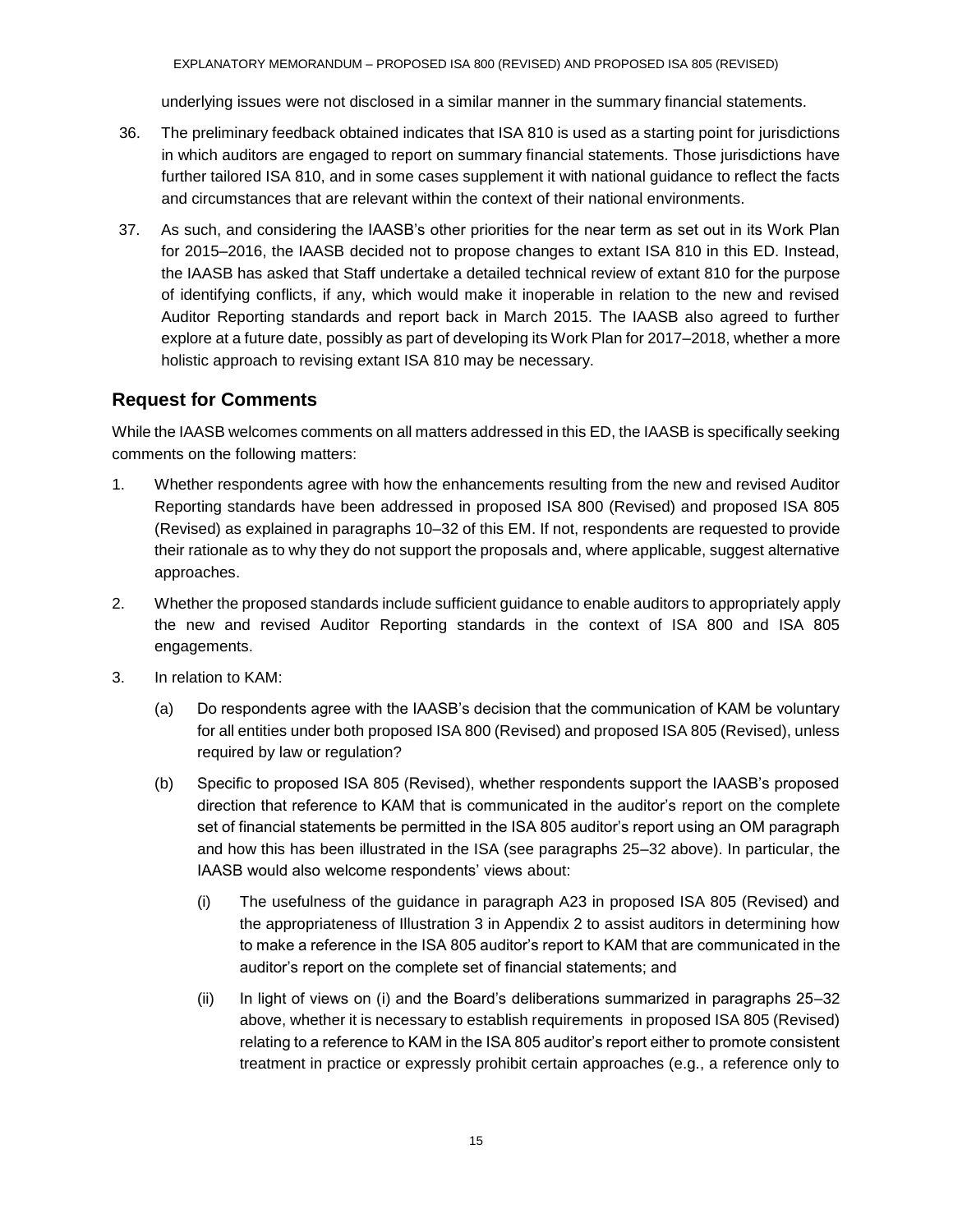underlying issues were not disclosed in a similar manner in the summary financial statements.

36. The preliminary feedback obtained indicates that ISA 810 is used as a starting point for jurisdictions in which auditors are engaged to report on summary financial statements. Those jurisdictions have further tailored ISA 810, and in some cases supplement it with national guidance to reflect the facts and circumstances that are relevant within the context of their national environments.

37. As such, and considering the IAASB's other priorities for the near term as set out in its Work Plan for 2015–2016, the IAASB decided not to propose changes to extant ISA 810 in this ED. Instead, the IAASB has asked that Staff undertake a detailed technical review of extant 810 for the purpose of identifying conflicts, if any, which would make it inoperable in relation to the new and revised Auditor Reporting standards and report back in March 2015. The IAASB also agreed to further explore at a future date, possibly as part of developing its Work Plan for 2017–2018, whether a more holistic approach to revising extant ISA 810 may be necessary.

## Request for Comments

While the IAASB welcomes comments on all matters addressed in this ED, the IAASB is specifically seeking comments on the following matters:

1. Whether respondents agree with how the enhancements resulting from the new and revised Auditor Reporting standards have been addressed in proposed ISA 800 (Revised) and proposed ISA 805 (Revised) as explained in paragraphs 10–32 of this EM. If not, respondents are requested to provide their rationale as to why they do not support the proposals and, where applicable, suggest alternative approaches.

2. Whether the proposed standards include sufficient guidance to enable auditors to appropriately apply the new and revised Auditor Reporting standards in the context of ISA 800 and ISA 805 engagements.

3. In relation to KAM:

   (a) Do respondents agree with the IAASB's decision that the communication of KAM be voluntary for all entities under both proposed ISA 800 (Revised) and proposed ISA 805 (Revised), unless required by law or regulation?

   (b) Specific to proposed ISA 805 (Revised), whether respondents support the IAASB's proposed direction that reference to KAM that is communicated in the auditor's report on the complete set of financial statements be permitted in the ISA 805 auditor's report using an OM paragraph and how this has been illustrated in the ISA (see paragraphs 25–32 above). In particular, the IAASB would also welcome respondents' views about:

      (i) The usefulness of the guidance in paragraph A23 in proposed ISA 805 (Revised) and the appropriateness of Illustration 3 in Appendix 2 to assist auditors in determining how to make a reference in the ISA 805 auditor's report to KAM that are communicated in the auditor's report on the complete set of financial statements; and

      (ii) In light of views on (i) and the Board's deliberations summarized in paragraphs 25–32 above, whether it is necessary to establish requirements in proposed ISA 805 (Revised) relating to a reference to KAM in the ISA 805 auditor's report either to promote consistent treatment in practice or expressly prohibit certain approaches (e.g., a reference only to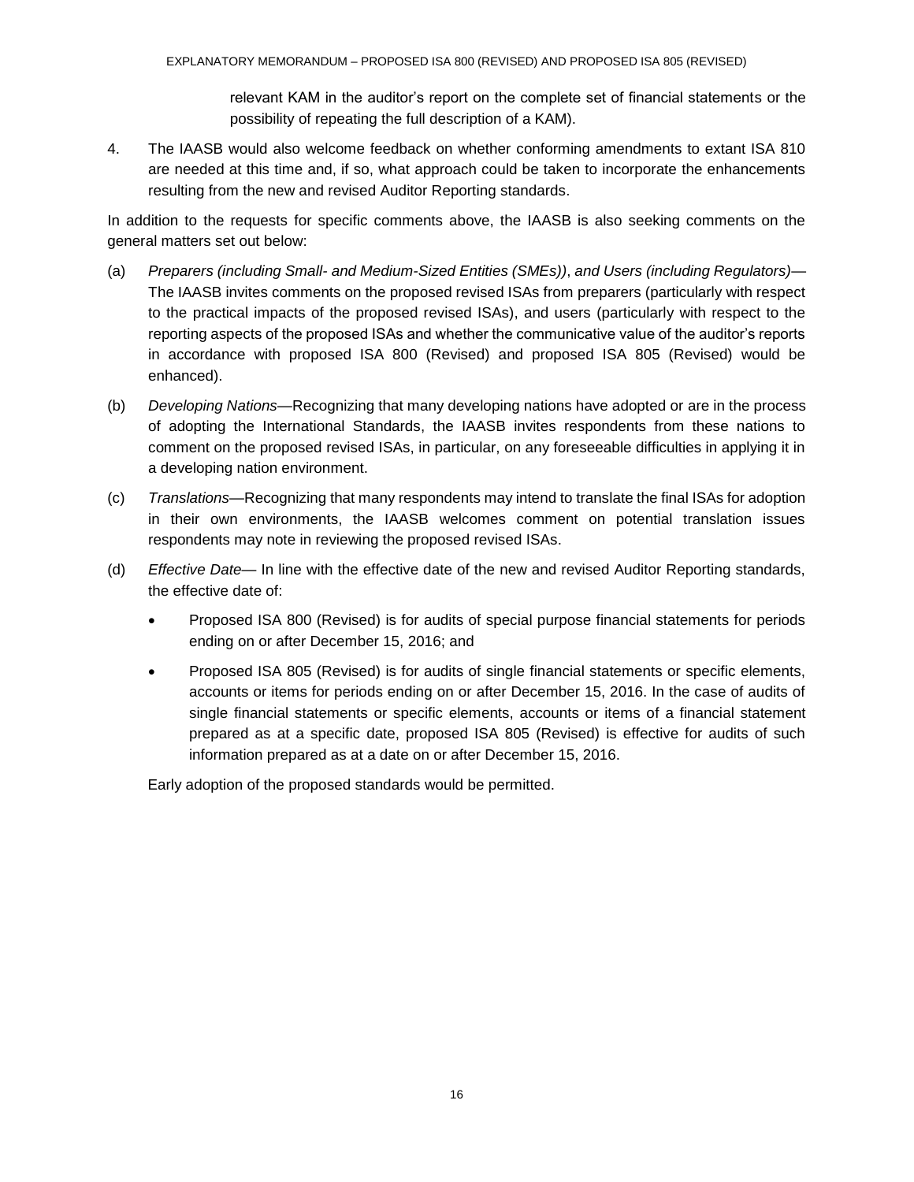relevant KAM in the auditor's report on the complete set of financial statements or the possibility of repeating the full description of a KAM).

4. The IAASB would also welcome feedback on whether conforming amendments to extant ISA 810 are needed at this time and, if so, what approach could be taken to incorporate the enhancements resulting from the new and revised Auditor Reporting standards.

In addition to the requests for specific comments above, the IAASB is also seeking comments on the general matters set out below:

(a) *Preparers (including Small- and Medium-Sized Entities (SMEs)), and Users (including Regulators)*—The IAASB invites comments on the proposed revised ISAs from preparers (particularly with respect to the practical impacts of the proposed revised ISAs), and users (particularly with respect to the reporting aspects of the proposed ISAs and whether the communicative value of the auditor's reports in accordance with proposed ISA 800 (Revised) and proposed ISA 805 (Revised) would be enhanced).

(b) *Developing Nations*—Recognizing that many developing nations have adopted or are in the process of adopting the International Standards, the IAASB invites respondents from these nations to comment on the proposed revised ISAs, in particular, on any foreseeable difficulties in applying it in a developing nation environment.

(c) *Translations*—Recognizing that many respondents may intend to translate the final ISAs for adoption in their own environments, the IAASB welcomes comment on potential translation issues respondents may note in reviewing the proposed revised ISAs.

(d) *Effective Date*— In line with the effective date of the new and revised Auditor Reporting standards, the effective date of:

   - Proposed ISA 800 (Revised) is for audits of special purpose financial statements for periods ending on or after December 15, 2016; and
   - Proposed ISA 805 (Revised) is for audits of single financial statements or specific elements, accounts or items for periods ending on or after December 15, 2016. In the case of audits of single financial statements or specific elements, accounts or items of a financial statement prepared as at a specific date, proposed ISA 805 (Revised) is effective for audits of such information prepared as at a date on or after December 15, 2016.

   Early adoption of the proposed standards would be permitted.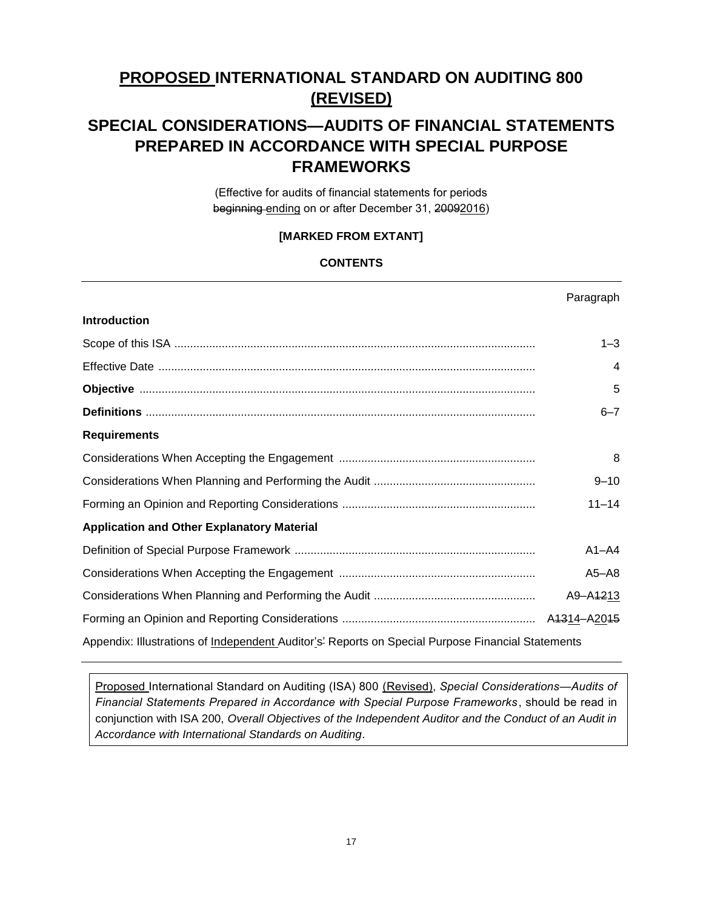# PROPOSED INTERNATIONAL STANDARD ON AUDITING 800 (REVISED)

## SPECIAL CONSIDERATIONS—AUDITS OF FINANCIAL STATEMENTS PREPARED IN ACCORDANCE WITH SPECIAL PURPOSE FRAMEWORKS

(Effective for audits of financial statements for periods ~~beginning~~ ending on or after December 31, ~~2009~~2016)

**[MARKED FROM EXTANT]**

**CONTENTS**

| | Paragraph |
|---|---|
| **Introduction** | |
| Scope of this ISA | 1–3 |
| Effective Date | 4 |
| **Objective** | 5 |
| **Definitions** | 6–7 |
| **Requirements** | |
| Considerations When Accepting the Engagement | 8 |
| Considerations When Planning and Performing the Audit | 9–10 |
| Forming an Opinion and Reporting Considerations | 11–14 |
| **Application and Other Explanatory Material** | |
| Definition of Special Purpose Framework | A1–A4 |
| Considerations When Accepting the Engagement | A5–A8 |
| Considerations When Planning and Performing the Audit | A9–A~~12~~13 |
| Forming an Opinion and Reporting Considerations | A~~13~~14–A20~~15~~ |

Appendix: Illustrations of Independent Auditor's~~'~~ Reports on Special Purpose Financial Statements

Proposed International Standard on Auditing (ISA) 800 (Revised), *Special Considerations—Audits of Financial Statements Prepared in Accordance with Special Purpose Frameworks*, should be read in conjunction with ISA 200, *Overall Objectives of the Independent Auditor and the Conduct of an Audit in Accordance with International Standards on Auditing*.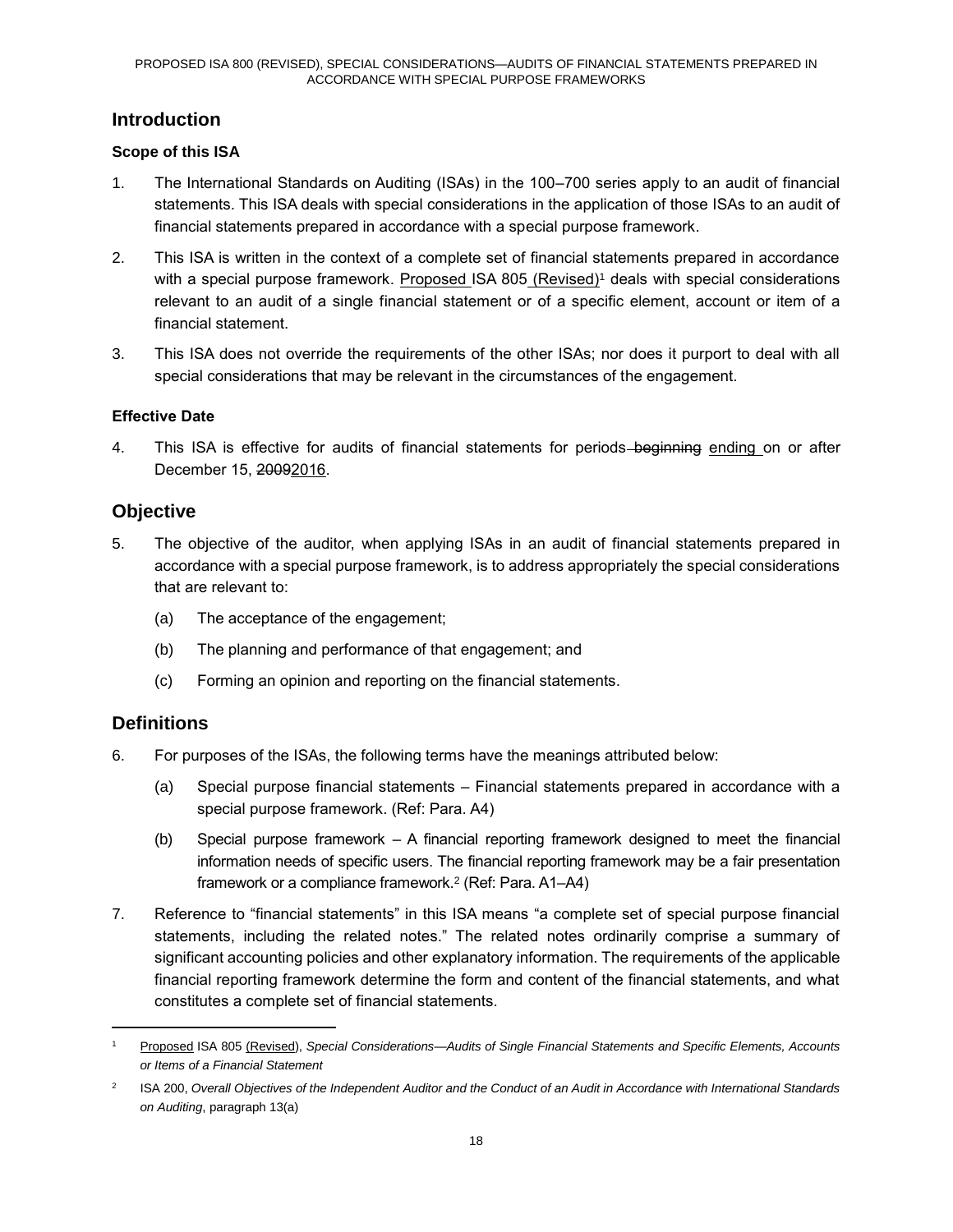## Introduction

### Scope of this ISA

1. The International Standards on Auditing (ISAs) in the 100–700 series apply to an audit of financial statements. This ISA deals with special considerations in the application of those ISAs to an audit of financial statements prepared in accordance with a special purpose framework.

2. This ISA is written in the context of a complete set of financial statements prepared in accordance with a special purpose framework. Proposed ISA 805 (Revised)[1] deals with special considerations relevant to an audit of a single financial statement or of a specific element, account or item of a financial statement.

3. This ISA does not override the requirements of the other ISAs; nor does it purport to deal with all special considerations that may be relevant in the circumstances of the engagement.

### Effective Date

4. This ISA is effective for audits of financial statements for periods ~~beginning~~ ending on or after December 15, ~~2009~~2016.

## Objective

5. The objective of the auditor, when applying ISAs in an audit of financial statements prepared in accordance with a special purpose framework, is to address appropriately the special considerations that are relevant to:

   (a) The acceptance of the engagement;

   (b) The planning and performance of that engagement; and

   (c) Forming an opinion and reporting on the financial statements.

## Definitions

6. For purposes of the ISAs, the following terms have the meanings attributed below:

   (a) Special purpose financial statements – Financial statements prepared in accordance with a special purpose framework. (Ref: Para. A4)

   (b) Special purpose framework – A financial reporting framework designed to meet the financial information needs of specific users. The financial reporting framework may be a fair presentation framework or a compliance framework.[2] (Ref: Para. A1–A4)

7. Reference to "financial statements" in this ISA means "a complete set of special purpose financial statements, including the related notes." The related notes ordinarily comprise a summary of significant accounting policies and other explanatory information. The requirements of the applicable financial reporting framework determine the form and content of the financial statements, and what constitutes a complete set of financial statements.

---

[1] Proposed ISA 805 (Revised), *Special Considerations—Audits of Single Financial Statements and Specific Elements, Accounts or Items of a Financial Statement*

[2] ISA 200, *Overall Objectives of the Independent Auditor and the Conduct of an Audit in Accordance with International Standards on Auditing*, paragraph 13(a)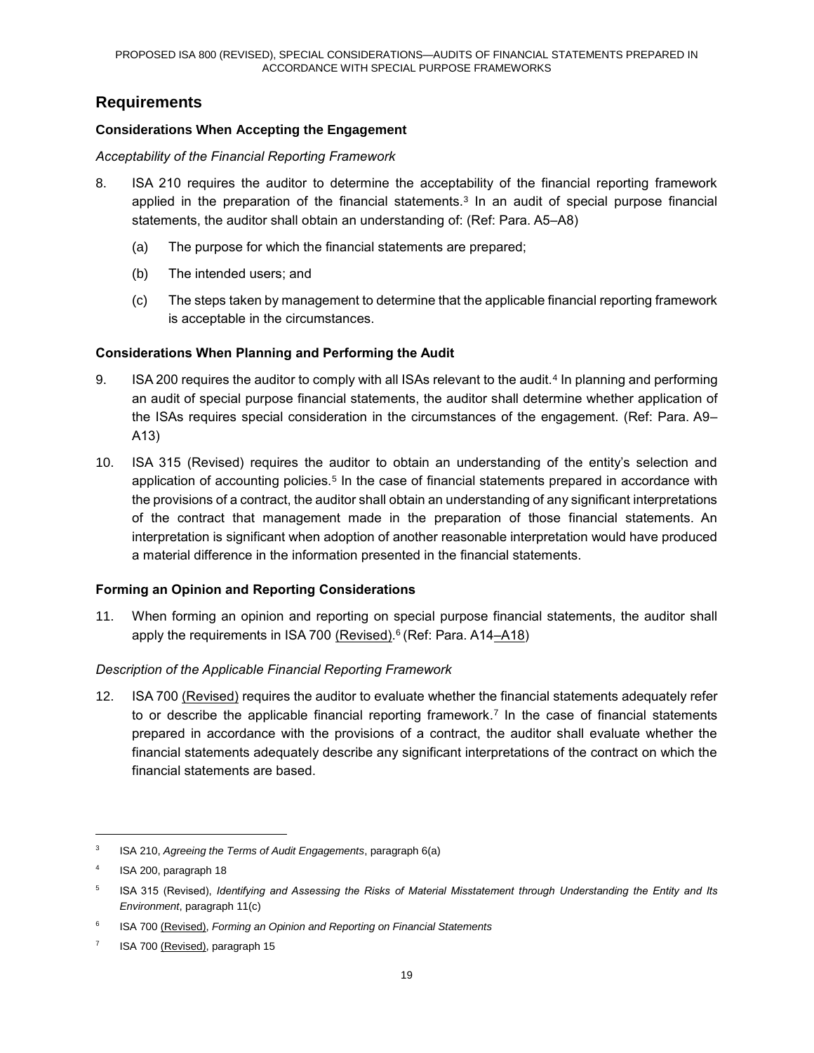## Requirements

### Considerations When Accepting the Engagement

*Acceptability of the Financial Reporting Framework*

8. ISA 210 requires the auditor to determine the acceptability of the financial reporting framework applied in the preparation of the financial statements.[3] In an audit of special purpose financial statements, the auditor shall obtain an understanding of: (Ref: Para. A5–A8)

   (a) The purpose for which the financial statements are prepared;

   (b) The intended users; and

   (c) The steps taken by management to determine that the applicable financial reporting framework is acceptable in the circumstances.

### Considerations When Planning and Performing the Audit

9. ISA 200 requires the auditor to comply with all ISAs relevant to the audit.[4] In planning and performing an audit of special purpose financial statements, the auditor shall determine whether application of the ISAs requires special consideration in the circumstances of the engagement. (Ref: Para. A9–A13)

10. ISA 315 (Revised) requires the auditor to obtain an understanding of the entity's selection and application of accounting policies.[5] In the case of financial statements prepared in accordance with the provisions of a contract, the auditor shall obtain an understanding of any significant interpretations of the contract that management made in the preparation of those financial statements. An interpretation is significant when adoption of another reasonable interpretation would have produced a material difference in the information presented in the financial statements.

### Forming an Opinion and Reporting Considerations

11. When forming an opinion and reporting on special purpose financial statements, the auditor shall apply the requirements in ISA 700 (Revised).[6] (Ref: Para. A14–A18)

*Description of the Applicable Financial Reporting Framework*

12. ISA 700 (Revised) requires the auditor to evaluate whether the financial statements adequately refer to or describe the applicable financial reporting framework.[7] In the case of financial statements prepared in accordance with the provisions of a contract, the auditor shall evaluate whether the financial statements adequately describe any significant interpretations of the contract on which the financial statements are based.

---

[3] ISA 210, *Agreeing the Terms of Audit Engagements*, paragraph 6(a)

[4] ISA 200, paragraph 18

[5] ISA 315 (Revised), *Identifying and Assessing the Risks of Material Misstatement through Understanding the Entity and Its Environment*, paragraph 11(c)

[6] ISA 700 (Revised), *Forming an Opinion and Reporting on Financial Statements*

[7] ISA 700 (Revised), paragraph 15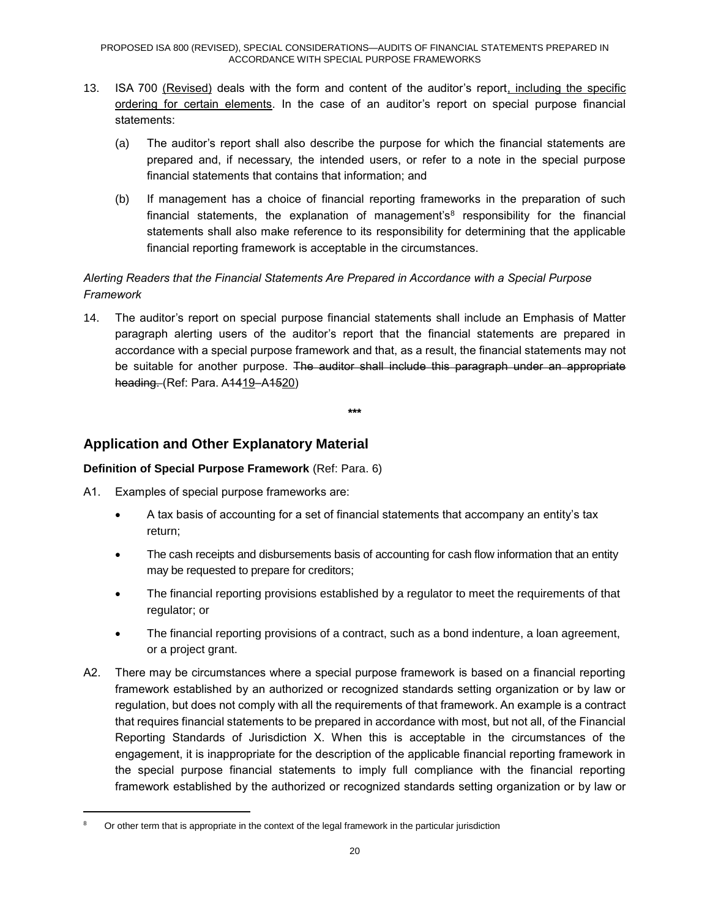13. ISA 700 (Revised) deals with the form and content of the auditor's report, including the specific ordering for certain elements. In the case of an auditor's report on special purpose financial statements:

    (a) The auditor's report shall also describe the purpose for which the financial statements are prepared and, if necessary, the intended users, or refer to a note in the special purpose financial statements that contains that information; and

    (b) If management has a choice of financial reporting frameworks in the preparation of such financial statements, the explanation of management's[8] responsibility for the financial statements shall also make reference to its responsibility for determining that the applicable financial reporting framework is acceptable in the circumstances.

*Alerting Readers that the Financial Statements Are Prepared in Accordance with a Special Purpose Framework*

14. The auditor's report on special purpose financial statements shall include an Emphasis of Matter paragraph alerting users of the auditor's report that the financial statements are prepared in accordance with a special purpose framework and that, as a result, the financial statements may not be suitable for another purpose. ~~The auditor shall include this paragraph under an appropriate heading.~~ (Ref: Para. A~~14~~19–A~~15~~20)

\*\*\*

## Application and Other Explanatory Material

**Definition of Special Purpose Framework** (Ref: Para. 6)

A1. Examples of special purpose frameworks are:

- A tax basis of accounting for a set of financial statements that accompany an entity's tax return;
- The cash receipts and disbursements basis of accounting for cash flow information that an entity may be requested to prepare for creditors;
- The financial reporting provisions established by a regulator to meet the requirements of that regulator; or
- The financial reporting provisions of a contract, such as a bond indenture, a loan agreement, or a project grant.

A2. There may be circumstances where a special purpose framework is based on a financial reporting framework established by an authorized or recognized standards setting organization or by law or regulation, but does not comply with all the requirements of that framework. An example is a contract that requires financial statements to be prepared in accordance with most, but not all, of the Financial Reporting Standards of Jurisdiction X. When this is acceptable in the circumstances of the engagement, it is inappropriate for the description of the applicable financial reporting framework in the special purpose financial statements to imply full compliance with the financial reporting framework established by the authorized or recognized standards setting organization or by law or

[8] Or other term that is appropriate in the context of the legal framework in the particular jurisdiction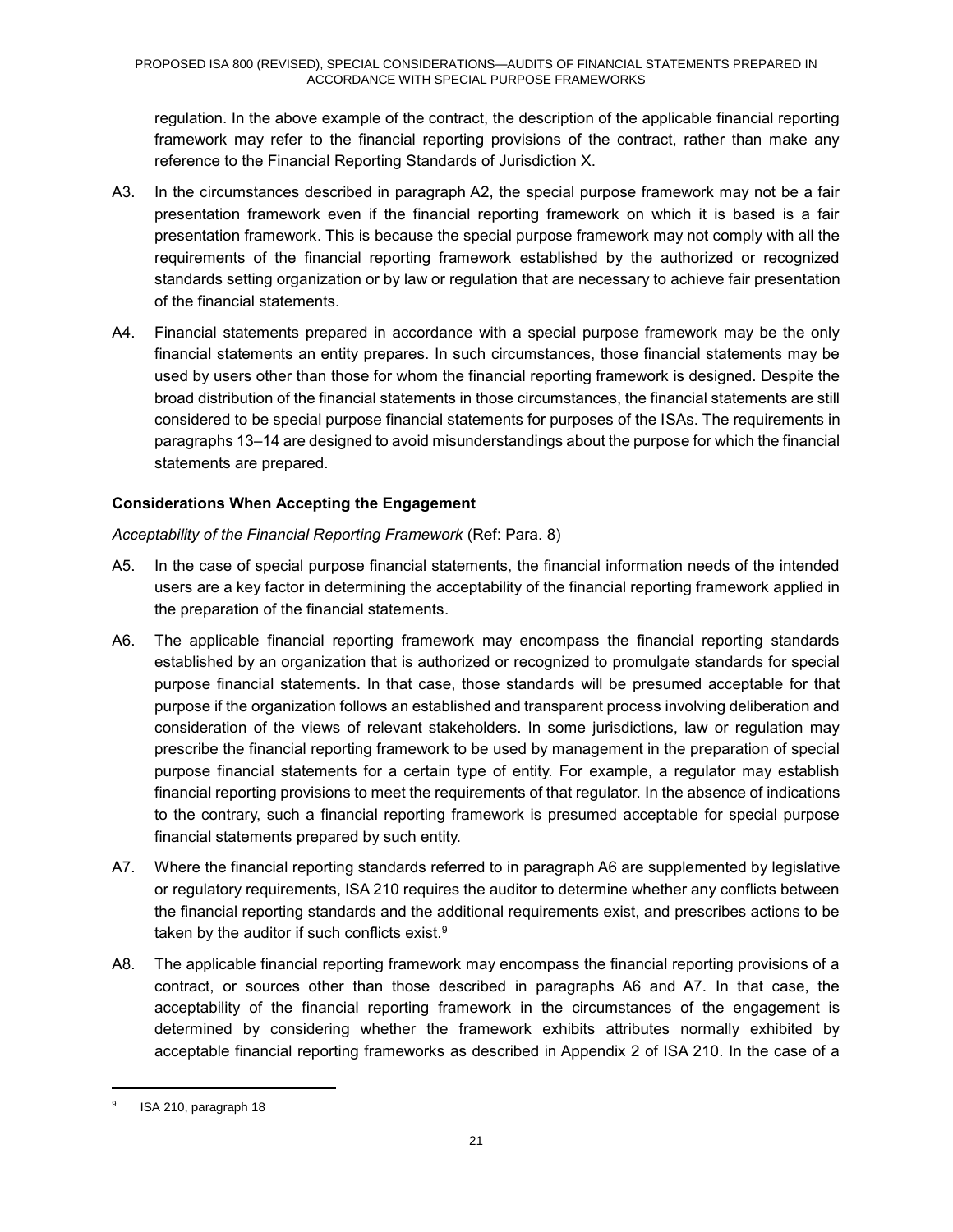regulation. In the above example of the contract, the description of the applicable financial reporting framework may refer to the financial reporting provisions of the contract, rather than make any reference to the Financial Reporting Standards of Jurisdiction X.

A3. In the circumstances described in paragraph A2, the special purpose framework may not be a fair presentation framework even if the financial reporting framework on which it is based is a fair presentation framework. This is because the special purpose framework may not comply with all the requirements of the financial reporting framework established by the authorized or recognized standards setting organization or by law or regulation that are necessary to achieve fair presentation of the financial statements.

A4. Financial statements prepared in accordance with a special purpose framework may be the only financial statements an entity prepares. In such circumstances, those financial statements may be used by users other than those for whom the financial reporting framework is designed. Despite the broad distribution of the financial statements in those circumstances, the financial statements are still considered to be special purpose financial statements for purposes of the ISAs. The requirements in paragraphs 13–14 are designed to avoid misunderstandings about the purpose for which the financial statements are prepared.

### Considerations When Accepting the Engagement

*Acceptability of the Financial Reporting Framework* (Ref: Para. 8)

A5. In the case of special purpose financial statements, the financial information needs of the intended users are a key factor in determining the acceptability of the financial reporting framework applied in the preparation of the financial statements.

A6. The applicable financial reporting framework may encompass the financial reporting standards established by an organization that is authorized or recognized to promulgate standards for special purpose financial statements. In that case, those standards will be presumed acceptable for that purpose if the organization follows an established and transparent process involving deliberation and consideration of the views of relevant stakeholders. In some jurisdictions, law or regulation may prescribe the financial reporting framework to be used by management in the preparation of special purpose financial statements for a certain type of entity. For example, a regulator may establish financial reporting provisions to meet the requirements of that regulator. In the absence of indications to the contrary, such a financial reporting framework is presumed acceptable for special purpose financial statements prepared by such entity.

A7. Where the financial reporting standards referred to in paragraph A6 are supplemented by legislative or regulatory requirements, ISA 210 requires the auditor to determine whether any conflicts between the financial reporting standards and the additional requirements exist, and prescribes actions to be taken by the auditor if such conflicts exist.[9]

A8. The applicable financial reporting framework may encompass the financial reporting provisions of a contract, or sources other than those described in paragraphs A6 and A7. In that case, the acceptability of the financial reporting framework in the circumstances of the engagement is determined by considering whether the framework exhibits attributes normally exhibited by acceptable financial reporting frameworks as described in Appendix 2 of ISA 210. In the case of a

[9] ISA 210, paragraph 18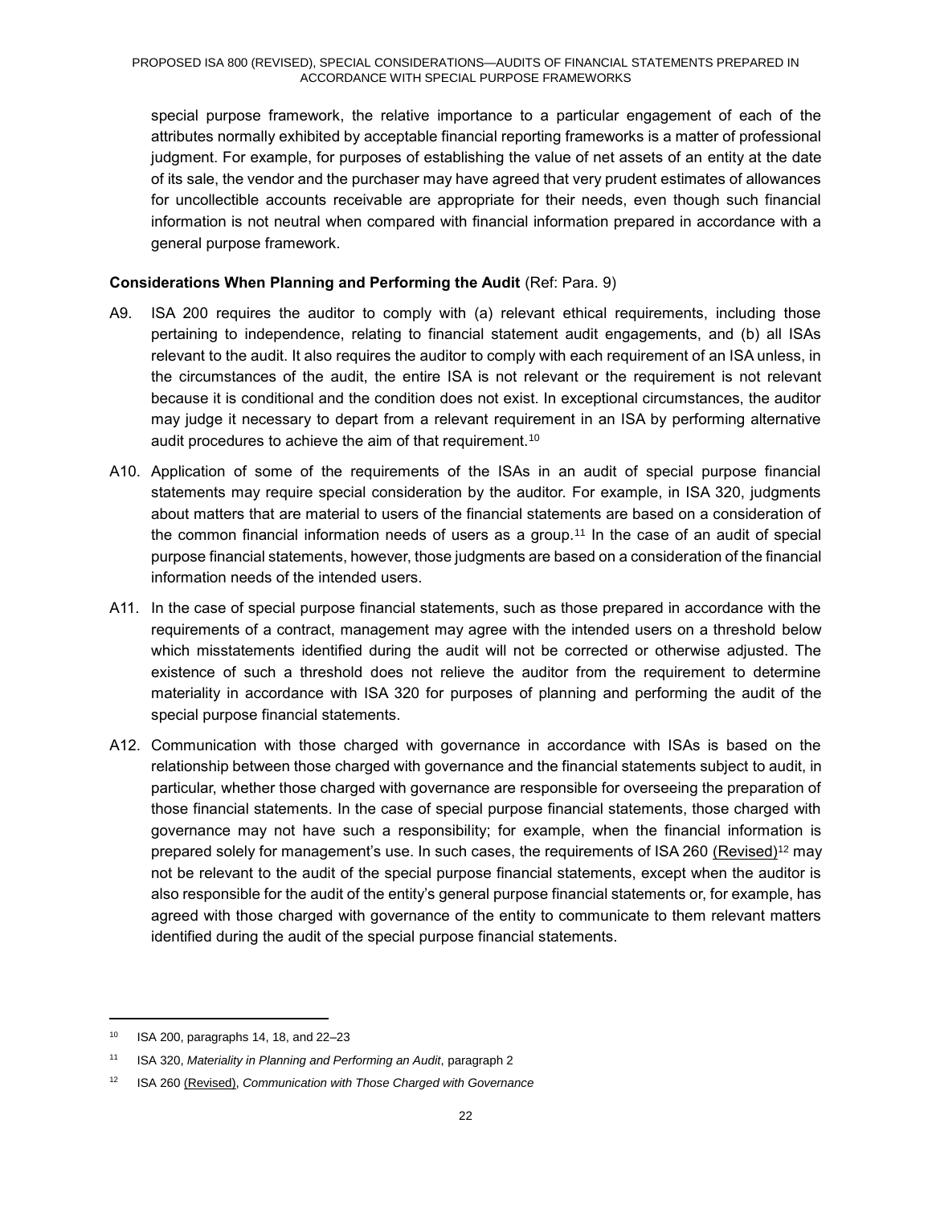special purpose framework, the relative importance to a particular engagement of each of the attributes normally exhibited by acceptable financial reporting frameworks is a matter of professional judgment. For example, for purposes of establishing the value of net assets of an entity at the date of its sale, the vendor and the purchaser may have agreed that very prudent estimates of allowances for uncollectible accounts receivable are appropriate for their needs, even though such financial information is not neutral when compared with financial information prepared in accordance with a general purpose framework.

**Considerations When Planning and Performing the Audit** (Ref: Para. 9)

A9. ISA 200 requires the auditor to comply with (a) relevant ethical requirements, including those pertaining to independence, relating to financial statement audit engagements, and (b) all ISAs relevant to the audit. It also requires the auditor to comply with each requirement of an ISA unless, in the circumstances of the audit, the entire ISA is not relevant or the requirement is not relevant because it is conditional and the condition does not exist. In exceptional circumstances, the auditor may judge it necessary to depart from a relevant requirement in an ISA by performing alternative audit procedures to achieve the aim of that requirement.[10]

A10. Application of some of the requirements of the ISAs in an audit of special purpose financial statements may require special consideration by the auditor. For example, in ISA 320, judgments about matters that are material to users of the financial statements are based on a consideration of the common financial information needs of users as a group.[11] In the case of an audit of special purpose financial statements, however, those judgments are based on a consideration of the financial information needs of the intended users.

A11. In the case of special purpose financial statements, such as those prepared in accordance with the requirements of a contract, management may agree with the intended users on a threshold below which misstatements identified during the audit will not be corrected or otherwise adjusted. The existence of such a threshold does not relieve the auditor from the requirement to determine materiality in accordance with ISA 320 for purposes of planning and performing the audit of the special purpose financial statements.

A12. Communication with those charged with governance in accordance with ISAs is based on the relationship between those charged with governance and the financial statements subject to audit, in particular, whether those charged with governance are responsible for overseeing the preparation of those financial statements. In the case of special purpose financial statements, those charged with governance may not have such a responsibility; for example, when the financial information is prepared solely for management's use. In such cases, the requirements of ISA 260 (Revised)[12] may not be relevant to the audit of the special purpose financial statements, except when the auditor is also responsible for the audit of the entity's general purpose financial statements or, for example, has agreed with those charged with governance of the entity to communicate to them relevant matters identified during the audit of the special purpose financial statements.

---

[10] ISA 200, paragraphs 14, 18, and 22–23

[11] ISA 320, *Materiality in Planning and Performing an Audit*, paragraph 2

[12] ISA 260 (Revised), *Communication with Those Charged with Governance*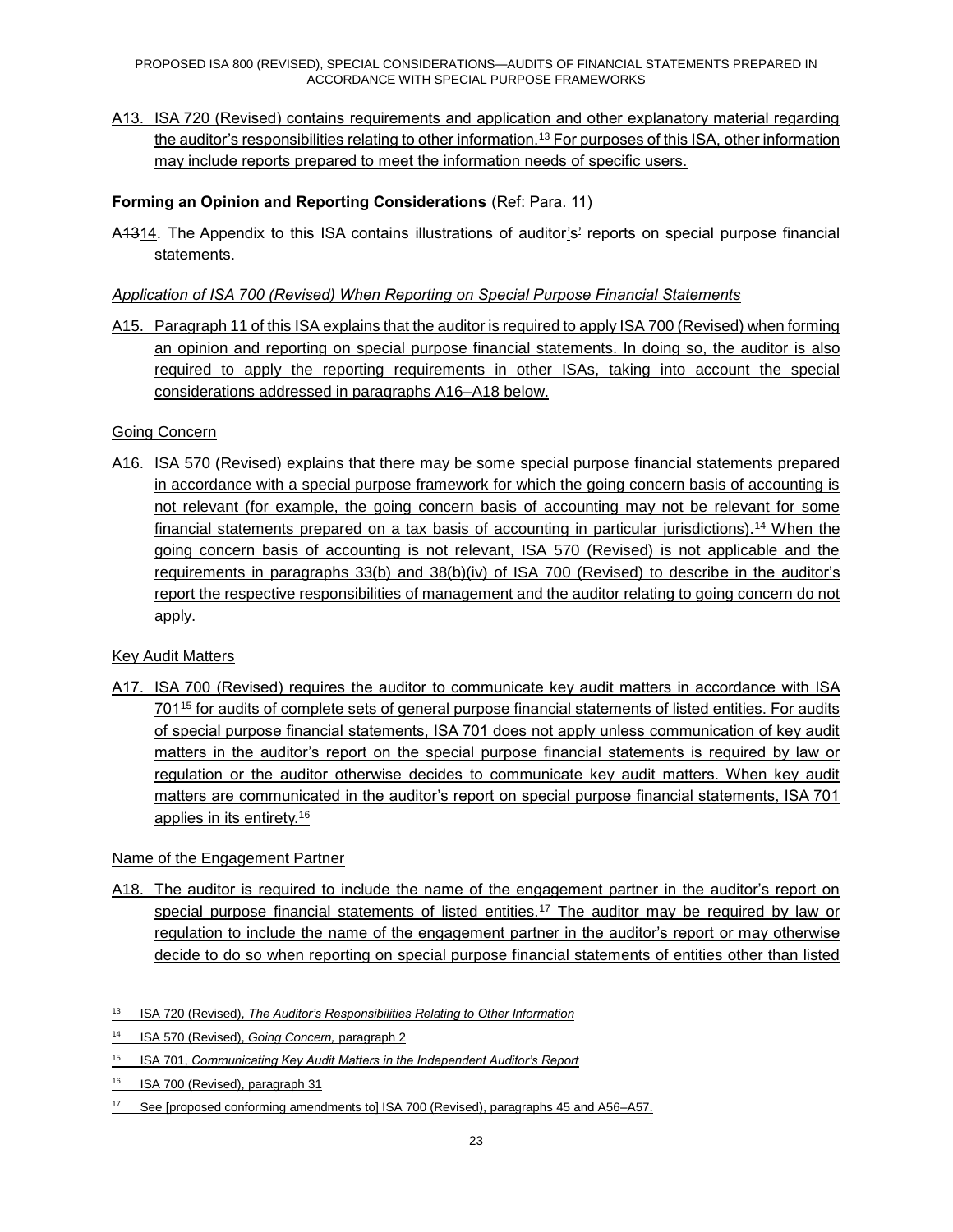A13. ISA 720 (Revised) contains requirements and application and other explanatory material regarding the auditor's responsibilities relating to other information.[13] For purposes of this ISA, other information may include reports prepared to meet the information needs of specific users.

**Forming an Opinion and Reporting Considerations** (Ref: Para. 11)

A1314. The Appendix to this ISA contains illustrations of auditor's' reports on special purpose financial statements.

*Application of ISA 700 (Revised) When Reporting on Special Purpose Financial Statements*

A15. Paragraph 11 of this ISA explains that the auditor is required to apply ISA 700 (Revised) when forming an opinion and reporting on special purpose financial statements. In doing so, the auditor is also required to apply the reporting requirements in other ISAs, taking into account the special considerations addressed in paragraphs A16–A18 below.

Going Concern

A16. ISA 570 (Revised) explains that there may be some special purpose financial statements prepared in accordance with a special purpose framework for which the going concern basis of accounting is not relevant (for example, the going concern basis of accounting may not be relevant for some financial statements prepared on a tax basis of accounting in particular jurisdictions).[14] When the going concern basis of accounting is not relevant, ISA 570 (Revised) is not applicable and the requirements in paragraphs 33(b) and 38(b)(iv) of ISA 700 (Revised) to describe in the auditor's report the respective responsibilities of management and the auditor relating to going concern do not apply.

Key Audit Matters

A17. ISA 700 (Revised) requires the auditor to communicate key audit matters in accordance with ISA 701[15] for audits of complete sets of general purpose financial statements of listed entities. For audits of special purpose financial statements, ISA 701 does not apply unless communication of key audit matters in the auditor's report on the special purpose financial statements is required by law or regulation or the auditor otherwise decides to communicate key audit matters. When key audit matters are communicated in the auditor's report on special purpose financial statements, ISA 701 applies in its entirety.[16]

Name of the Engagement Partner

A18. The auditor is required to include the name of the engagement partner in the auditor's report on special purpose financial statements of listed entities.[17] The auditor may be required by law or regulation to include the name of the engagement partner in the auditor's report or may otherwise decide to do so when reporting on special purpose financial statements of entities other than listed

---

[13] ISA 720 (Revised), *The Auditor's Responsibilities Relating to Other Information*

[14] ISA 570 (Revised), *Going Concern,* paragraph 2

[15] ISA 701, *Communicating Key Audit Matters in the Independent Auditor's Report*

[16] ISA 700 (Revised), paragraph 31

[17] See [proposed conforming amendments to] ISA 700 (Revised), paragraphs 45 and A56–A57.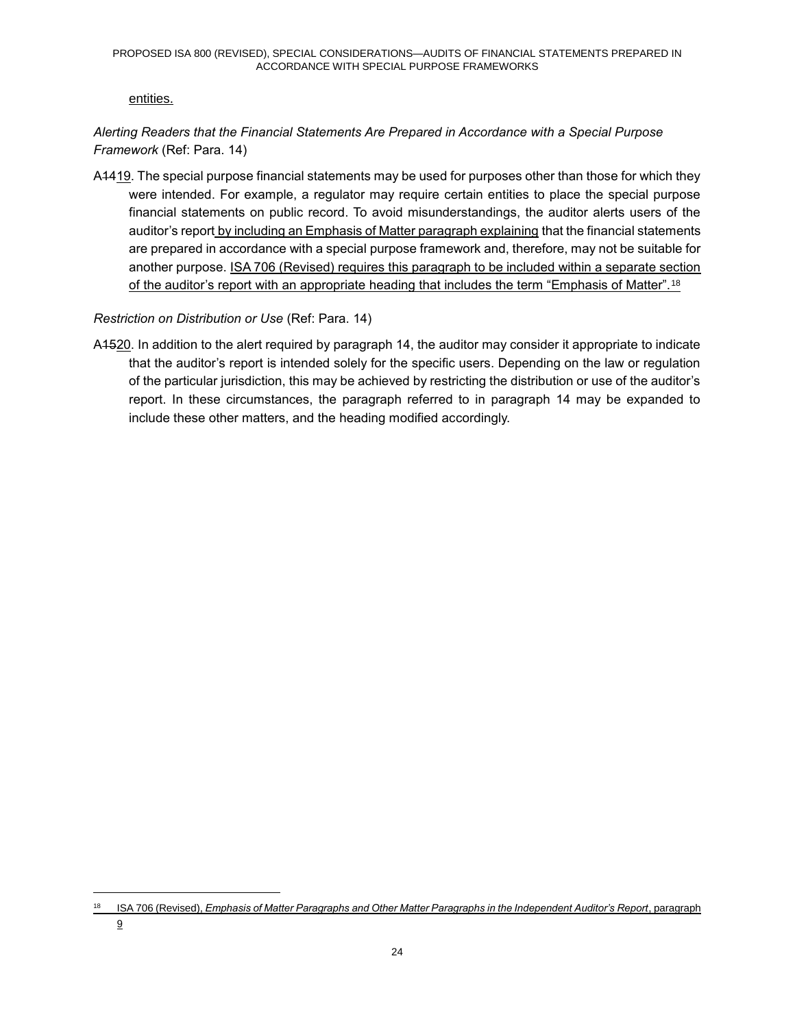entities.

*Alerting Readers that the Financial Statements Are Prepared in Accordance with a Special Purpose Framework* (Ref: Para. 14)

A1419. The special purpose financial statements may be used for purposes other than those for which they were intended. For example, a regulator may require certain entities to place the special purpose financial statements on public record. To avoid misunderstandings, the auditor alerts users of the auditor's report by including an Emphasis of Matter paragraph explaining that the financial statements are prepared in accordance with a special purpose framework and, therefore, may not be suitable for another purpose. ISA 706 (Revised) requires this paragraph to be included within a separate section of the auditor's report with an appropriate heading that includes the term "Emphasis of Matter".[18]

*Restriction on Distribution or Use* (Ref: Para. 14)

A1520. In addition to the alert required by paragraph 14, the auditor may consider it appropriate to indicate that the auditor's report is intended solely for the specific users. Depending on the law or regulation of the particular jurisdiction, this may be achieved by restricting the distribution or use of the auditor's report. In these circumstances, the paragraph referred to in paragraph 14 may be expanded to include these other matters, and the heading modified accordingly.

---

[18] ISA 706 (Revised), *Emphasis of Matter Paragraphs and Other Matter Paragraphs in the Independent Auditor's Report*, paragraph 9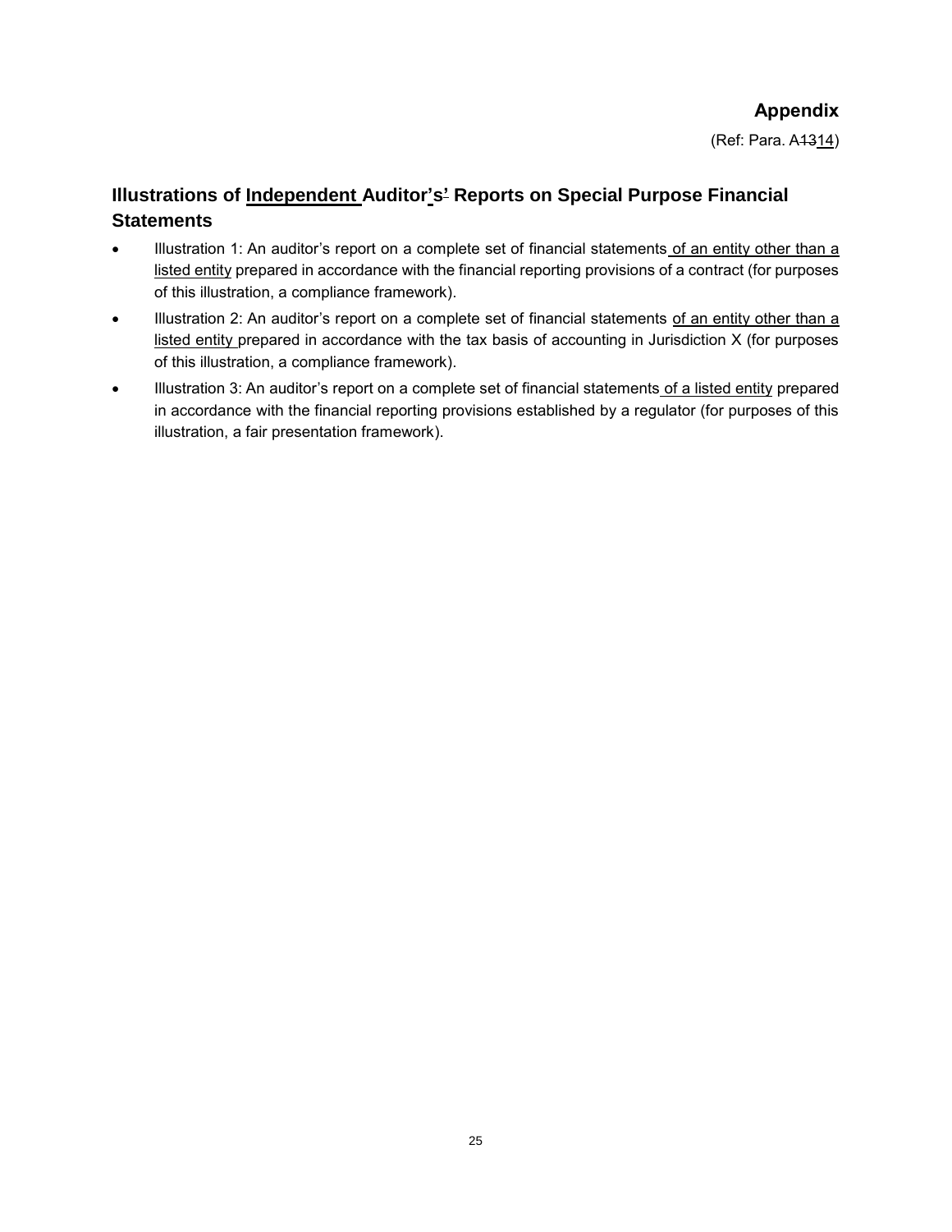## Appendix

(Ref: Para. A1314)

## Illustrations of Independent Auditor's' Reports on Special Purpose Financial Statements

- Illustration 1: An auditor's report on a complete set of financial statements of an entity other than a listed entity prepared in accordance with the financial reporting provisions of a contract (for purposes of this illustration, a compliance framework).
- Illustration 2: An auditor's report on a complete set of financial statements of an entity other than a listed entity prepared in accordance with the tax basis of accounting in Jurisdiction X (for purposes of this illustration, a compliance framework).
- Illustration 3: An auditor's report on a complete set of financial statements of a listed entity prepared in accordance with the financial reporting provisions established by a regulator (for purposes of this illustration, a fair presentation framework).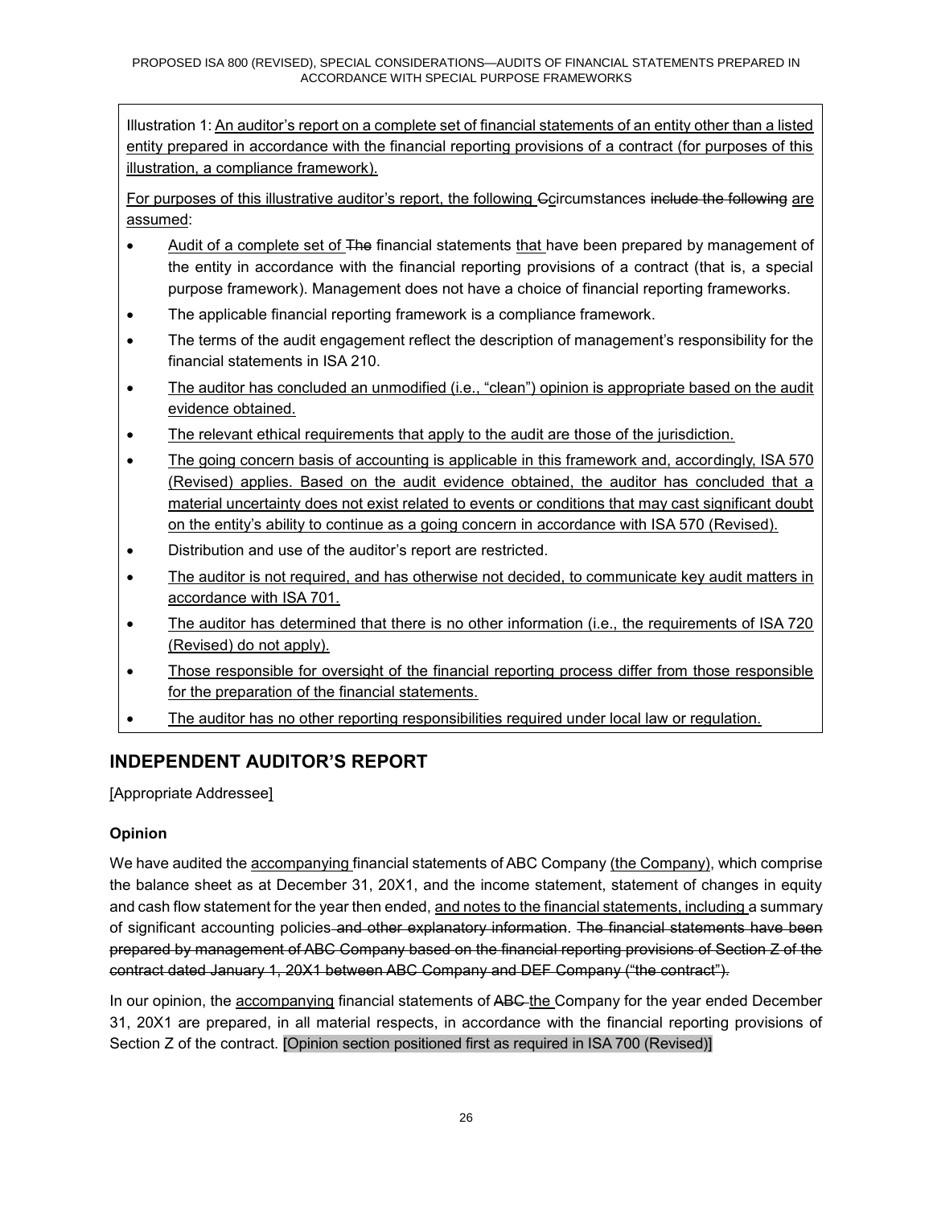Illustration 1: An auditor's report on a complete set of financial statements of an entity other than a listed entity prepared in accordance with the financial reporting provisions of a contract (for purposes of this illustration, a compliance framework).

For purposes of this illustrative auditor's report, the following Ccircumstances include the following are assumed:

- Audit of a complete set of The financial statements that have been prepared by management of the entity in accordance with the financial reporting provisions of a contract (that is, a special purpose framework). Management does not have a choice of financial reporting frameworks.
- The applicable financial reporting framework is a compliance framework.
- The terms of the audit engagement reflect the description of management's responsibility for the financial statements in ISA 210.
- The auditor has concluded an unmodified (i.e., "clean") opinion is appropriate based on the audit evidence obtained.
- The relevant ethical requirements that apply to the audit are those of the jurisdiction.
- The going concern basis of accounting is applicable in this framework and, accordingly, ISA 570 (Revised) applies. Based on the audit evidence obtained, the auditor has concluded that a material uncertainty does not exist related to events or conditions that may cast significant doubt on the entity's ability to continue as a going concern in accordance with ISA 570 (Revised).
- Distribution and use of the auditor's report are restricted.
- The auditor is not required, and has otherwise not decided, to communicate key audit matters in accordance with ISA 701.
- The auditor has determined that there is no other information (i.e., the requirements of ISA 720 (Revised) do not apply).
- Those responsible for oversight of the financial reporting process differ from those responsible for the preparation of the financial statements.
- The auditor has no other reporting responsibilities required under local law or regulation.

## INDEPENDENT AUDITOR'S REPORT

[Appropriate Addressee]

### Opinion

We have audited the accompanying financial statements of ABC Company (the Company), which comprise the balance sheet as at December 31, 20X1, and the income statement, statement of changes in equity and cash flow statement for the year then ended, and notes to the financial statements, including a summary of significant accounting policies and other explanatory information. The financial statements have been prepared by management of ABC Company based on the financial reporting provisions of Section Z of the contract dated January 1, 20X1 between ABC Company and DEF Company ("the contract").

In our opinion, the accompanying financial statements of ABC the Company for the year ended December 31, 20X1 are prepared, in all material respects, in accordance with the financial reporting provisions of Section Z of the contract. [Opinion section positioned first as required in ISA 700 (Revised)]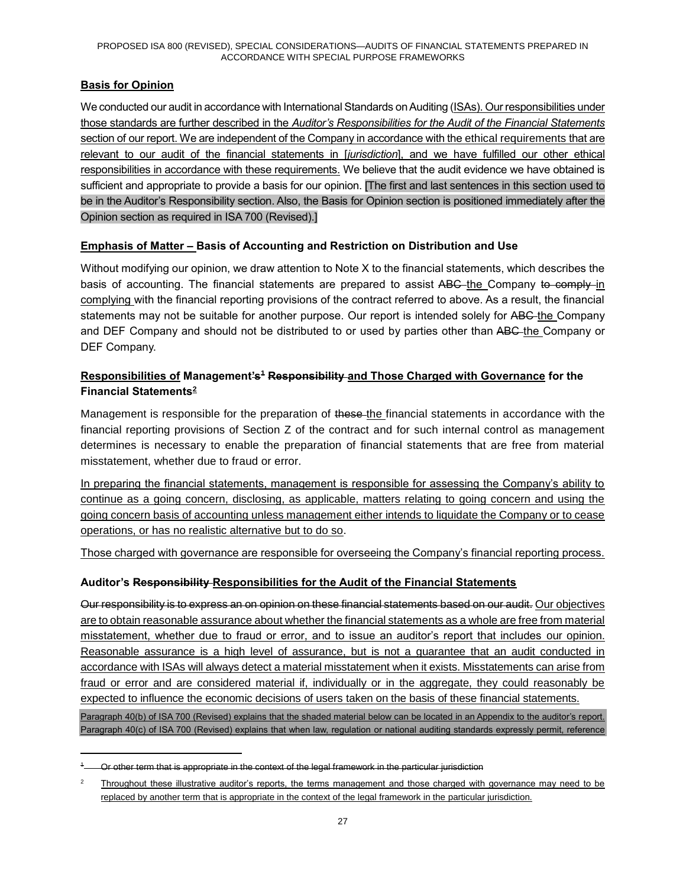**Basis for Opinion**

We conducted our audit in accordance with International Standards on Auditing (ISAs). Our responsibilities under those standards are further described in the *Auditor's Responsibilities for the Audit of the Financial Statements* section of our report. We are independent of the Company in accordance with the ethical requirements that are relevant to our audit of the financial statements in [*jurisdiction*], and we have fulfilled our other ethical responsibilities in accordance with these requirements. We believe that the audit evidence we have obtained is sufficient and appropriate to provide a basis for our opinion. [The first and last sentences in this section used to be in the Auditor's Responsibility section. Also, the Basis for Opinion section is positioned immediately after the Opinion section as required in ISA 700 (Revised).]

**Emphasis of Matter – Basis of Accounting and Restriction on Distribution and Use**

Without modifying our opinion, we draw attention to Note X to the financial statements, which describes the basis of accounting. The financial statements are prepared to assist ~~ABC~~ the Company ~~to comply~~ in complying with the financial reporting provisions of the contract referred to above. As a result, the financial statements may not be suitable for another purpose. Our report is intended solely for ~~ABC~~ the Company and DEF Company and should not be distributed to or used by parties other than ~~ABC~~ the Company or DEF Company.

**Responsibilities of Management~~'s~~[1] ~~Responsibility~~ and Those Charged with Governance for the Financial Statements[2]**

Management is responsible for the preparation of ~~these~~ the financial statements in accordance with the financial reporting provisions of Section Z of the contract and for such internal control as management determines is necessary to enable the preparation of financial statements that are free from material misstatement, whether due to fraud or error.

In preparing the financial statements, management is responsible for assessing the Company's ability to continue as a going concern, disclosing, as applicable, matters relating to going concern and using the going concern basis of accounting unless management either intends to liquidate the Company or to cease operations, or has no realistic alternative but to do so.

Those charged with governance are responsible for overseeing the Company's financial reporting process.

**Auditor's ~~Responsibility~~ Responsibilities for the Audit of the Financial Statements**

~~Our responsibility is to express an on opinion on these financial statements based on our audit.~~ Our objectives are to obtain reasonable assurance about whether the financial statements as a whole are free from material misstatement, whether due to fraud or error, and to issue an auditor's report that includes our opinion. Reasonable assurance is a high level of assurance, but is not a guarantee that an audit conducted in accordance with ISAs will always detect a material misstatement when it exists. Misstatements can arise from fraud or error and are considered material if, individually or in the aggregate, they could reasonably be expected to influence the economic decisions of users taken on the basis of these financial statements.

Paragraph 40(b) of ISA 700 (Revised) explains that the shaded material below can be located in an Appendix to the auditor's report. Paragraph 40(c) of ISA 700 (Revised) explains that when law, regulation or national auditing standards expressly permit, reference

---

[1] ~~Or other term that is appropriate in the context of the legal framework in the particular jurisdiction~~

[2] Throughout these illustrative auditor's reports, the terms management and those charged with governance may need to be replaced by another term that is appropriate in the context of the legal framework in the particular jurisdiction.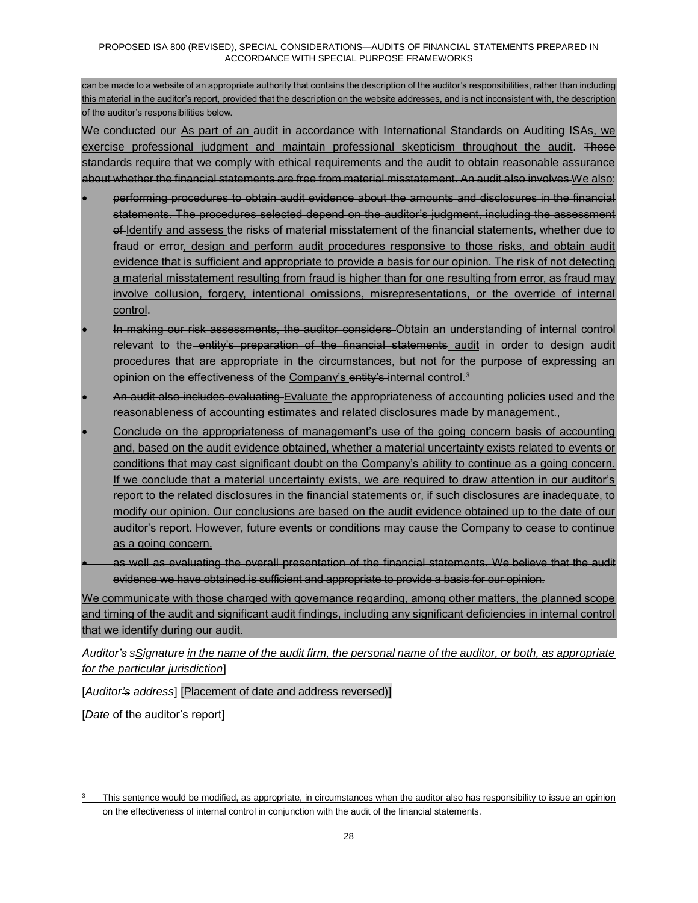can be made to a website of an appropriate authority that contains the description of the auditor's responsibilities, rather than including this material in the auditor's report, provided that the description on the website addresses, and is not inconsistent with, the description of the auditor's responsibilities below.

~~We conducted our~~ As part of an audit in accordance with ~~International Standards on Auditing~~ ISAs, we exercise professional judgment and maintain professional skepticism throughout the audit. ~~Those standards require that we comply with ethical requirements and the audit to obtain reasonable assurance about whether the financial statements are free from material misstatement. An audit also involves~~ We also:

- ~~performing procedures to obtain audit evidence about the amounts and disclosures in the financial statements. The procedures selected depend on the auditor's judgment, including the assessment of~~ Identify and assess the risks of material misstatement of the financial statements, whether due to fraud or error, design and perform audit procedures responsive to those risks, and obtain audit evidence that is sufficient and appropriate to provide a basis for our opinion. The risk of not detecting a material misstatement resulting from fraud is higher than for one resulting from error, as fraud may involve collusion, forgery, intentional omissions, misrepresentations, or the override of internal control.
- ~~In making our risk assessments, the auditor considers~~ Obtain an understanding of internal control relevant to the ~~entity's preparation of the financial statements~~ audit in order to design audit procedures that are appropriate in the circumstances, but not for the purpose of expressing an opinion on the effectiveness of the Company's ~~entity's~~ internal control.[3]
- ~~An audit also includes evaluating~~ Evaluate the appropriateness of accounting policies used and the reasonableness of accounting estimates and related disclosures made by management.~~,~~
- Conclude on the appropriateness of management's use of the going concern basis of accounting and, based on the audit evidence obtained, whether a material uncertainty exists related to events or conditions that may cast significant doubt on the Company's ability to continue as a going concern. If we conclude that a material uncertainty exists, we are required to draw attention in our auditor's report to the related disclosures in the financial statements or, if such disclosures are inadequate, to modify our opinion. Our conclusions are based on the audit evidence obtained up to the date of our auditor's report. However, future events or conditions may cause the Company to cease to continue as a going concern.
- ~~as well as evaluating the overall presentation of the financial statements. We believe that the audit evidence we have obtained is sufficient and appropriate to provide a basis for our opinion.~~

We communicate with those charged with governance regarding, among other matters, the planned scope and timing of the audit and significant audit findings, including any significant deficiencies in internal control that we identify during our audit.

*~~Auditor's s~~Signature in the name of the audit firm, the personal name of the auditor, or both, as appropriate for the particular jurisdiction*]

[*Auditor~~'s~~ address*] [Placement of date and address reversed)]

[*Date* ~~of the auditor's report~~]

---

[3] This sentence would be modified, as appropriate, in circumstances when the auditor also has responsibility to issue an opinion on the effectiveness of internal control in conjunction with the audit of the financial statements.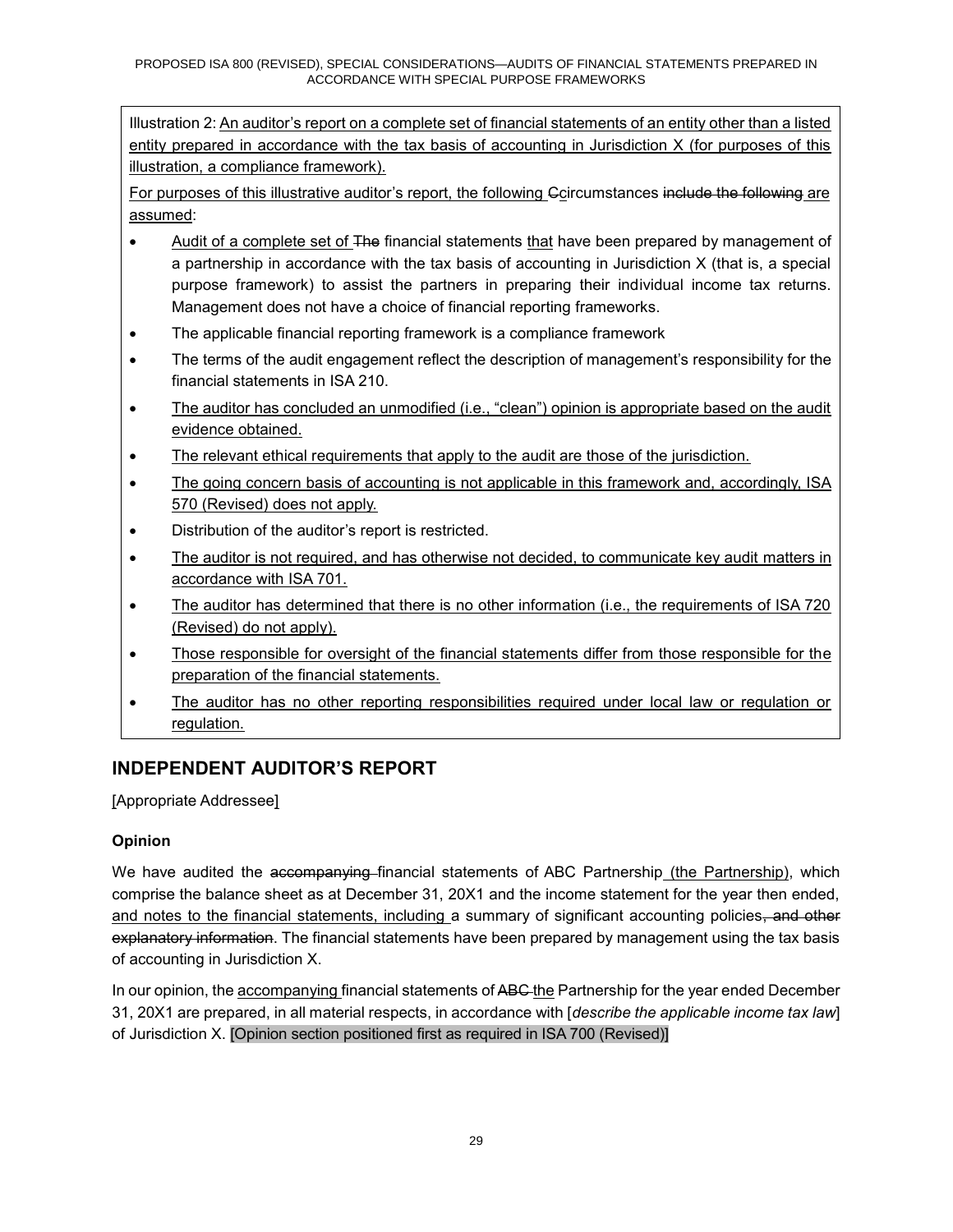Illustration 2: An auditor's report on a complete set of financial statements of an entity other than a listed entity prepared in accordance with the tax basis of accounting in Jurisdiction X (for purposes of this illustration, a compliance framework).

For purposes of this illustrative auditor's report, the following Ccircumstances include the following are assumed:

- Audit of a complete set of The financial statements that have been prepared by management of a partnership in accordance with the tax basis of accounting in Jurisdiction X (that is, a special purpose framework) to assist the partners in preparing their individual income tax returns. Management does not have a choice of financial reporting frameworks.
- The applicable financial reporting framework is a compliance framework
- The terms of the audit engagement reflect the description of management's responsibility for the financial statements in ISA 210.
- The auditor has concluded an unmodified (i.e., "clean") opinion is appropriate based on the audit evidence obtained.
- The relevant ethical requirements that apply to the audit are those of the jurisdiction.
- The going concern basis of accounting is not applicable in this framework and, accordingly, ISA 570 (Revised) does not apply.
- Distribution of the auditor's report is restricted.
- The auditor is not required, and has otherwise not decided, to communicate key audit matters in accordance with ISA 701.
- The auditor has determined that there is no other information (i.e., the requirements of ISA 720 (Revised) do not apply).
- Those responsible for oversight of the financial statements differ from those responsible for the preparation of the financial statements.
- The auditor has no other reporting responsibilities required under local law or regulation or regulation.

## INDEPENDENT AUDITOR'S REPORT

[Appropriate Addressee]

### Opinion

We have audited the accompanying financial statements of ABC Partnership (the Partnership), which comprise the balance sheet as at December 31, 20X1 and the income statement for the year then ended, and notes to the financial statements, including a summary of significant accounting policies, and other explanatory information. The financial statements have been prepared by management using the tax basis of accounting in Jurisdiction X.

In our opinion, the accompanying financial statements of ABC the Partnership for the year ended December 31, 20X1 are prepared, in all material respects, in accordance with [*describe the applicable income tax law*] of Jurisdiction X. [Opinion section positioned first as required in ISA 700 (Revised)]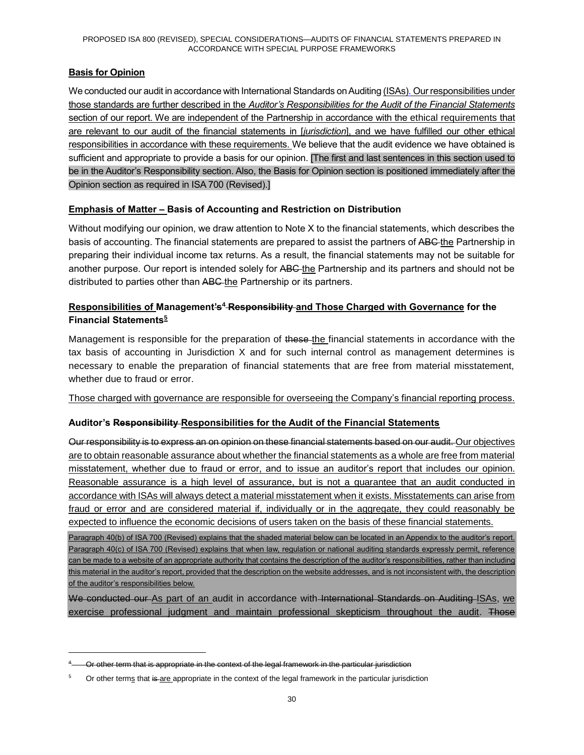**Basis for Opinion**

We conducted our audit in accordance with International Standards on Auditing (ISAs). Our responsibilities under those standards are further described in the *Auditor's Responsibilities for the Audit of the Financial Statements* section of our report. We are independent of the Partnership in accordance with the ethical requirements that are relevant to our audit of the financial statements in [*jurisdiction*], and we have fulfilled our other ethical responsibilities in accordance with these requirements. We believe that the audit evidence we have obtained is sufficient and appropriate to provide a basis for our opinion. [The first and last sentences in this section used to be in the Auditor's Responsibility section. Also, the Basis for Opinion section is positioned immediately after the Opinion section as required in ISA 700 (Revised).]

**Emphasis of Matter – Basis of Accounting and Restriction on Distribution**

Without modifying our opinion, we draw attention to Note X to the financial statements, which describes the basis of accounting. The financial statements are prepared to assist the partners of ~~ABC~~ the Partnership in preparing their individual income tax returns. As a result, the financial statements may not be suitable for another purpose. Our report is intended solely for ~~ABC~~ the Partnership and its partners and should not be distributed to parties other than ~~ABC~~ the Partnership or its partners.

**Responsibilities of Management~~'s~~[4] ~~Responsibility~~ and Those Charged with Governance for the Financial Statements[5]**

Management is responsible for the preparation of ~~these~~ the financial statements in accordance with the tax basis of accounting in Jurisdiction X and for such internal control as management determines is necessary to enable the preparation of financial statements that are free from material misstatement, whether due to fraud or error.

Those charged with governance are responsible for overseeing the Company's financial reporting process.

**Auditor's ~~Responsibility~~ Responsibilities for the Audit of the Financial Statements**

~~Our responsibility is to express an on opinion on these financial statements based on our audit.~~ Our objectives are to obtain reasonable assurance about whether the financial statements as a whole are free from material misstatement, whether due to fraud or error, and to issue an auditor's report that includes our opinion. Reasonable assurance is a high level of assurance, but is not a guarantee that an audit conducted in accordance with ISAs will always detect a material misstatement when it exists. Misstatements can arise from fraud or error and are considered material if, individually or in the aggregate, they could reasonably be expected to influence the economic decisions of users taken on the basis of these financial statements.

Paragraph 40(b) of ISA 700 (Revised) explains that the shaded material below can be located in an Appendix to the auditor's report. Paragraph 40(c) of ISA 700 (Revised) explains that when law, regulation or national auditing standards expressly permit, reference can be made to a website of an appropriate authority that contains the description of the auditor's responsibilities, rather than including this material in the auditor's report, provided that the description on the website addresses, and is not inconsistent with, the description of the auditor's responsibilities below.

~~We conducted our~~ As part of an audit in accordance with ~~International Standards on Auditing~~ ISAs, we exercise professional judgment and maintain professional skepticism throughout the audit. ~~Those~~

---

[4] ~~Or other term that is appropriate in the context of the legal framework in the particular jurisdiction~~

[5] Or other terms that ~~is~~ are appropriate in the context of the legal framework in the particular jurisdiction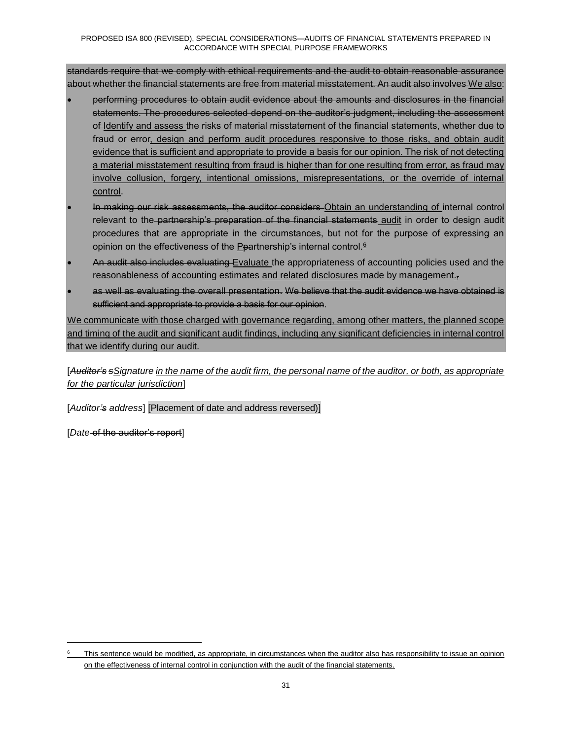~~standards require that we comply with ethical requirements and the audit to obtain reasonable assurance about whether the financial statements are free from material misstatement. An audit also involves~~ <u>We also</u>:

- ~~performing procedures to obtain audit evidence about the amounts and disclosures in the financial statements. The procedures selected depend on the auditor's judgment, including the assessment of~~ <u>Identify and assess</u> the risks of material misstatement of the financial statements, whether due to fraud or error<u>, design and perform audit procedures responsive to those risks, and obtain audit evidence that is sufficient and appropriate to provide a basis for our opinion. The risk of not detecting a material misstatement resulting from fraud is higher than for one resulting from error, as fraud may involve collusion, forgery, intentional omissions, misrepresentations, or the override of internal control</u>.
- ~~In making our risk assessments, the auditor considers~~ <u>Obtain an understanding of</u> internal control relevant to the ~~partnership's preparation of the financial statements~~ <u>audit</u> in order to design audit procedures that are appropriate in the circumstances, but not for the purpose of expressing an opinion on the effectiveness of the <u>P</u>~~p~~artnership's internal control.[6]
- ~~An audit also includes evaluating~~ <u>Evaluate</u> the appropriateness of accounting policies used and the reasonableness of accounting estimates <u>and related disclosures</u> made by management<u>.</u>~~,~~
- ~~as well as evaluating the overall presentation. We believe that the audit evidence we have obtained is sufficient and appropriate to provide a basis for our opinion~~.

<u>We communicate with those charged with governance regarding, among other matters, the planned scope and timing of the audit and significant audit findings, including any significant deficiencies in internal control that we identify during our audit.</u>

[~~*Auditor's s*~~*<u>S</u>ignature <u>in the name of the audit firm, the personal name of the auditor, or both, as appropriate for the particular jurisdiction</u>*]

[*Auditor~~'s~~ address*] [Placement of date and address reversed)]

[*Date* ~~of the auditor's report~~]

---

[6] <u>This sentence would be modified, as appropriate, in circumstances when the auditor also has responsibility to issue an opinion on the effectiveness of internal control in conjunction with the audit of the financial statements.</u>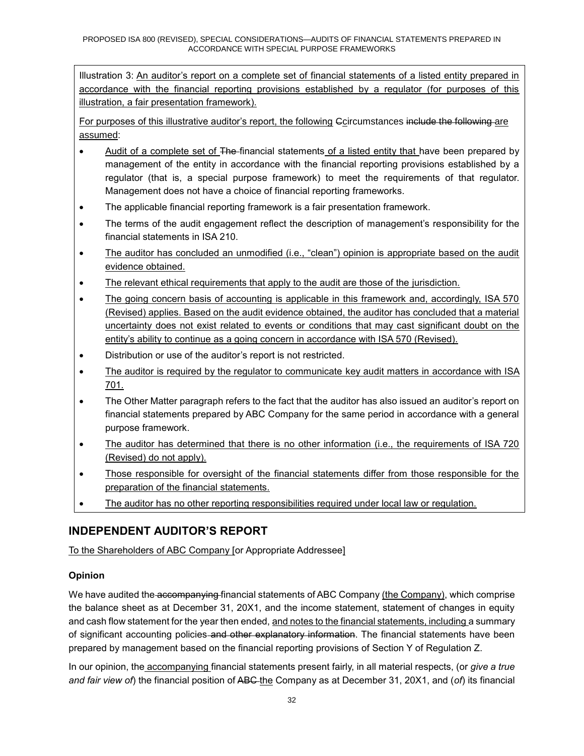Illustration 3: An auditor's report on a complete set of financial statements of a listed entity prepared in accordance with the financial reporting provisions established by a regulator (for purposes of this illustration, a fair presentation framework).

For purposes of this illustrative auditor's report, the following ~~C~~circumstances ~~include the following~~ are assumed:

- Audit of a complete set of ~~The~~ financial statements of a listed entity that have been prepared by management of the entity in accordance with the financial reporting provisions established by a regulator (that is, a special purpose framework) to meet the requirements of that regulator. Management does not have a choice of financial reporting frameworks.
- The applicable financial reporting framework is a fair presentation framework.
- The terms of the audit engagement reflect the description of management's responsibility for the financial statements in ISA 210.
- The auditor has concluded an unmodified (i.e., "clean") opinion is appropriate based on the audit evidence obtained.
- The relevant ethical requirements that apply to the audit are those of the jurisdiction.
- The going concern basis of accounting is applicable in this framework and, accordingly, ISA 570 (Revised) applies. Based on the audit evidence obtained, the auditor has concluded that a material uncertainty does not exist related to events or conditions that may cast significant doubt on the entity's ability to continue as a going concern in accordance with ISA 570 (Revised).
- Distribution or use of the auditor's report is not restricted.
- The auditor is required by the regulator to communicate key audit matters in accordance with ISA 701.
- The Other Matter paragraph refers to the fact that the auditor has also issued an auditor's report on financial statements prepared by ABC Company for the same period in accordance with a general purpose framework.
- The auditor has determined that there is no other information (i.e., the requirements of ISA 720 (Revised) do not apply).
- Those responsible for oversight of the financial statements differ from those responsible for the preparation of the financial statements.
- The auditor has no other reporting responsibilities required under local law or regulation.

## INDEPENDENT AUDITOR'S REPORT

To the Shareholders of ABC Company [or Appropriate Addressee]

### Opinion

We have audited the ~~accompanying~~ financial statements of ABC Company (the Company), which comprise the balance sheet as at December 31, 20X1, and the income statement, statement of changes in equity and cash flow statement for the year then ended, and notes to the financial statements, including a summary of significant accounting policies ~~and other explanatory information~~. The financial statements have been prepared by management based on the financial reporting provisions of Section Y of Regulation Z.

In our opinion, the accompanying financial statements present fairly, in all material respects, (or *give a true and fair view of*) the financial position of ~~ABC~~ the Company as at December 31, 20X1, and (*of*) its financial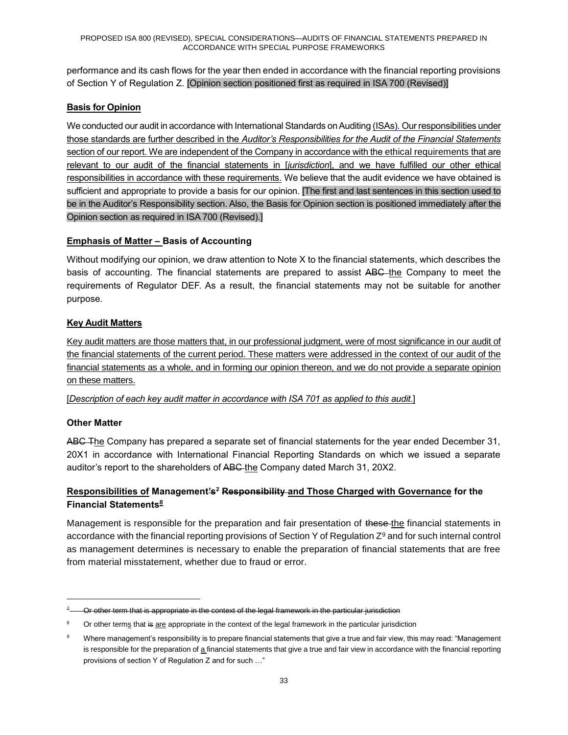performance and its cash flows for the year then ended in accordance with the financial reporting provisions of Section Y of Regulation Z. [Opinion section positioned first as required in ISA 700 (Revised)]

**Basis for Opinion**

We conducted our audit in accordance with International Standards on Auditing (ISAs). Our responsibilities under those standards are further described in the *Auditor's Responsibilities for the Audit of the Financial Statements* section of our report. We are independent of the Company in accordance with the ethical requirements that are relevant to our audit of the financial statements in [*jurisdiction*], and we have fulfilled our other ethical responsibilities in accordance with these requirements. We believe that the audit evidence we have obtained is sufficient and appropriate to provide a basis for our opinion. [The first and last sentences in this section used to be in the Auditor's Responsibility section. Also, the Basis for Opinion section is positioned immediately after the Opinion section as required in ISA 700 (Revised).]

**Emphasis of Matter – Basis of Accounting**

Without modifying our opinion, we draw attention to Note X to the financial statements, which describes the basis of accounting. The financial statements are prepared to assist ~~ABC~~ the Company to meet the requirements of Regulator DEF. As a result, the financial statements may not be suitable for another purpose.

**Key Audit Matters**

Key audit matters are those matters that, in our professional judgment, were of most significance in our audit of the financial statements of the current period. These matters were addressed in the context of our audit of the financial statements as a whole, and in forming our opinion thereon, and we do not provide a separate opinion on these matters.

[*Description of each key audit matter in accordance with ISA 701 as applied to this audit.*]

**Other Matter**

~~ABC T~~The Company has prepared a separate set of financial statements for the year ended December 31, 20X1 in accordance with International Financial Reporting Standards on which we issued a separate auditor's report to the shareholders of ~~ABC~~ the Company dated March 31, 20X2.

**Responsibilities of Management~~'s~~[7] ~~Responsibility~~ and Those Charged with Governance for the Financial Statements[8]**

Management is responsible for the preparation and fair presentation of ~~these~~ the financial statements in accordance with the financial reporting provisions of Section Y of Regulation Z[9] and for such internal control as management determines is necessary to enable the preparation of financial statements that are free from material misstatement, whether due to fraud or error.

---

~~[7] Or other term that is appropriate in the context of the legal framework in the particular jurisdiction~~

[8] Or other terms that ~~is~~ are appropriate in the context of the legal framework in the particular jurisdiction

[9] Where management's responsibility is to prepare financial statements that give a true and fair view, this may read: "Management is responsible for the preparation of a financial statements that give a true and fair view in accordance with the financial reporting provisions of section Y of Regulation Z and for such …"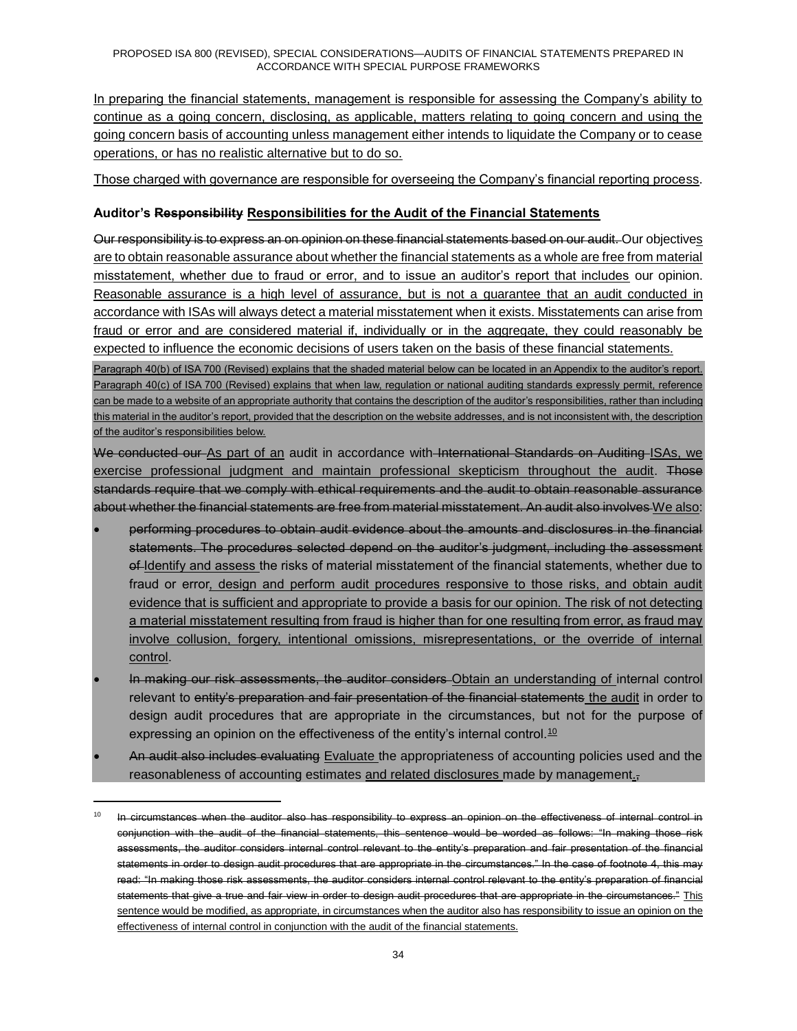In preparing the financial statements, management is responsible for assessing the Company's ability to continue as a going concern, disclosing, as applicable, matters relating to going concern and using the going concern basis of accounting unless management either intends to liquidate the Company or to cease operations, or has no realistic alternative but to do so.

Those charged with governance are responsible for overseeing the Company's financial reporting process.

**Auditor's ~~Responsibility~~ Responsibilities for the Audit of the Financial Statements**

~~Our responsibility is to express an on opinion on these financial statements based on our audit.~~ Our objectives are to obtain reasonable assurance about whether the financial statements as a whole are free from material misstatement, whether due to fraud or error, and to issue an auditor's report that includes our opinion. Reasonable assurance is a high level of assurance, but is not a guarantee that an audit conducted in accordance with ISAs will always detect a material misstatement when it exists. Misstatements can arise from fraud or error and are considered material if, individually or in the aggregate, they could reasonably be expected to influence the economic decisions of users taken on the basis of these financial statements.

Paragraph 40(b) of ISA 700 (Revised) explains that the shaded material below can be located in an Appendix to the auditor's report. Paragraph 40(c) of ISA 700 (Revised) explains that when law, regulation or national auditing standards expressly permit, reference can be made to a website of an appropriate authority that contains the description of the auditor's responsibilities, rather than including this material in the auditor's report, provided that the description on the website addresses, and is not inconsistent with, the description of the auditor's responsibilities below.

~~We conducted our~~ As part of an audit in accordance with ~~International Standards on Auditing~~ ISAs, we exercise professional judgment and maintain professional skepticism throughout the audit. ~~Those standards require that we comply with ethical requirements and the audit to obtain reasonable assurance about whether the financial statements are free from material misstatement. An audit also involves~~ We also:

- ~~performing procedures to obtain audit evidence about the amounts and disclosures in the financial statements. The procedures selected depend on the auditor's judgment, including the assessment of~~ Identify and assess the risks of material misstatement of the financial statements, whether due to fraud or error, design and perform audit procedures responsive to those risks, and obtain audit evidence that is sufficient and appropriate to provide a basis for our opinion. The risk of not detecting a material misstatement resulting from fraud is higher than for one resulting from error, as fraud may involve collusion, forgery, intentional omissions, misrepresentations, or the override of internal control.
- ~~In making our risk assessments, the auditor considers~~ Obtain an understanding of internal control relevant to ~~entity's preparation and fair presentation of the financial statements~~ the audit in order to design audit procedures that are appropriate in the circumstances, but not for the purpose of expressing an opinion on the effectiveness of the entity's internal control.[10]
- ~~An audit also includes evaluating~~ Evaluate the appropriateness of accounting policies used and the reasonableness of accounting estimates and related disclosures made by management.~~,~~

[10] ~~In circumstances when the auditor also has responsibility to express an opinion on the effectiveness of internal control in conjunction with the audit of the financial statements, this sentence would be worded as follows: "In making those risk assessments, the auditor considers internal control relevant to the entity's preparation and fair presentation of the financial statements in order to design audit procedures that are appropriate in the circumstances." In the case of footnote 4, this may read: "In making those risk assessments, the auditor considers internal control relevant to the entity's preparation of financial statements that give a true and fair view in order to design audit procedures that are appropriate in the circumstances."~~ This sentence would be modified, as appropriate, in circumstances when the auditor also has responsibility to issue an opinion on the effectiveness of internal control in conjunction with the audit of the financial statements.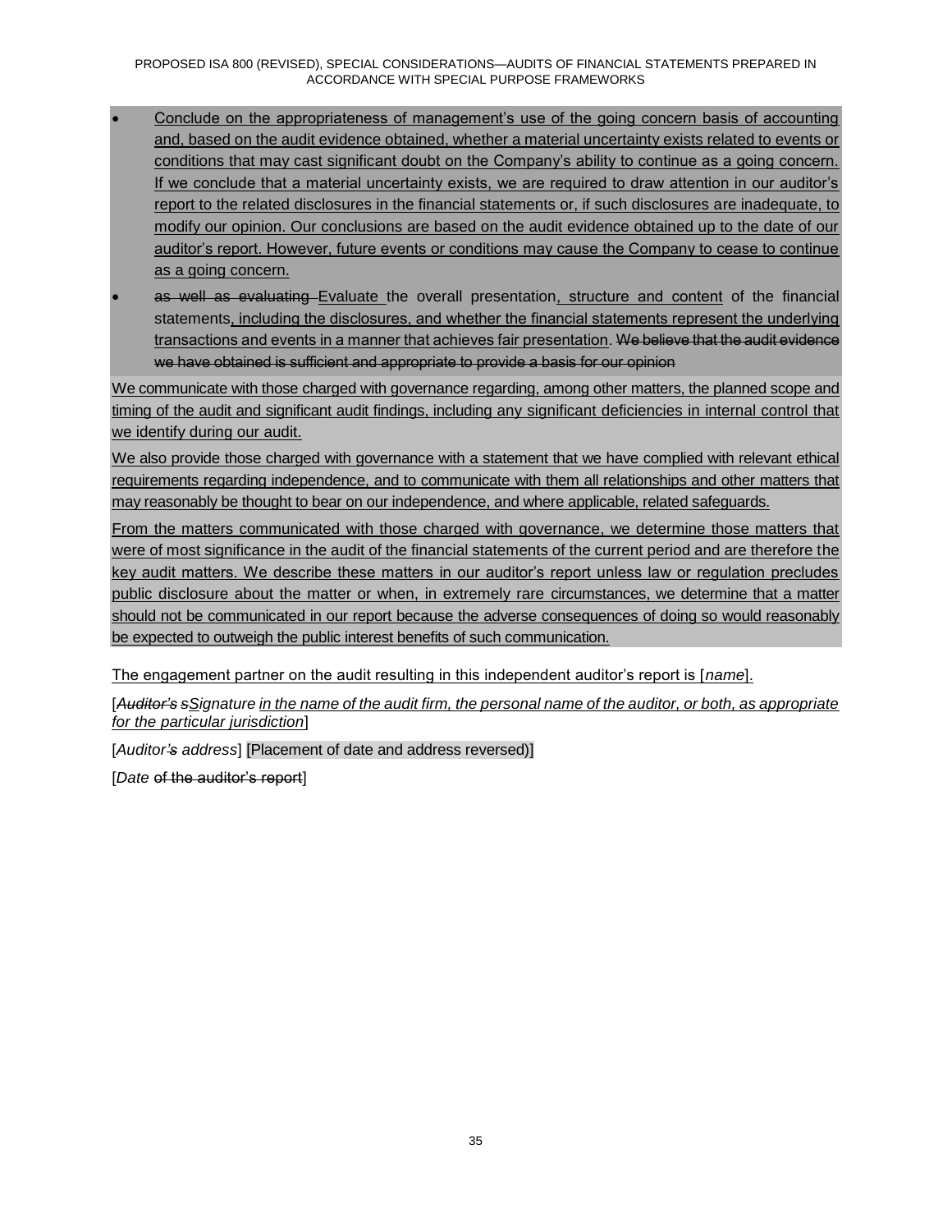- Conclude on the appropriateness of management's use of the going concern basis of accounting and, based on the audit evidence obtained, whether a material uncertainty exists related to events or conditions that may cast significant doubt on the Company's ability to continue as a going concern. If we conclude that a material uncertainty exists, we are required to draw attention in our auditor's report to the related disclosures in the financial statements or, if such disclosures are inadequate, to modify our opinion. Our conclusions are based on the audit evidence obtained up to the date of our auditor's report. However, future events or conditions may cause the Company to cease to continue as a going concern.
- ~~as well as evaluating~~ Evaluate the overall presentation, structure and content of the financial statements, including the disclosures, and whether the financial statements represent the underlying transactions and events in a manner that achieves fair presentation. ~~We believe that the audit evidence we have obtained is sufficient and appropriate to provide a basis for our opinion~~

We communicate with those charged with governance regarding, among other matters, the planned scope and timing of the audit and significant audit findings, including any significant deficiencies in internal control that we identify during our audit.

We also provide those charged with governance with a statement that we have complied with relevant ethical requirements regarding independence, and to communicate with them all relationships and other matters that may reasonably be thought to bear on our independence, and where applicable, related safeguards.

From the matters communicated with those charged with governance, we determine those matters that were of most significance in the audit of the financial statements of the current period and are therefore the key audit matters. We describe these matters in our auditor's report unless law or regulation precludes public disclosure about the matter or when, in extremely rare circumstances, we determine that a matter should not be communicated in our report because the adverse consequences of doing so would reasonably be expected to outweigh the public interest benefits of such communication.

The engagement partner on the audit resulting in this independent auditor's report is [*name*].

[~~*Auditor's s*~~*Signature in the name of the audit firm, the personal name of the auditor, or both, as appropriate for the particular jurisdiction*]

[*Auditor~~'s~~ address*] [Placement of date and address reversed)]

[*Date* ~~of the auditor's report~~]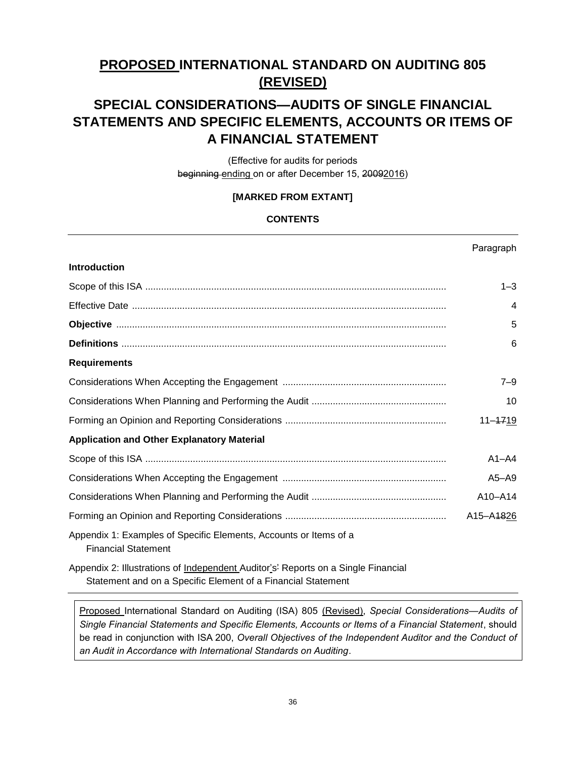# PROPOSED INTERNATIONAL STANDARD ON AUDITING 805 (REVISED)

## SPECIAL CONSIDERATIONS—AUDITS OF SINGLE FINANCIAL STATEMENTS AND SPECIFIC ELEMENTS, ACCOUNTS OR ITEMS OF A FINANCIAL STATEMENT

(Effective for audits for periods ~~beginning~~ ending on or after December 15, ~~2009~~2016)

**[MARKED FROM EXTANT]**

**CONTENTS**

| | Paragraph |
|---|---|
| **Introduction** | |
| Scope of this ISA | 1–3 |
| Effective Date | 4 |
| **Objective** | 5 |
| **Definitions** | 6 |
| **Requirements** | |
| Considerations When Accepting the Engagement | 7–9 |
| Considerations When Planning and Performing the Audit | 10 |
| Forming an Opinion and Reporting Considerations | 11–~~17~~19 |
| **Application and Other Explanatory Material** | |
| Scope of this ISA | A1–A4 |
| Considerations When Accepting the Engagement | A5–A9 |
| Considerations When Planning and Performing the Audit | A10–A14 |
| Forming an Opinion and Reporting Considerations | A15–A~~18~~26 |
| Appendix 1: Examples of Specific Elements, Accounts or Items of a Financial Statement | |
| Appendix 2: Illustrations of Independent Auditor's~~s'~~ Reports on a Single Financial Statement and on a Specific Element of a Financial Statement | |

Proposed International Standard on Auditing (ISA) 805 (Revised), *Special Considerations—Audits of Single Financial Statements and Specific Elements, Accounts or Items of a Financial Statement*, should be read in conjunction with ISA 200, *Overall Objectives of the Independent Auditor and the Conduct of an Audit in Accordance with International Standards on Auditing*.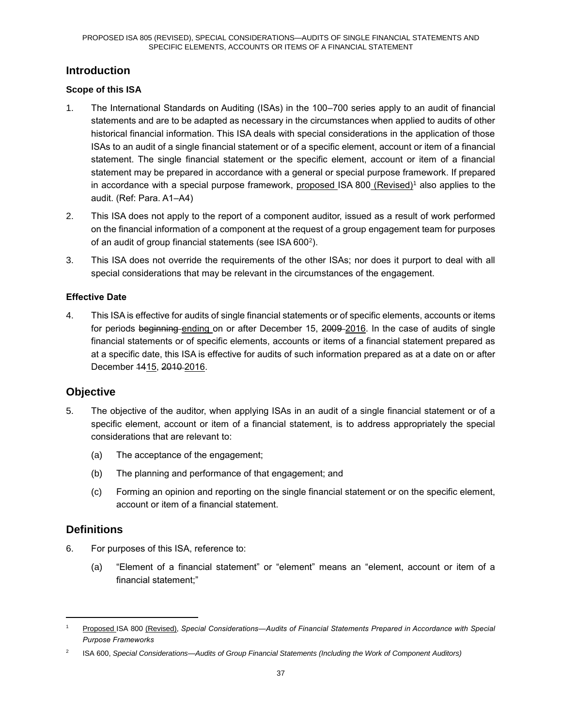## Introduction

### Scope of this ISA

1. The International Standards on Auditing (ISAs) in the 100–700 series apply to an audit of financial statements and are to be adapted as necessary in the circumstances when applied to audits of other historical financial information. This ISA deals with special considerations in the application of those ISAs to an audit of a single financial statement or of a specific element, account or item of a financial statement. The single financial statement or the specific element, account or item of a financial statement may be prepared in accordance with a general or special purpose framework. If prepared in accordance with a special purpose framework, <u>proposed</u> ISA 800 <u>(Revised)</u>[1] also applies to the audit. (Ref: Para. A1–A4)

2. This ISA does not apply to the report of a component auditor, issued as a result of work performed on the financial information of a component at the request of a group engagement team for purposes of an audit of group financial statements (see ISA 600[2]).

3. This ISA does not override the requirements of the other ISAs; nor does it purport to deal with all special considerations that may be relevant in the circumstances of the engagement.

### Effective Date

4. This ISA is effective for audits of single financial statements or of specific elements, accounts or items for periods ~~beginning~~ <u>ending</u> on or after December 15, ~~2009~~ <u>2016</u>. In the case of audits of single financial statements or of specific elements, accounts or items of a financial statement prepared as at a specific date, this ISA is effective for audits of such information prepared as at a date on or after December ~~14~~<u>15</u>, ~~2010~~ <u>2016</u>.

## Objective

5. The objective of the auditor, when applying ISAs in an audit of a single financial statement or of a specific element, account or item of a financial statement, is to address appropriately the special considerations that are relevant to:

   (a) The acceptance of the engagement;

   (b) The planning and performance of that engagement; and

   (c) Forming an opinion and reporting on the single financial statement or on the specific element, account or item of a financial statement.

## Definitions

6. For purposes of this ISA, reference to:

   (a) "Element of a financial statement" or "element" means an "element, account or item of a financial statement;"

---

[1] <u>Proposed</u> ISA 800 <u>(Revised)</u>, *Special Considerations—Audits of Financial Statements Prepared in Accordance with Special Purpose Frameworks*

[2] ISA 600, *Special Considerations—Audits of Group Financial Statements (Including the Work of Component Auditors)*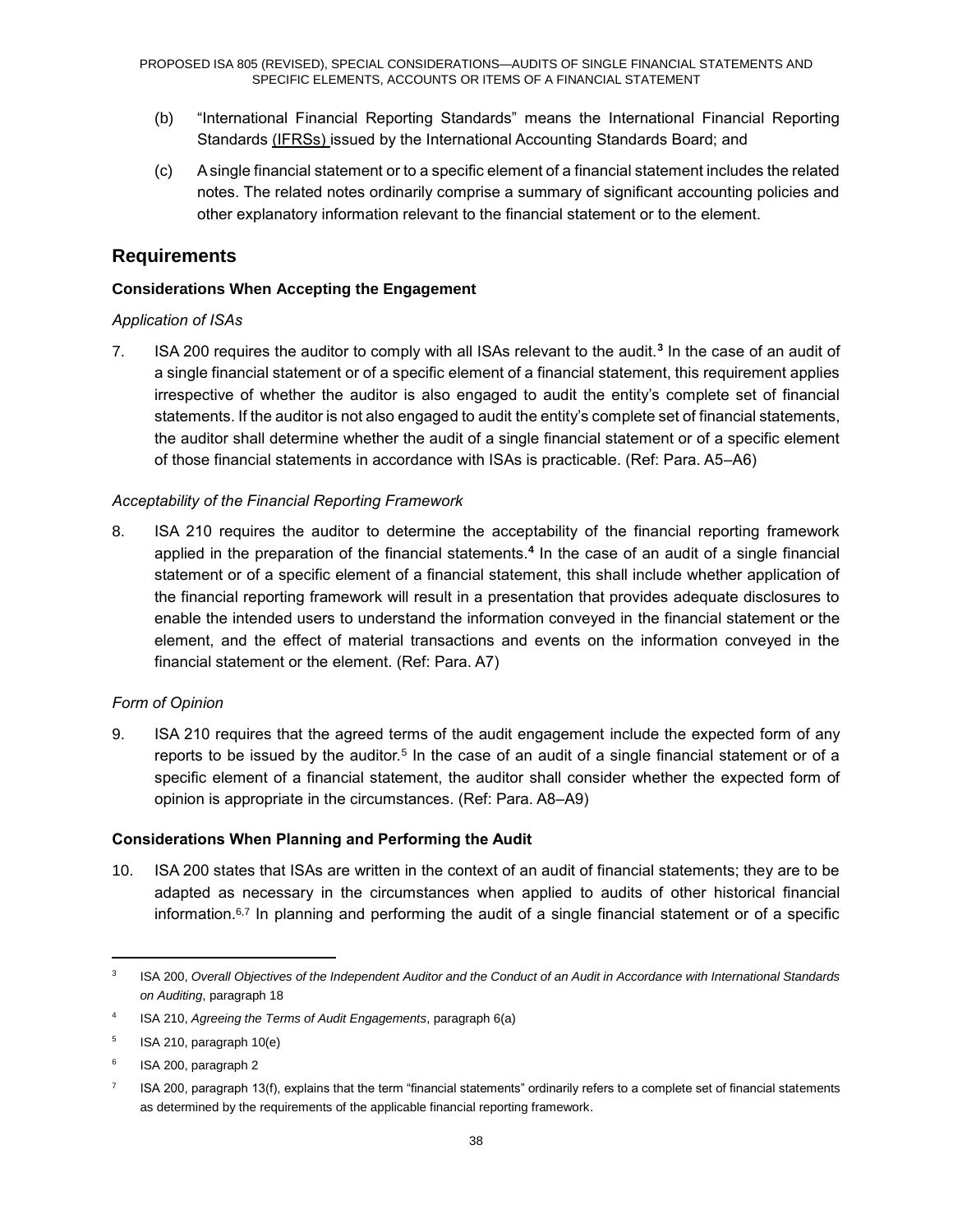(b) "International Financial Reporting Standards" means the International Financial Reporting Standards (IFRSs) issued by the International Accounting Standards Board; and

(c) A single financial statement or to a specific element of a financial statement includes the related notes. The related notes ordinarily comprise a summary of significant accounting policies and other explanatory information relevant to the financial statement or to the element.

## Requirements

### Considerations When Accepting the Engagement

*Application of ISAs*

7. ISA 200 requires the auditor to comply with all ISAs relevant to the audit.[3] In the case of an audit of a single financial statement or of a specific element of a financial statement, this requirement applies irrespective of whether the auditor is also engaged to audit the entity's complete set of financial statements. If the auditor is not also engaged to audit the entity's complete set of financial statements, the auditor shall determine whether the audit of a single financial statement or of a specific element of those financial statements in accordance with ISAs is practicable. (Ref: Para. A5–A6)

*Acceptability of the Financial Reporting Framework*

8. ISA 210 requires the auditor to determine the acceptability of the financial reporting framework applied in the preparation of the financial statements.[4] In the case of an audit of a single financial statement or of a specific element of a financial statement, this shall include whether application of the financial reporting framework will result in a presentation that provides adequate disclosures to enable the intended users to understand the information conveyed in the financial statement or the element, and the effect of material transactions and events on the information conveyed in the financial statement or the element. (Ref: Para. A7)

*Form of Opinion*

9. ISA 210 requires that the agreed terms of the audit engagement include the expected form of any reports to be issued by the auditor.[5] In the case of an audit of a single financial statement or of a specific element of a financial statement, the auditor shall consider whether the expected form of opinion is appropriate in the circumstances. (Ref: Para. A8–A9)

### Considerations When Planning and Performing the Audit

10. ISA 200 states that ISAs are written in the context of an audit of financial statements; they are to be adapted as necessary in the circumstances when applied to audits of other historical financial information.[6,7] In planning and performing the audit of a single financial statement or of a specific

---

[3] ISA 200, *Overall Objectives of the Independent Auditor and the Conduct of an Audit in Accordance with International Standards on Auditing*, paragraph 18

[4] ISA 210, *Agreeing the Terms of Audit Engagements*, paragraph 6(a)

[5] ISA 210, paragraph 10(e)

[6] ISA 200, paragraph 2

[7] ISA 200, paragraph 13(f), explains that the term "financial statements" ordinarily refers to a complete set of financial statements as determined by the requirements of the applicable financial reporting framework.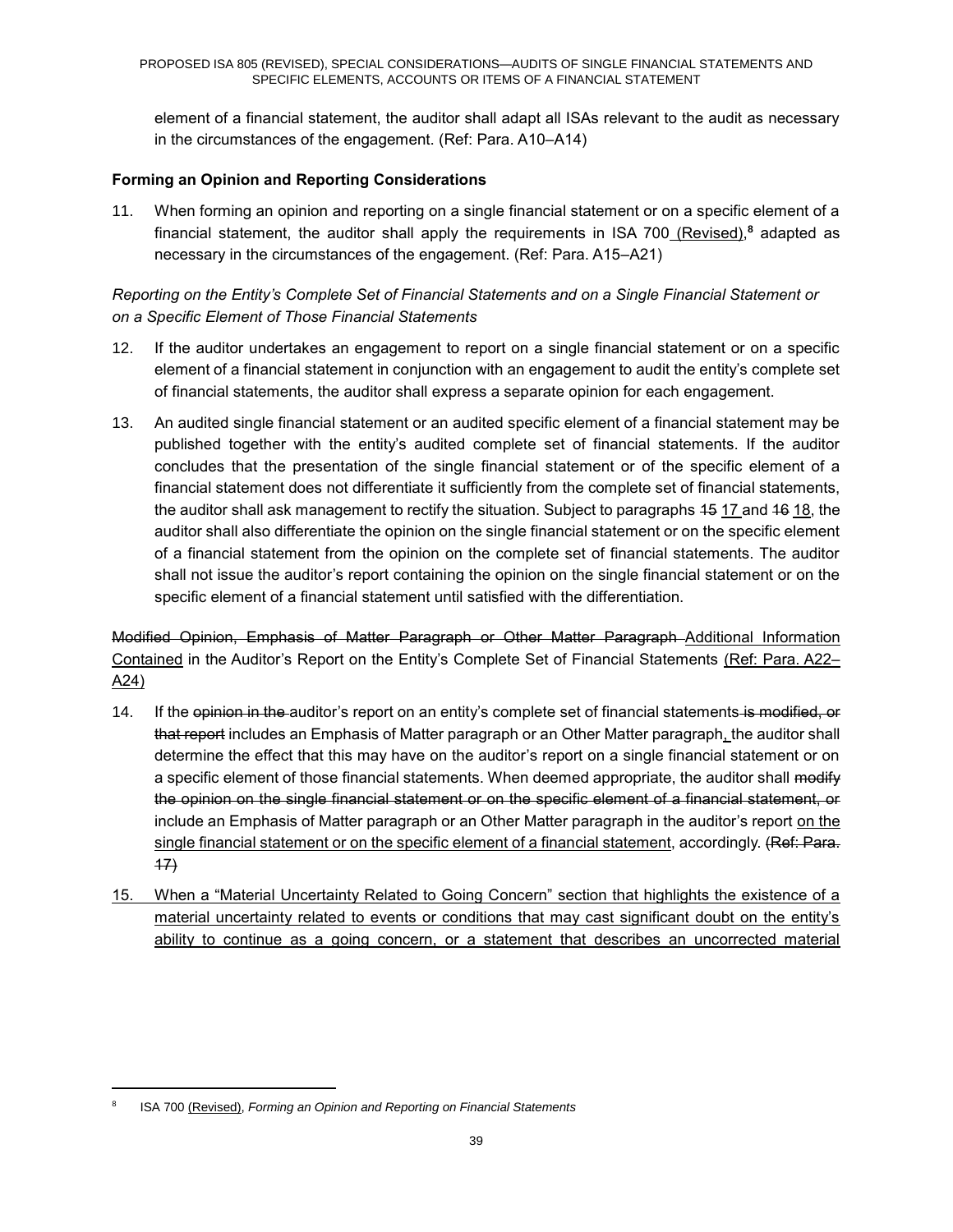element of a financial statement, the auditor shall adapt all ISAs relevant to the audit as necessary in the circumstances of the engagement. (Ref: Para. A10–A14)

### Forming an Opinion and Reporting Considerations

11. When forming an opinion and reporting on a single financial statement or on a specific element of a financial statement, the auditor shall apply the requirements in ISA 700<u> (Revised)</u>,[8] adapted as necessary in the circumstances of the engagement. (Ref: Para. A15–A21)

*Reporting on the Entity's Complete Set of Financial Statements and on a Single Financial Statement or on a Specific Element of Those Financial Statements*

12. If the auditor undertakes an engagement to report on a single financial statement or on a specific element of a financial statement in conjunction with an engagement to audit the entity's complete set of financial statements, the auditor shall express a separate opinion for each engagement.

13. An audited single financial statement or an audited specific element of a financial statement may be published together with the entity's audited complete set of financial statements. If the auditor concludes that the presentation of the single financial statement or of the specific element of a financial statement does not differentiate it sufficiently from the complete set of financial statements, the auditor shall ask management to rectify the situation. Subject to paragraphs ~~15~~ <u>17 </u>and ~~16~~ <u>18</u>, the auditor shall also differentiate the opinion on the single financial statement or on the specific element of a financial statement from the opinion on the complete set of financial statements. The auditor shall not issue the auditor's report containing the opinion on the single financial statement or on the specific element of a financial statement until satisfied with the differentiation.

~~Modified Opinion, Emphasis of Matter Paragraph or Other Matter Paragraph~~ <u>Additional Information Contained</u> in the Auditor's Report on the Entity's Complete Set of Financial Statements <u>(Ref: Para. A22–A24)</u>

14. If the ~~opinion in the~~ auditor's report on an entity's complete set of financial statements ~~is modified, or that report~~ includes an Emphasis of Matter paragraph or an Other Matter paragraph<u>,</u> the auditor shall determine the effect that this may have on the auditor's report on a single financial statement or on a specific element of those financial statements. When deemed appropriate, the auditor shall ~~modify the opinion on the single financial statement or on the specific element of a financial statement, or~~ include an Emphasis of Matter paragraph or an Other Matter paragraph in the auditor's report <u>on the single financial statement or on the specific element of a financial statement</u>, accordingly. ~~(Ref: Para. 17)~~

15. <u>When a "Material Uncertainty Related to Going Concern" section that highlights the existence of a material uncertainty related to events or conditions that may cast significant doubt on the entity's ability to continue as a going concern, or a statement that describes an uncorrected material</u>

---

[8] ISA 700 <u>(Revised)</u>, *Forming an Opinion and Reporting on Financial Statements*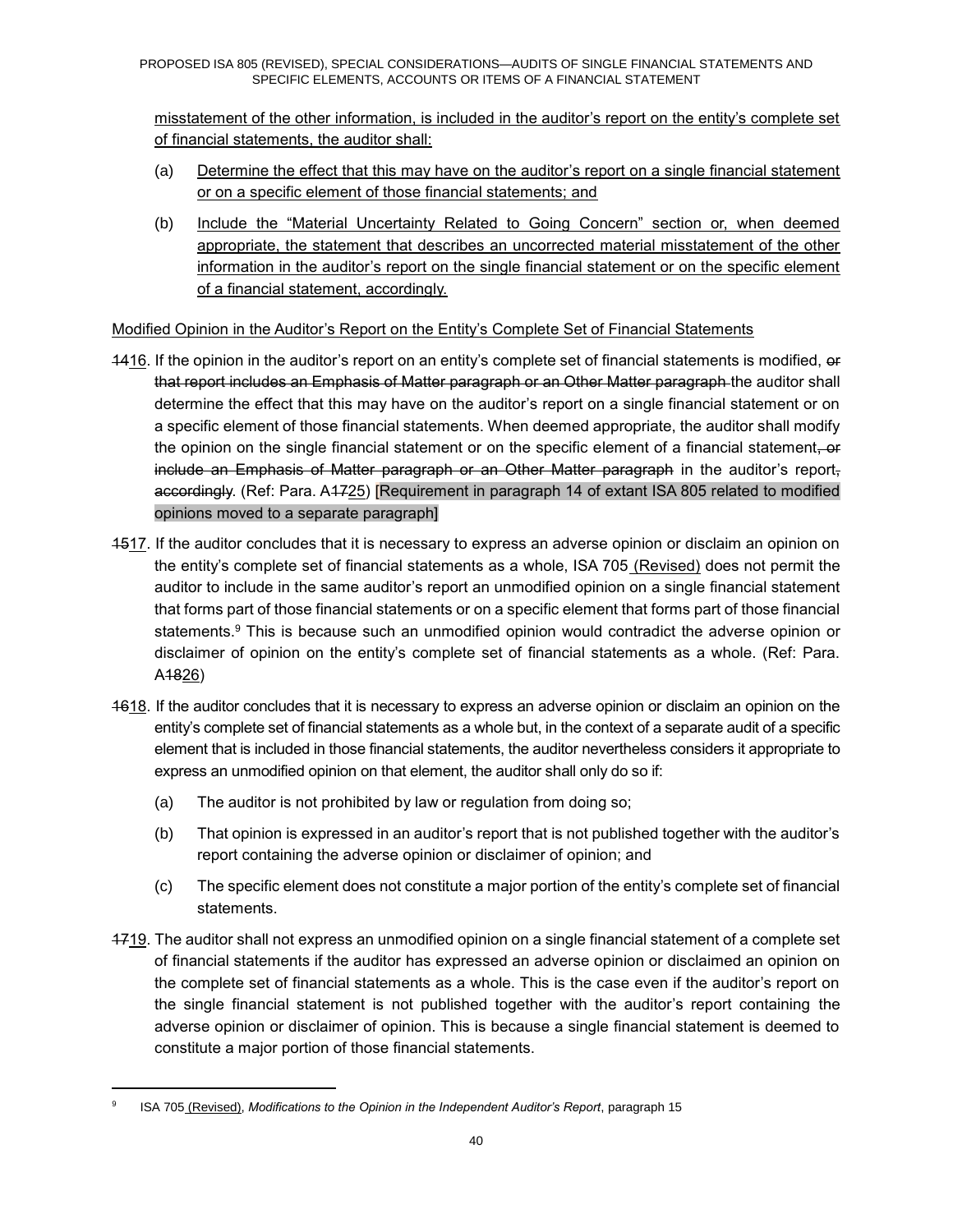misstatement of the other information, is included in the auditor's report on the entity's complete set of financial statements, the auditor shall:

(a) Determine the effect that this may have on the auditor's report on a single financial statement or on a specific element of those financial statements; and

(b) Include the "Material Uncertainty Related to Going Concern" section or, when deemed appropriate, the statement that describes an uncorrected material misstatement of the other information in the auditor's report on the single financial statement or on the specific element of a financial statement, accordingly.

Modified Opinion in the Auditor's Report on the Entity's Complete Set of Financial Statements

~~14~~16. If the opinion in the auditor's report on an entity's complete set of financial statements is modified, ~~or that report includes an Emphasis of Matter paragraph or an Other Matter paragraph~~ the auditor shall determine the effect that this may have on the auditor's report on a single financial statement or on a specific element of those financial statements. When deemed appropriate, the auditor shall modify the opinion on the single financial statement or on the specific element of a financial statement~~, or include an Emphasis of Matter paragraph or an Other Matter paragraph~~ in the auditor's report~~, accordingly~~. (Ref: Para. A~~17~~25) [Requirement in paragraph 14 of extant ISA 805 related to modified opinions moved to a separate paragraph]

~~15~~17. If the auditor concludes that it is necessary to express an adverse opinion or disclaim an opinion on the entity's complete set of financial statements as a whole, ISA 705 (Revised) does not permit the auditor to include in the same auditor's report an unmodified opinion on a single financial statement that forms part of those financial statements or on a specific element that forms part of those financial statements.[9] This is because such an unmodified opinion would contradict the adverse opinion or disclaimer of opinion on the entity's complete set of financial statements as a whole. (Ref: Para. A~~18~~26)

~~16~~18. If the auditor concludes that it is necessary to express an adverse opinion or disclaim an opinion on the entity's complete set of financial statements as a whole but, in the context of a separate audit of a specific element that is included in those financial statements, the auditor nevertheless considers it appropriate to express an unmodified opinion on that element, the auditor shall only do so if:

(a) The auditor is not prohibited by law or regulation from doing so;

(b) That opinion is expressed in an auditor's report that is not published together with the auditor's report containing the adverse opinion or disclaimer of opinion; and

(c) The specific element does not constitute a major portion of the entity's complete set of financial statements.

~~17~~19. The auditor shall not express an unmodified opinion on a single financial statement of a complete set of financial statements if the auditor has expressed an adverse opinion or disclaimed an opinion on the complete set of financial statements as a whole. This is the case even if the auditor's report on the single financial statement is not published together with the auditor's report containing the adverse opinion or disclaimer of opinion. This is because a single financial statement is deemed to constitute a major portion of those financial statements.

[9] ISA 705 (Revised), *Modifications to the Opinion in the Independent Auditor's Report*, paragraph 15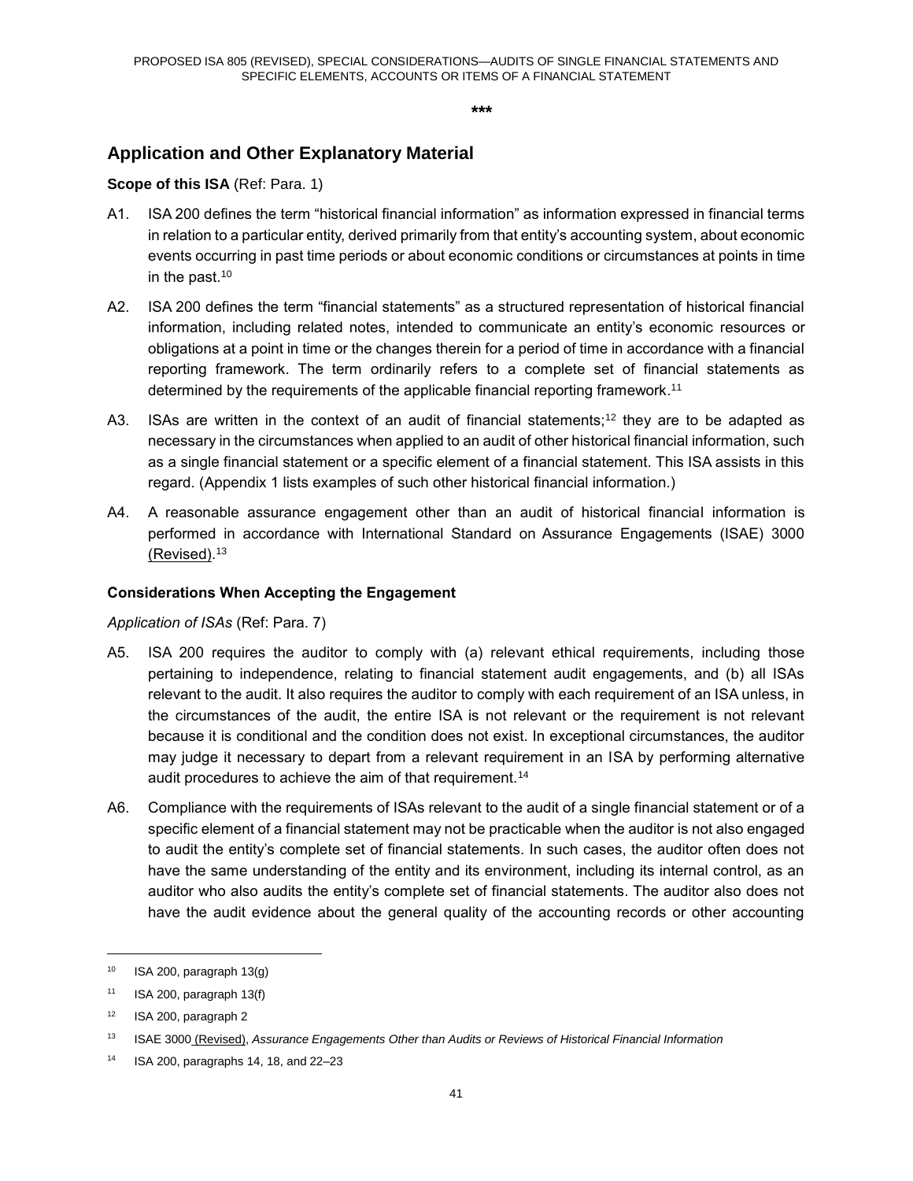\*\*\*

## Application and Other Explanatory Material

**Scope of this ISA** (Ref: Para. 1)

A1. ISA 200 defines the term "historical financial information" as information expressed in financial terms in relation to a particular entity, derived primarily from that entity's accounting system, about economic events occurring in past time periods or about economic conditions or circumstances at points in time in the past.[10]

A2. ISA 200 defines the term "financial statements" as a structured representation of historical financial information, including related notes, intended to communicate an entity's economic resources or obligations at a point in time or the changes therein for a period of time in accordance with a financial reporting framework. The term ordinarily refers to a complete set of financial statements as determined by the requirements of the applicable financial reporting framework.[11]

A3. ISAs are written in the context of an audit of financial statements;[12] they are to be adapted as necessary in the circumstances when applied to an audit of other historical financial information, such as a single financial statement or a specific element of a financial statement. This ISA assists in this regard. (Appendix 1 lists examples of such other historical financial information.)

A4. A reasonable assurance engagement other than an audit of historical financial information is performed in accordance with International Standard on Assurance Engagements (ISAE) 3000 (Revised).[13]

**Considerations When Accepting the Engagement**

*Application of ISAs* (Ref: Para. 7)

A5. ISA 200 requires the auditor to comply with (a) relevant ethical requirements, including those pertaining to independence, relating to financial statement audit engagements, and (b) all ISAs relevant to the audit. It also requires the auditor to comply with each requirement of an ISA unless, in the circumstances of the audit, the entire ISA is not relevant or the requirement is not relevant because it is conditional and the condition does not exist. In exceptional circumstances, the auditor may judge it necessary to depart from a relevant requirement in an ISA by performing alternative audit procedures to achieve the aim of that requirement.[14]

A6. Compliance with the requirements of ISAs relevant to the audit of a single financial statement or of a specific element of a financial statement may not be practicable when the auditor is not also engaged to audit the entity's complete set of financial statements. In such cases, the auditor often does not have the same understanding of the entity and its environment, including its internal control, as an auditor who also audits the entity's complete set of financial statements. The auditor also does not have the audit evidence about the general quality of the accounting records or other accounting

---

[10] ISA 200, paragraph 13(g)

[11] ISA 200, paragraph 13(f)

[12] ISA 200, paragraph 2

[13] ISAE 3000 (Revised), *Assurance Engagements Other than Audits or Reviews of Historical Financial Information*

[14] ISA 200, paragraphs 14, 18, and 22–23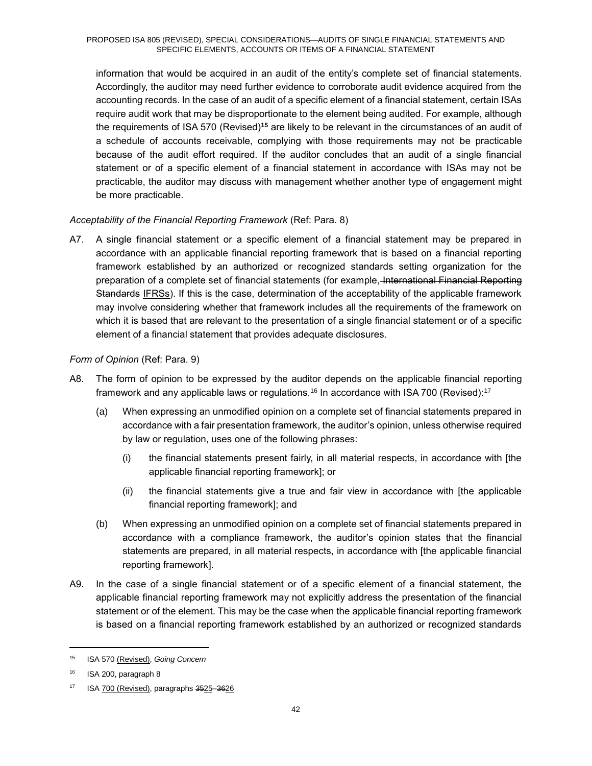information that would be acquired in an audit of the entity's complete set of financial statements. Accordingly, the auditor may need further evidence to corroborate audit evidence acquired from the accounting records. In the case of an audit of a specific element of a financial statement, certain ISAs require audit work that may be disproportionate to the element being audited. For example, although the requirements of ISA 570 (Revised)[15] are likely to be relevant in the circumstances of an audit of a schedule of accounts receivable, complying with those requirements may not be practicable because of the audit effort required. If the auditor concludes that an audit of a single financial statement or of a specific element of a financial statement in accordance with ISAs may not be practicable, the auditor may discuss with management whether another type of engagement might be more practicable.

*Acceptability of the Financial Reporting Framework* (Ref: Para. 8)

A7. A single financial statement or a specific element of a financial statement may be prepared in accordance with an applicable financial reporting framework that is based on a financial reporting framework established by an authorized or recognized standards setting organization for the preparation of a complete set of financial statements (for example, ~~International Financial Reporting Standards~~ IFRSs). If this is the case, determination of the acceptability of the applicable framework may involve considering whether that framework includes all the requirements of the framework on which it is based that are relevant to the presentation of a single financial statement or of a specific element of a financial statement that provides adequate disclosures.

*Form of Opinion* (Ref: Para. 9)

A8. The form of opinion to be expressed by the auditor depends on the applicable financial reporting framework and any applicable laws or regulations.[16] In accordance with ISA 700 (Revised):[17]

(a) When expressing an unmodified opinion on a complete set of financial statements prepared in accordance with a fair presentation framework, the auditor's opinion, unless otherwise required by law or regulation, uses one of the following phrases:

(i) the financial statements present fairly, in all material respects, in accordance with [the applicable financial reporting framework]; or

(ii) the financial statements give a true and fair view in accordance with [the applicable financial reporting framework]; and

(b) When expressing an unmodified opinion on a complete set of financial statements prepared in accordance with a compliance framework, the auditor's opinion states that the financial statements are prepared, in all material respects, in accordance with [the applicable financial reporting framework].

A9. In the case of a single financial statement or of a specific element of a financial statement, the applicable financial reporting framework may not explicitly address the presentation of the financial statement or of the element. This may be the case when the applicable financial reporting framework is based on a financial reporting framework established by an authorized or recognized standards

---

[15] ISA 570 (Revised), *Going Concern*

[16] ISA 200, paragraph 8

[17] ISA 700 (Revised), paragraphs ~~35~~25–~~36~~26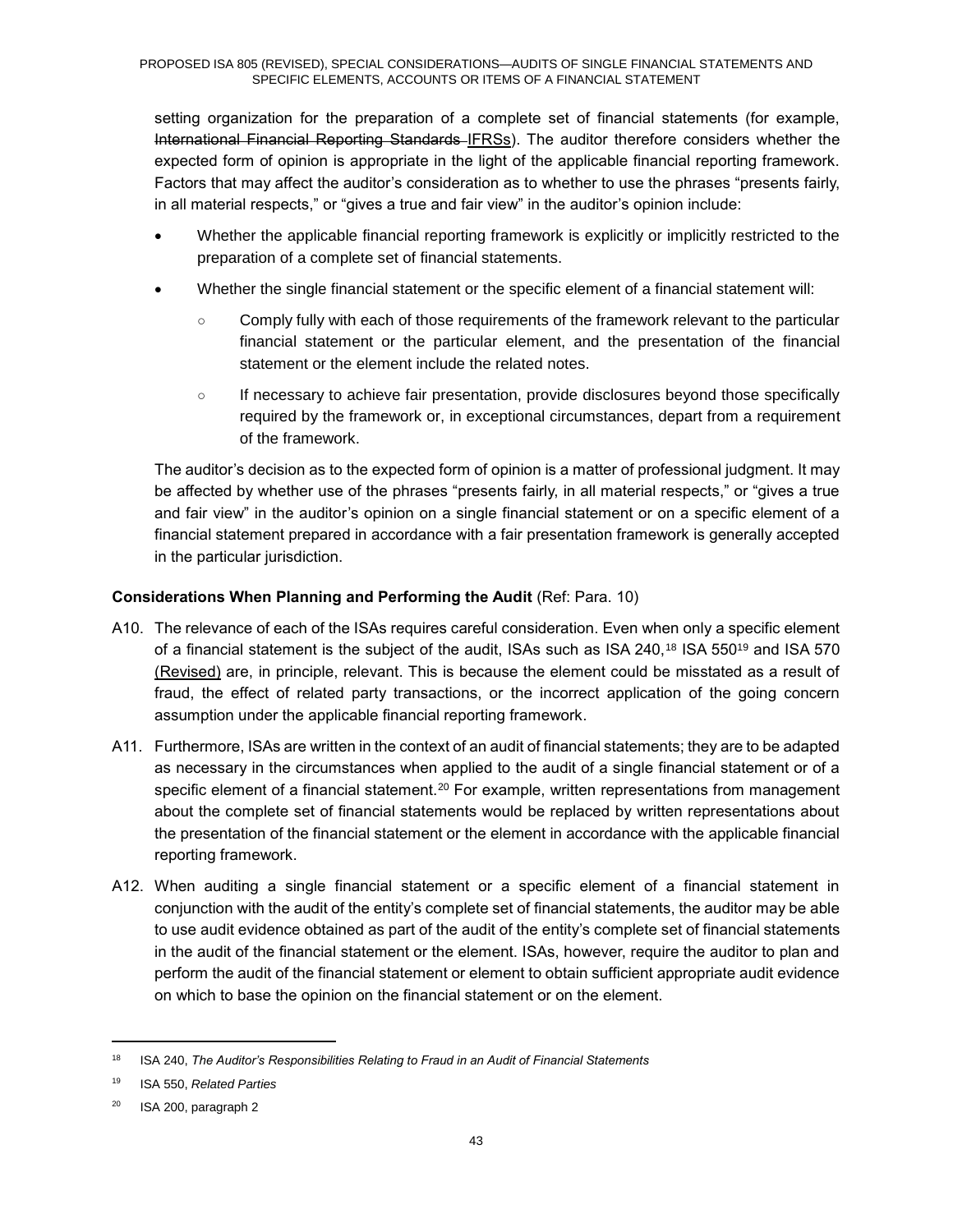setting organization for the preparation of a complete set of financial statements (for example, ~~International Financial Reporting Standards~~ IFRSs). The auditor therefore considers whether the expected form of opinion is appropriate in the light of the applicable financial reporting framework. Factors that may affect the auditor's consideration as to whether to use the phrases "presents fairly, in all material respects," or "gives a true and fair view" in the auditor's opinion include:

- Whether the applicable financial reporting framework is explicitly or implicitly restricted to the preparation of a complete set of financial statements.
- Whether the single financial statement or the specific element of a financial statement will:
    - Comply fully with each of those requirements of the framework relevant to the particular financial statement or the particular element, and the presentation of the financial statement or the element include the related notes.
    - If necessary to achieve fair presentation, provide disclosures beyond those specifically required by the framework or, in exceptional circumstances, depart from a requirement of the framework.

The auditor's decision as to the expected form of opinion is a matter of professional judgment. It may be affected by whether use of the phrases "presents fairly, in all material respects," or "gives a true and fair view" in the auditor's opinion on a single financial statement or on a specific element of a financial statement prepared in accordance with a fair presentation framework is generally accepted in the particular jurisdiction.

**Considerations When Planning and Performing the Audit** (Ref: Para. 10)

A10. The relevance of each of the ISAs requires careful consideration. Even when only a specific element of a financial statement is the subject of the audit, ISAs such as ISA 240,[18] ISA 550[19] and ISA 570 (Revised) are, in principle, relevant. This is because the element could be misstated as a result of fraud, the effect of related party transactions, or the incorrect application of the going concern assumption under the applicable financial reporting framework.

A11. Furthermore, ISAs are written in the context of an audit of financial statements; they are to be adapted as necessary in the circumstances when applied to the audit of a single financial statement or of a specific element of a financial statement.[20] For example, written representations from management about the complete set of financial statements would be replaced by written representations about the presentation of the financial statement or the element in accordance with the applicable financial reporting framework.

A12. When auditing a single financial statement or a specific element of a financial statement in conjunction with the audit of the entity's complete set of financial statements, the auditor may be able to use audit evidence obtained as part of the audit of the entity's complete set of financial statements in the audit of the financial statement or the element. ISAs, however, require the auditor to plan and perform the audit of the financial statement or element to obtain sufficient appropriate audit evidence on which to base the opinion on the financial statement or on the element.

---

[18] ISA 240, *The Auditor's Responsibilities Relating to Fraud in an Audit of Financial Statements*

[19] ISA 550, *Related Parties*

[20] ISA 200, paragraph 2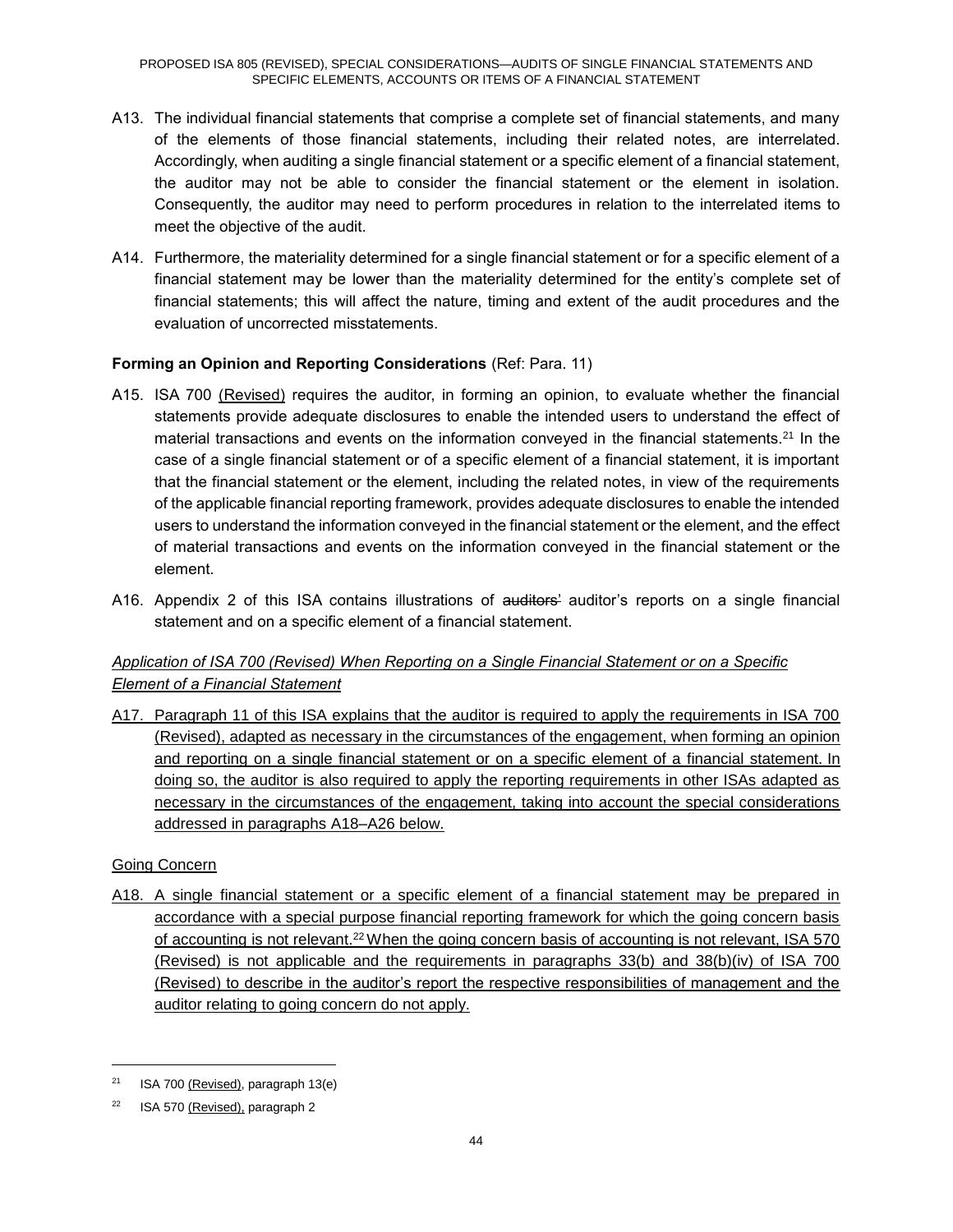A13. The individual financial statements that comprise a complete set of financial statements, and many of the elements of those financial statements, including their related notes, are interrelated. Accordingly, when auditing a single financial statement or a specific element of a financial statement, the auditor may not be able to consider the financial statement or the element in isolation. Consequently, the auditor may need to perform procedures in relation to the interrelated items to meet the objective of the audit.

A14. Furthermore, the materiality determined for a single financial statement or for a specific element of a financial statement may be lower than the materiality determined for the entity's complete set of financial statements; this will affect the nature, timing and extent of the audit procedures and the evaluation of uncorrected misstatements.

**Forming an Opinion and Reporting Considerations** (Ref: Para. 11)

A15. ISA 700 (Revised) requires the auditor, in forming an opinion, to evaluate whether the financial statements provide adequate disclosures to enable the intended users to understand the effect of material transactions and events on the information conveyed in the financial statements.[21] In the case of a single financial statement or of a specific element of a financial statement, it is important that the financial statement or the element, including the related notes, in view of the requirements of the applicable financial reporting framework, provides adequate disclosures to enable the intended users to understand the information conveyed in the financial statement or the element, and the effect of material transactions and events on the information conveyed in the financial statement or the element.

A16. Appendix 2 of this ISA contains illustrations of ~~auditors'~~ auditor's reports on a single financial statement and on a specific element of a financial statement.

*Application of ISA 700 (Revised) When Reporting on a Single Financial Statement or on a Specific Element of a Financial Statement*

A17. Paragraph 11 of this ISA explains that the auditor is required to apply the requirements in ISA 700 (Revised), adapted as necessary in the circumstances of the engagement, when forming an opinion and reporting on a single financial statement or on a specific element of a financial statement. In doing so, the auditor is also required to apply the reporting requirements in other ISAs adapted as necessary in the circumstances of the engagement, taking into account the special considerations addressed in paragraphs A18–A26 below.

Going Concern

A18. A single financial statement or a specific element of a financial statement may be prepared in accordance with a special purpose financial reporting framework for which the going concern basis of accounting is not relevant.[22] When the going concern basis of accounting is not relevant, ISA 570 (Revised) is not applicable and the requirements in paragraphs 33(b) and 38(b)(iv) of ISA 700 (Revised) to describe in the auditor's report the respective responsibilities of management and the auditor relating to going concern do not apply.

---

[21] ISA 700 (Revised), paragraph 13(e)

[22] ISA 570 (Revised), paragraph 2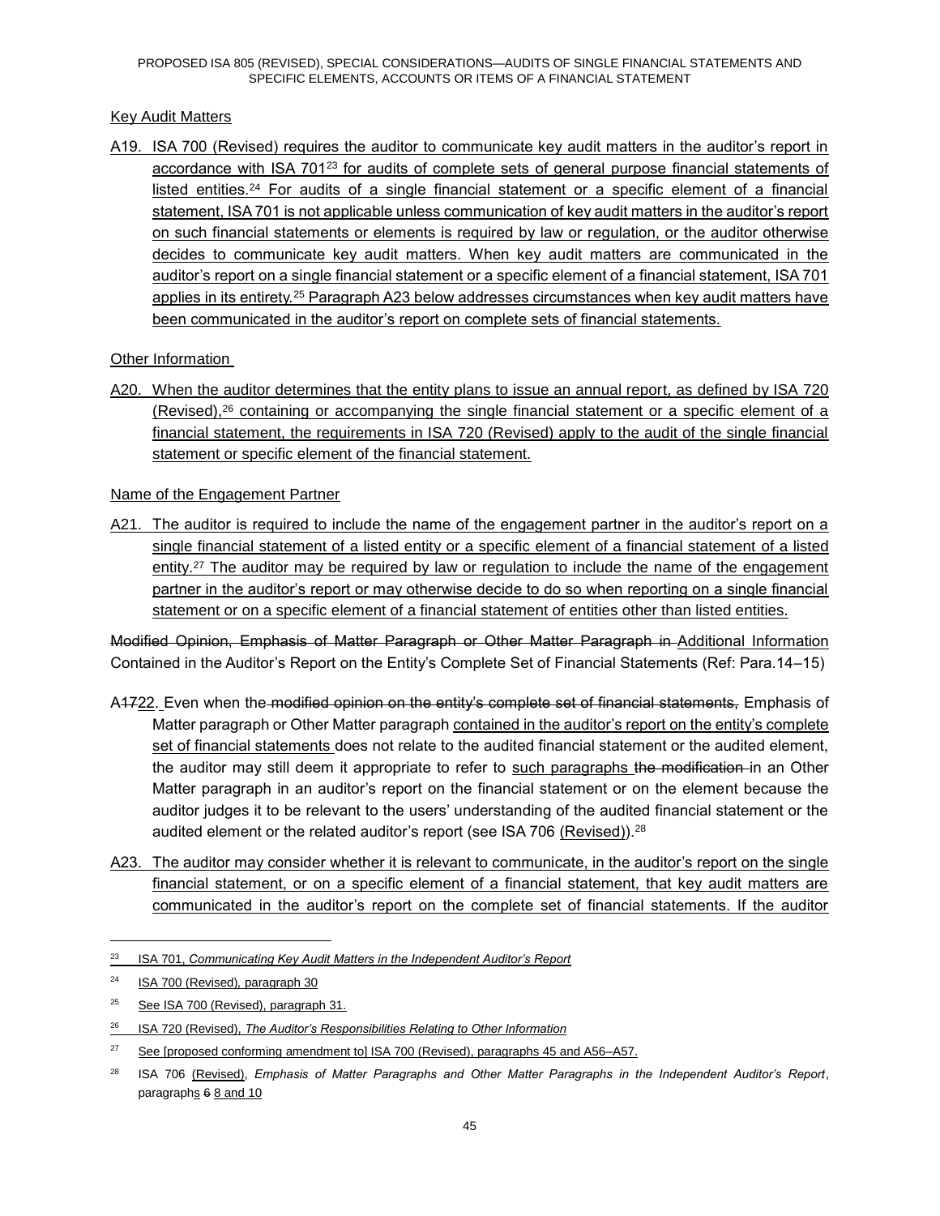Key Audit Matters

A19. ISA 700 (Revised) requires the auditor to communicate key audit matters in the auditor's report in accordance with ISA 701[23] for audits of complete sets of general purpose financial statements of listed entities.[24] For audits of a single financial statement or a specific element of a financial statement, ISA 701 is not applicable unless communication of key audit matters in the auditor's report on such financial statements or elements is required by law or regulation, or the auditor otherwise decides to communicate key audit matters. When key audit matters are communicated in the auditor's report on a single financial statement or a specific element of a financial statement, ISA 701 applies in its entirety.[25] Paragraph A23 below addresses circumstances when key audit matters have been communicated in the auditor's report on complete sets of financial statements.

Other Information

A20. When the auditor determines that the entity plans to issue an annual report, as defined by ISA 720 (Revised),[26] containing or accompanying the single financial statement or a specific element of a financial statement, the requirements in ISA 720 (Revised) apply to the audit of the single financial statement or specific element of the financial statement.

Name of the Engagement Partner

A21. The auditor is required to include the name of the engagement partner in the auditor's report on a single financial statement of a listed entity or a specific element of a financial statement of a listed entity.[27] The auditor may be required by law or regulation to include the name of the engagement partner in the auditor's report or may otherwise decide to do so when reporting on a single financial statement or on a specific element of a financial statement of entities other than listed entities.

~~Modified Opinion, Emphasis of Matter Paragraph or Other Matter Paragraph in~~ Additional Information Contained in the Auditor's Report on the Entity's Complete Set of Financial Statements (Ref: Para.14–15)

A~~17~~22. Even when the ~~modified opinion on the entity's complete set of financial statements,~~ Emphasis of Matter paragraph or Other Matter paragraph contained in the auditor's report on the entity's complete set of financial statements does not relate to the audited financial statement or the audited element, the auditor may still deem it appropriate to refer to such paragraphs ~~the modification~~ in an Other Matter paragraph in an auditor's report on the financial statement or on the element because the auditor judges it to be relevant to the users' understanding of the audited financial statement or the audited element or the related auditor's report (see ISA 706 (Revised)).[28]

A23. The auditor may consider whether it is relevant to communicate, in the auditor's report on the single financial statement, or on a specific element of a financial statement, that key audit matters are communicated in the auditor's report on the complete set of financial statements. If the auditor

---

[23] ISA 701, *Communicating Key Audit Matters in the Independent Auditor's Report*

[24] ISA 700 (Revised), paragraph 30

[25] See ISA 700 (Revised), paragraph 31.

[26] ISA 720 (Revised), *The Auditor's Responsibilities Relating to Other Information*

[27] See [proposed conforming amendment to] ISA 700 (Revised), paragraphs 45 and A56–A57.

[28] ISA 706 (Revised), *Emphasis of Matter Paragraphs and Other Matter Paragraphs in the Independent Auditor's Report*, paragraphs ~~6~~ 8 and 10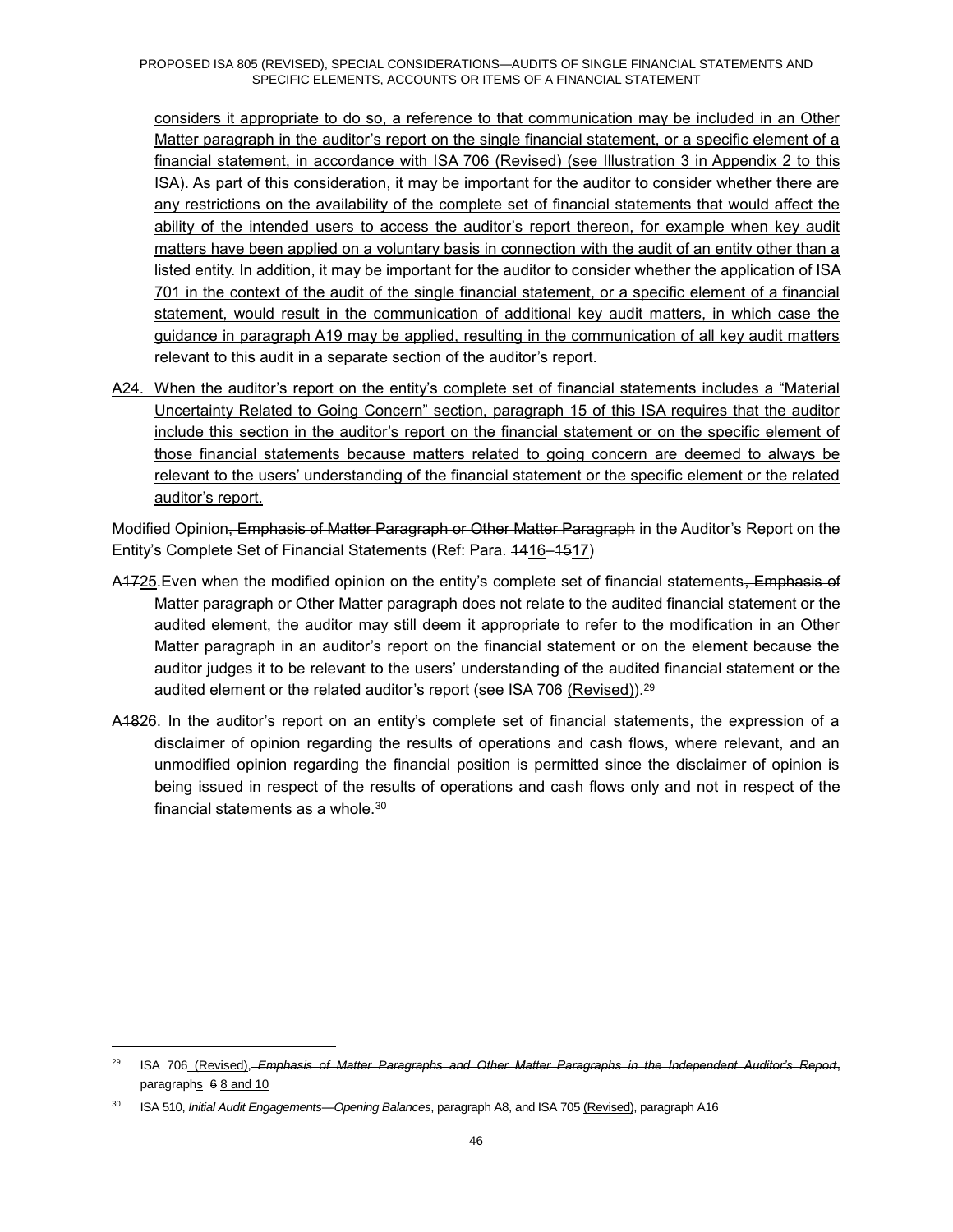considers it appropriate to do so, a reference to that communication may be included in an Other Matter paragraph in the auditor's report on the single financial statement, or a specific element of a financial statement, in accordance with ISA 706 (Revised) (see Illustration 3 in Appendix 2 to this ISA). As part of this consideration, it may be important for the auditor to consider whether there are any restrictions on the availability of the complete set of financial statements that would affect the ability of the intended users to access the auditor's report thereon, for example when key audit matters have been applied on a voluntary basis in connection with the audit of an entity other than a listed entity. In addition, it may be important for the auditor to consider whether the application of ISA 701 in the context of the audit of the single financial statement, or a specific element of a financial statement, would result in the communication of additional key audit matters, in which case the guidance in paragraph A19 may be applied, resulting in the communication of all key audit matters relevant to this audit in a separate section of the auditor's report.

A24. When the auditor's report on the entity's complete set of financial statements includes a "Material Uncertainty Related to Going Concern" section, paragraph 15 of this ISA requires that the auditor include this section in the auditor's report on the financial statement or on the specific element of those financial statements because matters related to going concern are deemed to always be relevant to the users' understanding of the financial statement or the specific element or the related auditor's report.

Modified Opinion~~, Emphasis of Matter Paragraph or Other Matter Paragraph~~ in the Auditor's Report on the Entity's Complete Set of Financial Statements (Ref: Para. ~~14~~16–~~15~~17)

A~~17~~25. Even when the modified opinion on the entity's complete set of financial statements~~, Emphasis of Matter paragraph or Other Matter paragraph~~ does not relate to the audited financial statement or the audited element, the auditor may still deem it appropriate to refer to the modification in an Other Matter paragraph in an auditor's report on the financial statement or on the element because the auditor judges it to be relevant to the users' understanding of the audited financial statement or the audited element or the related auditor's report (see ISA 706 (Revised)).[29]

A~~18~~26. In the auditor's report on an entity's complete set of financial statements, the expression of a disclaimer of opinion regarding the results of operations and cash flows, where relevant, and an unmodified opinion regarding the financial position is permitted since the disclaimer of opinion is being issued in respect of the results of operations and cash flows only and not in respect of the financial statements as a whole.[30]

---

[29] ISA 706 (Revised), ~~*Emphasis of Matter Paragraphs and Other Matter Paragraphs in the Independent Auditor's Report*~~, paragraphs ~~6~~ 8 and 10

[30] ISA 510, *Initial Audit Engagements—Opening Balances*, paragraph A8, and ISA 705 (Revised), paragraph A16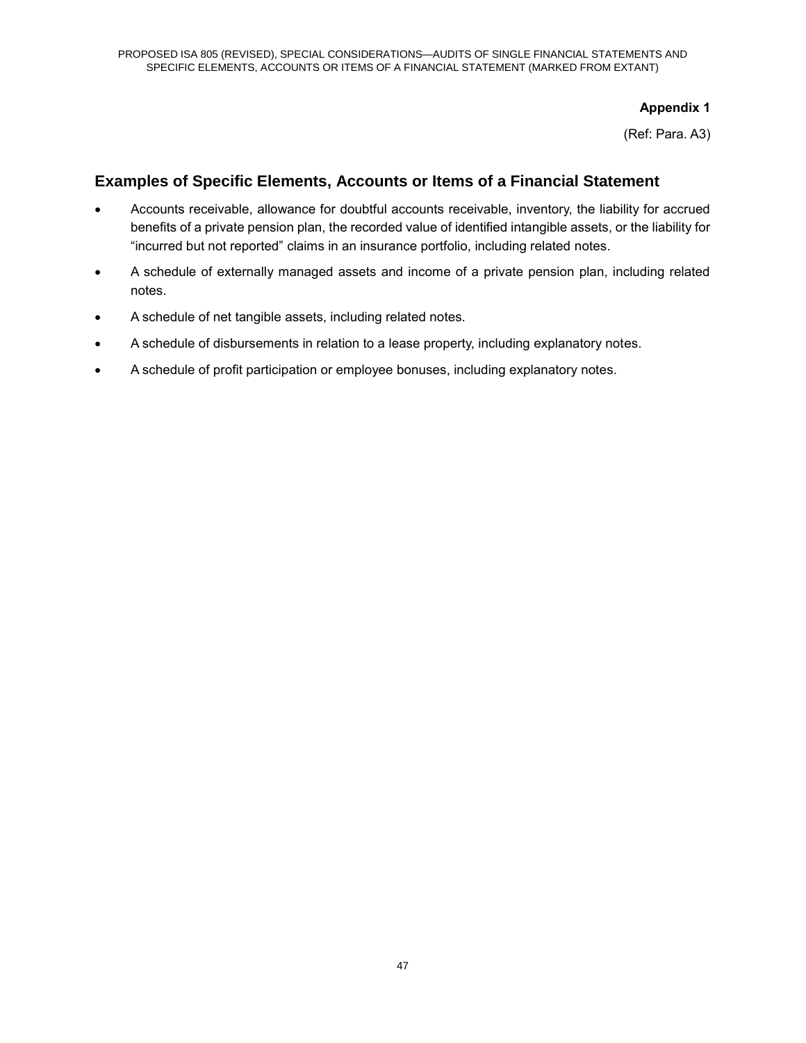**Appendix 1**

(Ref: Para. A3)

## Examples of Specific Elements, Accounts or Items of a Financial Statement

- Accounts receivable, allowance for doubtful accounts receivable, inventory, the liability for accrued benefits of a private pension plan, the recorded value of identified intangible assets, or the liability for "incurred but not reported" claims in an insurance portfolio, including related notes.
- A schedule of externally managed assets and income of a private pension plan, including related notes.
- A schedule of net tangible assets, including related notes.
- A schedule of disbursements in relation to a lease property, including explanatory notes.
- A schedule of profit participation or employee bonuses, including explanatory notes.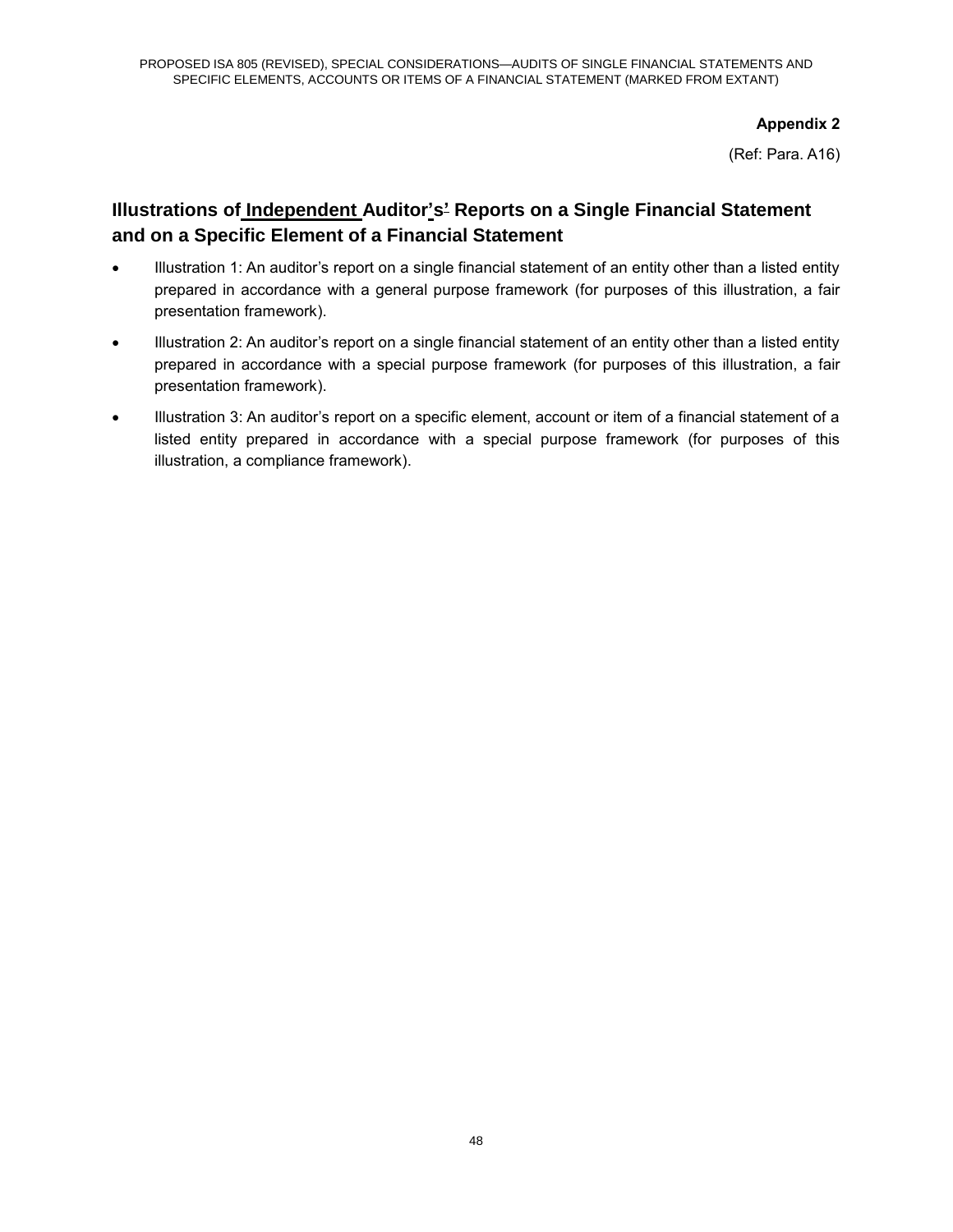**Appendix 2**

(Ref: Para. A16)

## Illustrations of Independent Auditor's' Reports on a Single Financial Statement and on a Specific Element of a Financial Statement

- Illustration 1: An auditor's report on a single financial statement of an entity other than a listed entity prepared in accordance with a general purpose framework (for purposes of this illustration, a fair presentation framework).
- Illustration 2: An auditor's report on a single financial statement of an entity other than a listed entity prepared in accordance with a special purpose framework (for purposes of this illustration, a fair presentation framework).
- Illustration 3: An auditor's report on a specific element, account or item of a financial statement of a listed entity prepared in accordance with a special purpose framework (for purposes of this illustration, a compliance framework).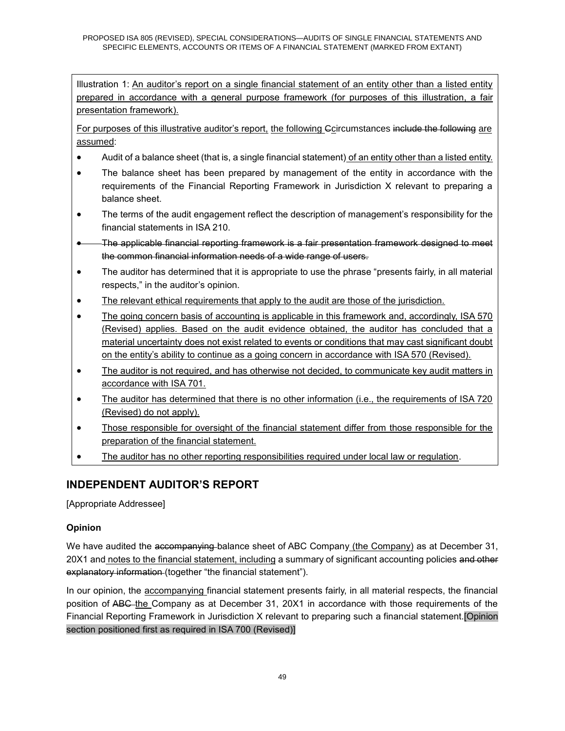Illustration 1: An auditor's report on a single financial statement of an entity other than a listed entity prepared in accordance with a general purpose framework (for purposes of this illustration, a fair presentation framework).

For purposes of this illustrative auditor's report, the following Ccircumstances include the following are assumed:

- Audit of a balance sheet (that is, a single financial statement) of an entity other than a listed entity.
- The balance sheet has been prepared by management of the entity in accordance with the requirements of the Financial Reporting Framework in Jurisdiction X relevant to preparing a balance sheet.
- The terms of the audit engagement reflect the description of management's responsibility for the financial statements in ISA 210.
- ~~The applicable financial reporting framework is a fair presentation framework designed to meet the common financial information needs of a wide range of users.~~
- The auditor has determined that it is appropriate to use the phrase "presents fairly, in all material respects," in the auditor's opinion.
- The relevant ethical requirements that apply to the audit are those of the jurisdiction.
- The going concern basis of accounting is applicable in this framework and, accordingly, ISA 570 (Revised) applies. Based on the audit evidence obtained, the auditor has concluded that a material uncertainty does not exist related to events or conditions that may cast significant doubt on the entity's ability to continue as a going concern in accordance with ISA 570 (Revised).
- The auditor is not required, and has otherwise not decided, to communicate key audit matters in accordance with ISA 701.
- The auditor has determined that there is no other information (i.e., the requirements of ISA 720 (Revised) do not apply).
- Those responsible for oversight of the financial statement differ from those responsible for the preparation of the financial statement.
- The auditor has no other reporting responsibilities required under local law or regulation.

## INDEPENDENT AUDITOR'S REPORT

[Appropriate Addressee]

**Opinion**

We have audited the ~~accompanying~~ balance sheet of ABC Company (the Company) as at December 31, 20X1 and notes to the financial statement, including a summary of significant accounting policies ~~and other explanatory information~~ (together "the financial statement").

In our opinion, the accompanying financial statement presents fairly, in all material respects, the financial position of ~~ABC~~ the Company as at December 31, 20X1 in accordance with those requirements of the Financial Reporting Framework in Jurisdiction X relevant to preparing such a financial statement.[Opinion section positioned first as required in ISA 700 (Revised)]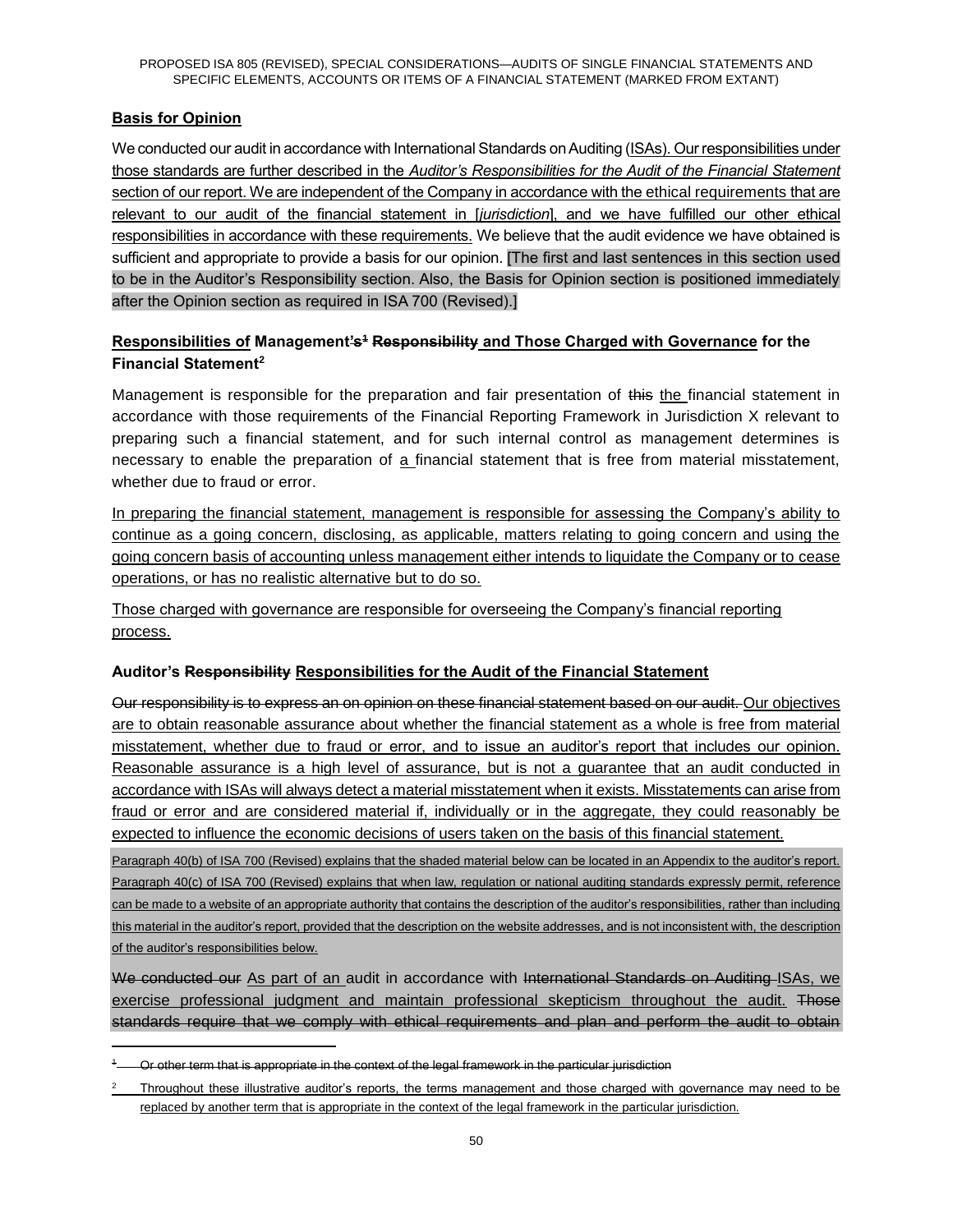**Basis for Opinion**

We conducted our audit in accordance with International Standards on Auditing (ISAs). Our responsibilities under those standards are further described in the *Auditor's Responsibilities for the Audit of the Financial Statement* section of our report. We are independent of the Company in accordance with the ethical requirements that are relevant to our audit of the financial statement in [*jurisdiction*], and we have fulfilled our other ethical responsibilities in accordance with these requirements. We believe that the audit evidence we have obtained is sufficient and appropriate to provide a basis for our opinion. [The first and last sentences in this section used to be in the Auditor's Responsibility section. Also, the Basis for Opinion section is positioned immediately after the Opinion section as required in ISA 700 (Revised).]

**Responsibilities of Management's[1] Responsibility and Those Charged with Governance for the Financial Statement[2]**

Management is responsible for the preparation and fair presentation of this the financial statement in accordance with those requirements of the Financial Reporting Framework in Jurisdiction X relevant to preparing such a financial statement, and for such internal control as management determines is necessary to enable the preparation of a financial statement that is free from material misstatement, whether due to fraud or error.

In preparing the financial statement, management is responsible for assessing the Company's ability to continue as a going concern, disclosing, as applicable, matters relating to going concern and using the going concern basis of accounting unless management either intends to liquidate the Company or to cease operations, or has no realistic alternative but to do so.

Those charged with governance are responsible for overseeing the Company's financial reporting process.

**Auditor's Responsibility Responsibilities for the Audit of the Financial Statement**

Our responsibility is to express an on opinion on these financial statement based on our audit. Our objectives are to obtain reasonable assurance about whether the financial statement as a whole is free from material misstatement, whether due to fraud or error, and to issue an auditor's report that includes our opinion. Reasonable assurance is a high level of assurance, but is not a guarantee that an audit conducted in accordance with ISAs will always detect a material misstatement when it exists. Misstatements can arise from fraud or error and are considered material if, individually or in the aggregate, they could reasonably be expected to influence the economic decisions of users taken on the basis of this financial statement.

Paragraph 40(b) of ISA 700 (Revised) explains that the shaded material below can be located in an Appendix to the auditor's report. Paragraph 40(c) of ISA 700 (Revised) explains that when law, regulation or national auditing standards expressly permit, reference can be made to a website of an appropriate authority that contains the description of the auditor's responsibilities, rather than including this material in the auditor's report, provided that the description on the website addresses, and is not inconsistent with, the description of the auditor's responsibilities below.

We conducted our As part of an audit in accordance with International Standards on Auditing ISAs, we exercise professional judgment and maintain professional skepticism throughout the audit. Those standards require that we comply with ethical requirements and plan and perform the audit to obtain

[1] Or other term that is appropriate in the context of the legal framework in the particular jurisdiction

[2] Throughout these illustrative auditor's reports, the terms management and those charged with governance may need to be replaced by another term that is appropriate in the context of the legal framework in the particular jurisdiction.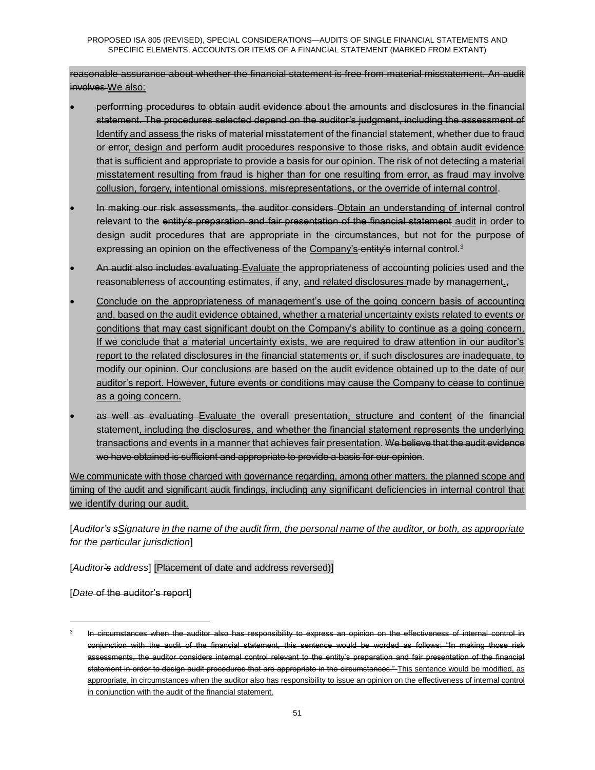~~reasonable assurance about whether the financial statement is free from material misstatement. An audit involves~~ <u>We also:</u>

- ~~performing procedures to obtain audit evidence about the amounts and disclosures in the financial statement. The procedures selected depend on the auditor's judgment, including the assessment of~~ <u>Identify and assess</u> the risks of material misstatement of the financial statement, whether due to fraud or error<u>, design and perform audit procedures responsive to those risks, and obtain audit evidence that is sufficient and appropriate to provide a basis for our opinion. The risk of not detecting a material misstatement resulting from fraud is higher than for one resulting from error, as fraud may involve collusion, forgery, intentional omissions, misrepresentations, or the override of internal control</u>.
- ~~In making our risk assessments, the auditor considers~~ <u>Obtain an understanding of</u> internal control relevant to the ~~entity's preparation and fair presentation of the financial statement~~ <u>audit</u> in order to design audit procedures that are appropriate in the circumstances, but not for the purpose of expressing an opinion on the effectiveness of the <u>Company's</u> ~~entity's~~ internal control.[3]
- ~~An audit also includes evaluating~~ <u>Evaluate</u> the appropriateness of accounting policies used and the reasonableness of accounting estimates, if any, <u>and related disclosures</u> made by management<u>.</u>~~,~~
- <u>Conclude on the appropriateness of management's use of the going concern basis of accounting and, based on the audit evidence obtained, whether a material uncertainty exists related to events or conditions that may cast significant doubt on the Company's ability to continue as a going concern. If we conclude that a material uncertainty exists, we are required to draw attention in our auditor's report to the related disclosures in the financial statements or, if such disclosures are inadequate, to modify our opinion. Our conclusions are based on the audit evidence obtained up to the date of our auditor's report. However, future events or conditions may cause the Company to cease to continue as a going concern.</u>
- ~~as well as evaluating~~ <u>Evaluate</u> the overall presentation<u>, structure and content</u> of the financial statement<u>, including the disclosures, and whether the financial statement represents the underlying transactions and events in a manner that achieves fair presentation</u>. ~~We believe that the audit evidence we have obtained is sufficient and appropriate to provide a basis for our opinion.~~

<u>We communicate with those charged with governance regarding, among other matters, the planned scope and timing of the audit and significant audit findings, including any significant deficiencies in internal control that we identify during our audit.</u>

[~~*Auditor's s*~~*<u>S</u>ignature <u>in the name of the audit firm, the personal name of the auditor, or both, as appropriate for the particular jurisdiction</u>*]

[*Auditor~~'s~~ address*] [Placement of date and address reversed)]

[*Date* ~~of the auditor's report~~]

---

[3] ~~In circumstances when the auditor also has responsibility to express an opinion on the effectiveness of internal control in conjunction with the audit of the financial statement, this sentence would be worded as follows: "In making those risk assessments, the auditor considers internal control relevant to the entity's preparation and fair presentation of the financial statement in order to design audit procedures that are appropriate in the circumstances."~~ <u>This sentence would be modified, as appropriate, in circumstances when the auditor also has responsibility to issue an opinion on the effectiveness of internal control in conjunction with the audit of the financial statement.</u>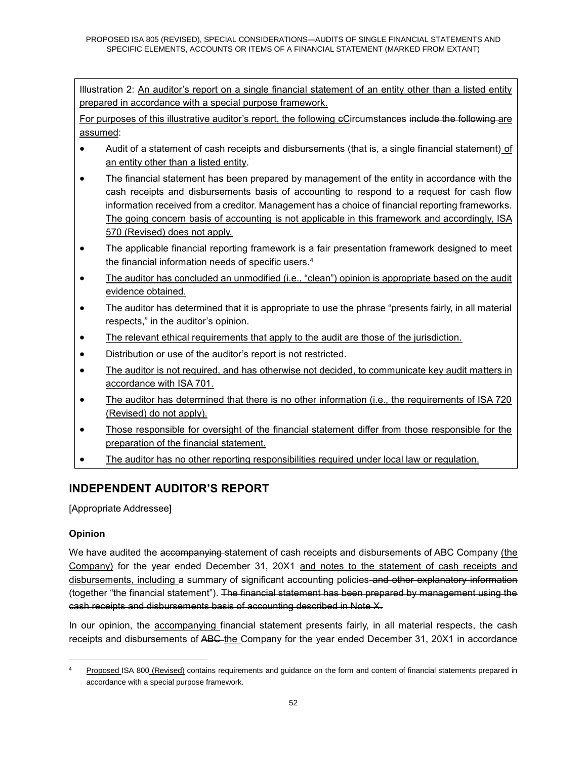Illustration 2: An auditor's report on a single financial statement of an entity other than a listed entity prepared in accordance with a special purpose framework.

For purposes of this illustrative auditor's report, the following cCircumstances include the following are assumed:

- Audit of a statement of cash receipts and disbursements (that is, a single financial statement) of an entity other than a listed entity.
- The financial statement has been prepared by management of the entity in accordance with the cash receipts and disbursements basis of accounting to respond to a request for cash flow information received from a creditor. Management has a choice of financial reporting frameworks. The going concern basis of accounting is not applicable in this framework and accordingly, ISA 570 (Revised) does not apply.
- The applicable financial reporting framework is a fair presentation framework designed to meet the financial information needs of specific users.[4]
- The auditor has concluded an unmodified (i.e., "clean") opinion is appropriate based on the audit evidence obtained.
- The auditor has determined that it is appropriate to use the phrase "presents fairly, in all material respects," in the auditor's opinion.
- The relevant ethical requirements that apply to the audit are those of the jurisdiction.
- Distribution or use of the auditor's report is not restricted.
- The auditor is not required, and has otherwise not decided, to communicate key audit matters in accordance with ISA 701.
- The auditor has determined that there is no other information (i.e., the requirements of ISA 720 (Revised) do not apply).
- Those responsible for oversight of the financial statement differ from those responsible for the preparation of the financial statement.
- The auditor has no other reporting responsibilities required under local law or regulation.

## INDEPENDENT AUDITOR'S REPORT

[Appropriate Addressee]

**Opinion**

We have audited the accompanying statement of cash receipts and disbursements of ABC Company (the Company) for the year ended December 31, 20X1 and notes to the statement of cash receipts and disbursements, including a summary of significant accounting policies and other explanatory information (together "the financial statement"). The financial statement has been prepared by management using the cash receipts and disbursements basis of accounting described in Note X.

In our opinion, the accompanying financial statement presents fairly, in all material respects, the cash receipts and disbursements of ABC the Company for the year ended December 31, 20X1 in accordance

[4] Proposed ISA 800 (Revised) contains requirements and guidance on the form and content of financial statements prepared in accordance with a special purpose framework.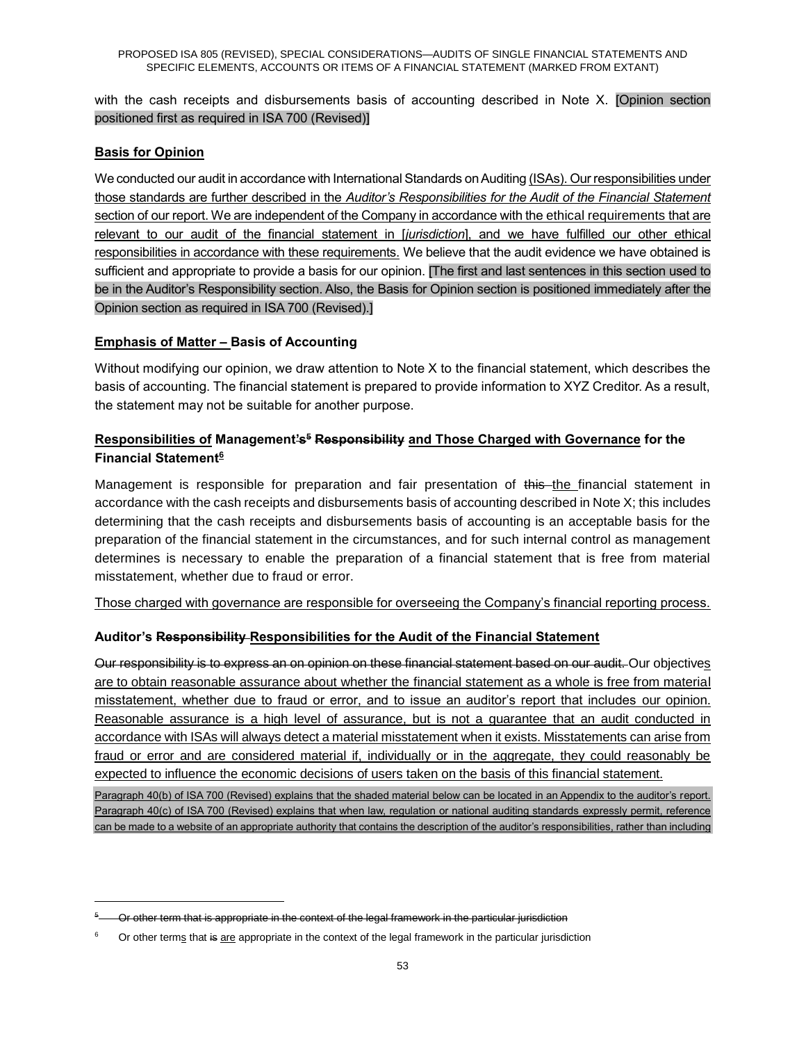with the cash receipts and disbursements basis of accounting described in Note X. [Opinion section positioned first as required in ISA 700 (Revised)]

**Basis for Opinion**

We conducted our audit in accordance with International Standards on Auditing (ISAs). Our responsibilities under those standards are further described in the *Auditor's Responsibilities for the Audit of the Financial Statement* section of our report. We are independent of the Company in accordance with the ethical requirements that are relevant to our audit of the financial statement in [*jurisdiction*], and we have fulfilled our other ethical responsibilities in accordance with these requirements. We believe that the audit evidence we have obtained is sufficient and appropriate to provide a basis for our opinion. [The first and last sentences in this section used to be in the Auditor's Responsibility section. Also, the Basis for Opinion section is positioned immediately after the Opinion section as required in ISA 700 (Revised).]

**Emphasis of Matter – Basis of Accounting**

Without modifying our opinion, we draw attention to Note X to the financial statement, which describes the basis of accounting. The financial statement is prepared to provide information to XYZ Creditor. As a result, the statement may not be suitable for another purpose.

**Responsibilities of Management's[5] Responsibility and Those Charged with Governance for the Financial Statement[6]**

Management is responsible for preparation and fair presentation of this the financial statement in accordance with the cash receipts and disbursements basis of accounting described in Note X; this includes determining that the cash receipts and disbursements basis of accounting is an acceptable basis for the preparation of the financial statement in the circumstances, and for such internal control as management determines is necessary to enable the preparation of a financial statement that is free from material misstatement, whether due to fraud or error.

Those charged with governance are responsible for overseeing the Company's financial reporting process.

**Auditor's Responsibility Responsibilities for the Audit of the Financial Statement**

Our responsibility is to express an on opinion on these financial statement based on our audit. Our objectives are to obtain reasonable assurance about whether the financial statement as a whole is free from material misstatement, whether due to fraud or error, and to issue an auditor's report that includes our opinion. Reasonable assurance is a high level of assurance, but is not a guarantee that an audit conducted in accordance with ISAs will always detect a material misstatement when it exists. Misstatements can arise from fraud or error and are considered material if, individually or in the aggregate, they could reasonably be expected to influence the economic decisions of users taken on the basis of this financial statement.

Paragraph 40(b) of ISA 700 (Revised) explains that the shaded material below can be located in an Appendix to the auditor's report. Paragraph 40(c) of ISA 700 (Revised) explains that when law, regulation or national auditing standards expressly permit, reference can be made to a website of an appropriate authority that contains the description of the auditor's responsibilities, rather than including

---

[5] Or other term that is appropriate in the context of the legal framework in the particular jurisdiction

[6] Or other terms that is are appropriate in the context of the legal framework in the particular jurisdiction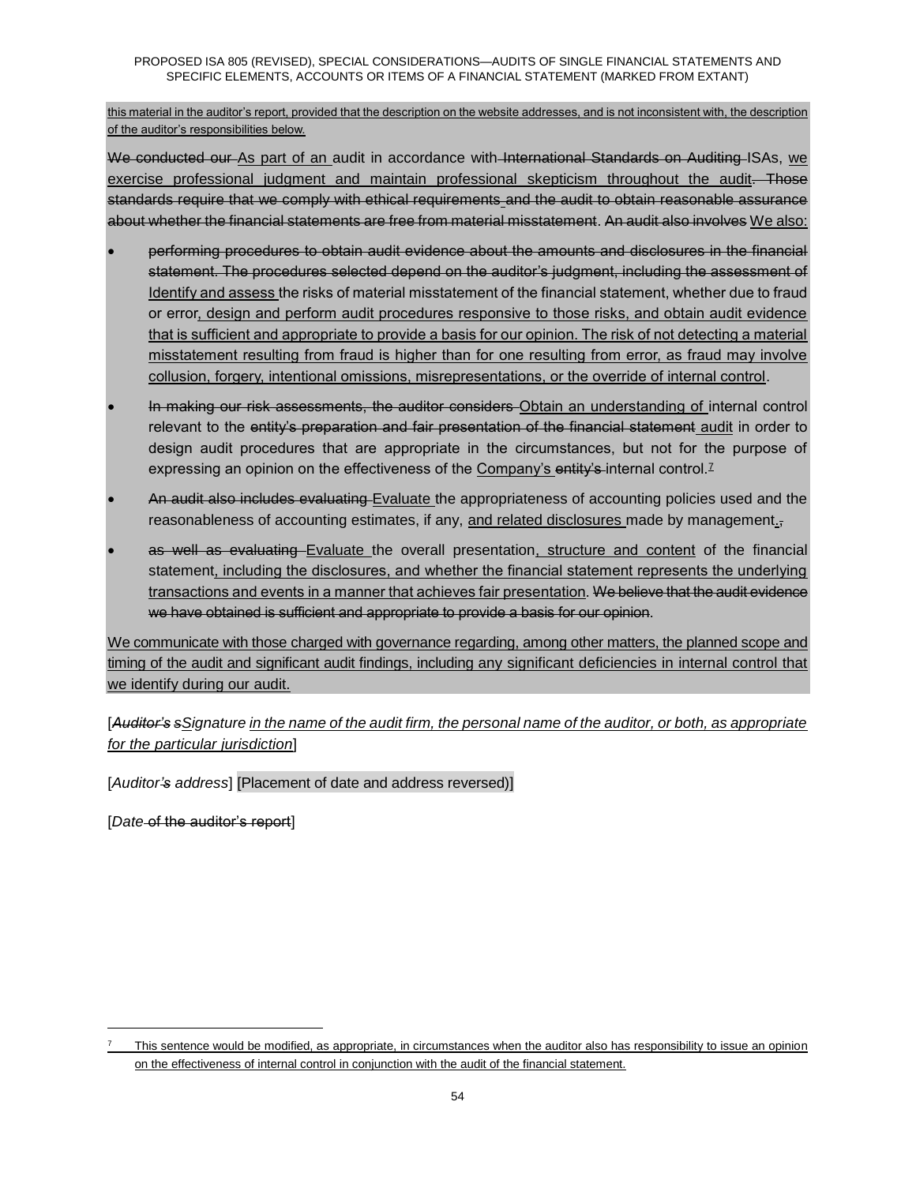this material in the auditor's report, provided that the description on the website addresses, and is not inconsistent with, the description of the auditor's responsibilities below.

~~We conducted our~~ As part of an audit in accordance with ~~International Standards on Auditing~~ ISAs, we exercise professional judgment and maintain professional skepticism throughout the audit. ~~Those standards require that we comply with ethical requirements and the audit to obtain reasonable assurance about whether the financial statements are free from material misstatement.~~ ~~An audit also involves~~ We also:

- ~~performing procedures to obtain audit evidence about the amounts and disclosures in the financial statement. The procedures selected depend on the auditor's judgment, including the assessment of~~ Identify and assess the risks of material misstatement of the financial statement, whether due to fraud or error, design and perform audit procedures responsive to those risks, and obtain audit evidence that is sufficient and appropriate to provide a basis for our opinion. The risk of not detecting a material misstatement resulting from fraud is higher than for one resulting from error, as fraud may involve collusion, forgery, intentional omissions, misrepresentations, or the override of internal control.
- ~~In making our risk assessments, the auditor considers~~ Obtain an understanding of internal control relevant to the ~~entity's preparation and fair presentation of the financial statement~~ audit in order to design audit procedures that are appropriate in the circumstances, but not for the purpose of expressing an opinion on the effectiveness of the Company's ~~entity's~~ internal control.[7]
- ~~An audit also includes evaluating~~ Evaluate the appropriateness of accounting policies used and the reasonableness of accounting estimates, if any, and related disclosures made by management.~~,~~
- ~~as well as evaluating~~ Evaluate the overall presentation, structure and content of the financial statement, including the disclosures, and whether the financial statement represents the underlying transactions and events in a manner that achieves fair presentation. ~~We believe that the audit evidence we have obtained is sufficient and appropriate to provide a basis for our opinion.~~

We communicate with those charged with governance regarding, among other matters, the planned scope and timing of the audit and significant audit findings, including any significant deficiencies in internal control that we identify during our audit.

[*~~Auditor's s~~Signature in the name of the audit firm, the personal name of the auditor, or both, as appropriate for the particular jurisdiction*]

[*Auditor~~'s~~ address*] [Placement of date and address reversed)]

[*Date* ~~of the auditor's report~~]

---

[7] This sentence would be modified, as appropriate, in circumstances when the auditor also has responsibility to issue an opinion on the effectiveness of internal control in conjunction with the audit of the financial statement.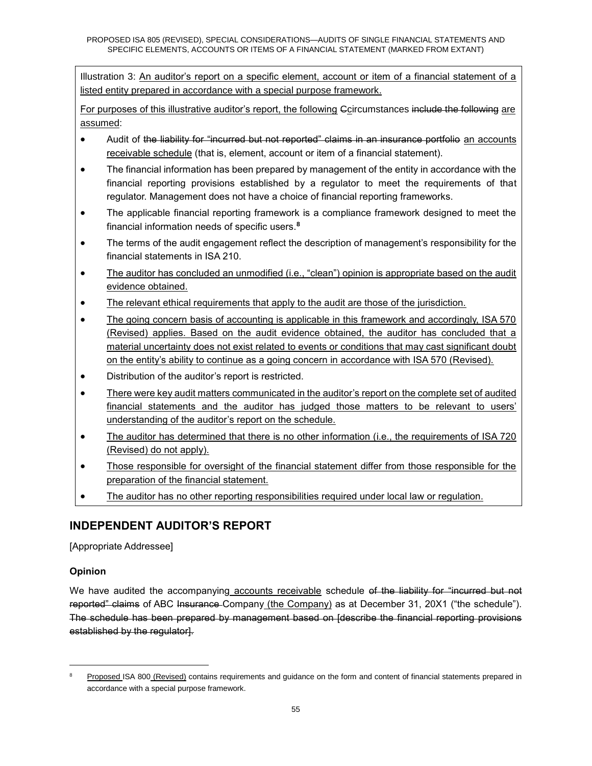Illustration 3: An auditor's report on a specific element, account or item of a financial statement of a listed entity prepared in accordance with a special purpose framework.

For purposes of this illustrative auditor's report, the following ~~C~~circumstances ~~include the following~~ are assumed:

- Audit of ~~the liability for "incurred but not reported" claims in an insurance portfolio~~ an accounts receivable schedule (that is, element, account or item of a financial statement).
- The financial information has been prepared by management of the entity in accordance with the financial reporting provisions established by a regulator to meet the requirements of that regulator. Management does not have a choice of financial reporting frameworks.
- The applicable financial reporting framework is a compliance framework designed to meet the financial information needs of specific users.[8]
- The terms of the audit engagement reflect the description of management's responsibility for the financial statements in ISA 210.
- The auditor has concluded an unmodified (i.e., "clean") opinion is appropriate based on the audit evidence obtained.
- The relevant ethical requirements that apply to the audit are those of the jurisdiction.
- The going concern basis of accounting is applicable in this framework and accordingly, ISA 570 (Revised) applies. Based on the audit evidence obtained, the auditor has concluded that a material uncertainty does not exist related to events or conditions that may cast significant doubt on the entity's ability to continue as a going concern in accordance with ISA 570 (Revised).
- Distribution of the auditor's report is restricted.
- There were key audit matters communicated in the auditor's report on the complete set of audited financial statements and the auditor has judged those matters to be relevant to users' understanding of the auditor's report on the schedule.
- The auditor has determined that there is no other information (i.e., the requirements of ISA 720 (Revised) do not apply).
- Those responsible for oversight of the financial statement differ from those responsible for the preparation of the financial statement.
- The auditor has no other reporting responsibilities required under local law or regulation.

## INDEPENDENT AUDITOR'S REPORT

[Appropriate Addressee]

### Opinion

We have audited the accompanying accounts receivable schedule ~~of the liability for "incurred but not reported" claims~~ of ABC ~~Insurance~~ Company (the Company) as at December 31, 20X1 ("the schedule"). ~~The schedule has been prepared by management based on [describe the financial reporting provisions established by the regulator].~~

---

[8] Proposed ISA 800 (Revised) contains requirements and guidance on the form and content of financial statements prepared in accordance with a special purpose framework.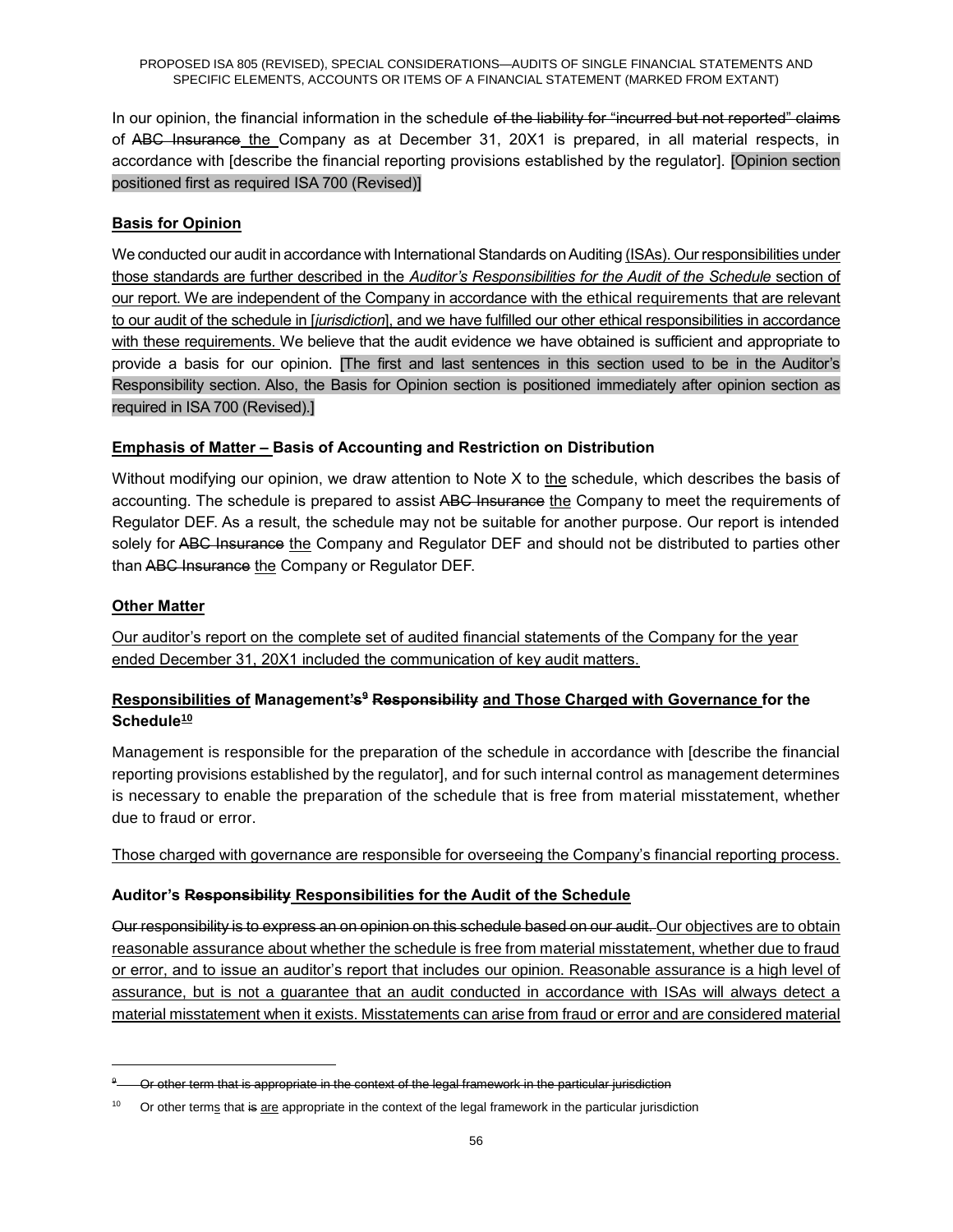In our opinion, the financial information in the schedule of the liability for "incurred but not reported" claims of ABC Insurance the Company as at December 31, 20X1 is prepared, in all material respects, in accordance with [describe the financial reporting provisions established by the regulator]. [Opinion section positioned first as required ISA 700 (Revised)]

**Basis for Opinion**

We conducted our audit in accordance with International Standards on Auditing (ISAs). Our responsibilities under those standards are further described in the *Auditor's Responsibilities for the Audit of the Schedule* section of our report. We are independent of the Company in accordance with the ethical requirements that are relevant to our audit of the schedule in [*jurisdiction*], and we have fulfilled our other ethical responsibilities in accordance with these requirements. We believe that the audit evidence we have obtained is sufficient and appropriate to provide a basis for our opinion. [The first and last sentences in this section used to be in the Auditor's Responsibility section. Also, the Basis for Opinion section is positioned immediately after opinion section as required in ISA 700 (Revised).]

**Emphasis of Matter – Basis of Accounting and Restriction on Distribution**

Without modifying our opinion, we draw attention to Note X to the schedule, which describes the basis of accounting. The schedule is prepared to assist ABC Insurance the Company to meet the requirements of Regulator DEF. As a result, the schedule may not be suitable for another purpose. Our report is intended solely for ABC Insurance the Company and Regulator DEF and should not be distributed to parties other than ABC Insurance the Company or Regulator DEF.

**Other Matter**

Our auditor's report on the complete set of audited financial statements of the Company for the year ended December 31, 20X1 included the communication of key audit matters.

**Responsibilities of Management's[9] Responsibility and Those Charged with Governance for the Schedule[10]**

Management is responsible for the preparation of the schedule in accordance with [describe the financial reporting provisions established by the regulator], and for such internal control as management determines is necessary to enable the preparation of the schedule that is free from material misstatement, whether due to fraud or error.

Those charged with governance are responsible for overseeing the Company's financial reporting process.

**Auditor's Responsibility Responsibilities for the Audit of the Schedule**

Our responsibility is to express an on opinion on this schedule based on our audit. Our objectives are to obtain reasonable assurance about whether the schedule is free from material misstatement, whether due to fraud or error, and to issue an auditor's report that includes our opinion. Reasonable assurance is a high level of assurance, but is not a guarantee that an audit conducted in accordance with ISAs will always detect a material misstatement when it exists. Misstatements can arise from fraud or error and are considered material

---

[9] Or other term that is appropriate in the context of the legal framework in the particular jurisdiction

[10] Or other terms that is are appropriate in the context of the legal framework in the particular jurisdiction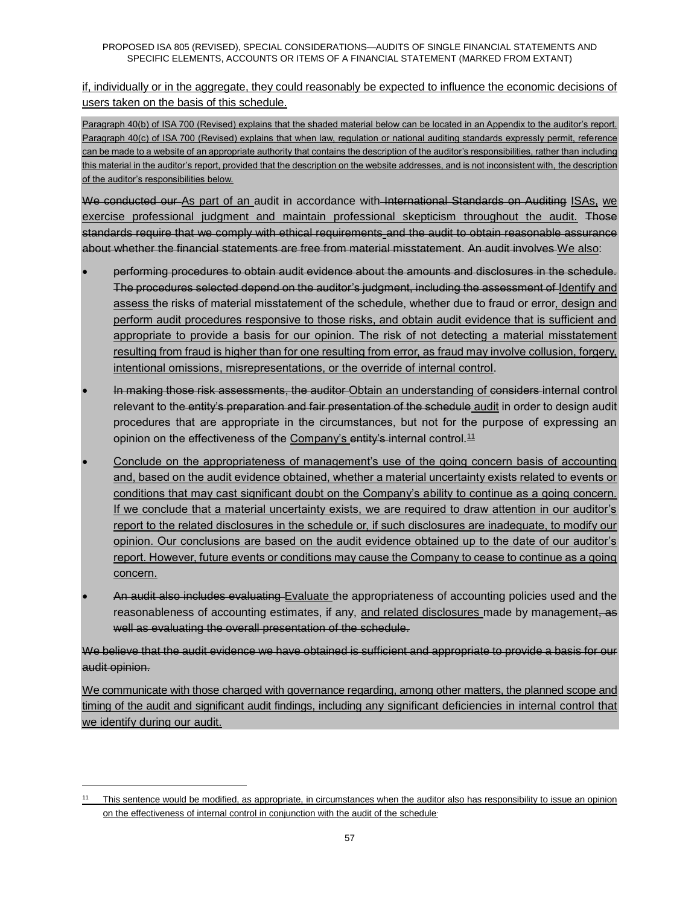if, individually or in the aggregate, they could reasonably be expected to influence the economic decisions of users taken on the basis of this schedule.

Paragraph 40(b) of ISA 700 (Revised) explains that the shaded material below can be located in an Appendix to the auditor's report. Paragraph 40(c) of ISA 700 (Revised) explains that when law, regulation or national auditing standards expressly permit, reference can be made to a website of an appropriate authority that contains the description of the auditor's responsibilities, rather than including this material in the auditor's report, provided that the description on the website addresses, and is not inconsistent with, the description of the auditor's responsibilities below.

~~We conducted our~~ As part of an audit in accordance with ~~International Standards on Auditing~~ ISAs, we exercise professional judgment and maintain professional skepticism throughout the audit. ~~Those standards require that we comply with ethical requirements and the audit to obtain reasonable assurance about whether the financial statements are free from material misstatement.~~ ~~An audit involves~~ We also:

- ~~performing procedures to obtain audit evidence about the amounts and disclosures in the schedule. The procedures selected depend on the auditor's judgment, including the assessment of~~ Identify and assess the risks of material misstatement of the schedule, whether due to fraud or error, design and perform audit procedures responsive to those risks, and obtain audit evidence that is sufficient and appropriate to provide a basis for our opinion. The risk of not detecting a material misstatement resulting from fraud is higher than for one resulting from error, as fraud may involve collusion, forgery, intentional omissions, misrepresentations, or the override of internal control.
- ~~In making those risk assessments, the auditor~~ Obtain an understanding of ~~considers~~ internal control relevant to the ~~entity's preparation and fair presentation of the schedule~~ audit in order to design audit procedures that are appropriate in the circumstances, but not for the purpose of expressing an opinion on the effectiveness of the Company's ~~entity's~~ internal control.[11]
- Conclude on the appropriateness of management's use of the going concern basis of accounting and, based on the audit evidence obtained, whether a material uncertainty exists related to events or conditions that may cast significant doubt on the Company's ability to continue as a going concern. If we conclude that a material uncertainty exists, we are required to draw attention in our auditor's report to the related disclosures in the schedule or, if such disclosures are inadequate, to modify our opinion. Our conclusions are based on the audit evidence obtained up to the date of our auditor's report. However, future events or conditions may cause the Company to cease to continue as a going concern.
- ~~An audit also includes evaluating~~ Evaluate the appropriateness of accounting policies used and the reasonableness of accounting estimates, if any, and related disclosures made by management~~, as well as evaluating the overall presentation of the schedule~~.

~~We believe that the audit evidence we have obtained is sufficient and appropriate to provide a basis for our audit opinion.~~

We communicate with those charged with governance regarding, among other matters, the planned scope and timing of the audit and significant audit findings, including any significant deficiencies in internal control that we identify during our audit.

---

[11] This sentence would be modified, as appropriate, in circumstances when the auditor also has responsibility to issue an opinion on the effectiveness of internal control in conjunction with the audit of the schedule.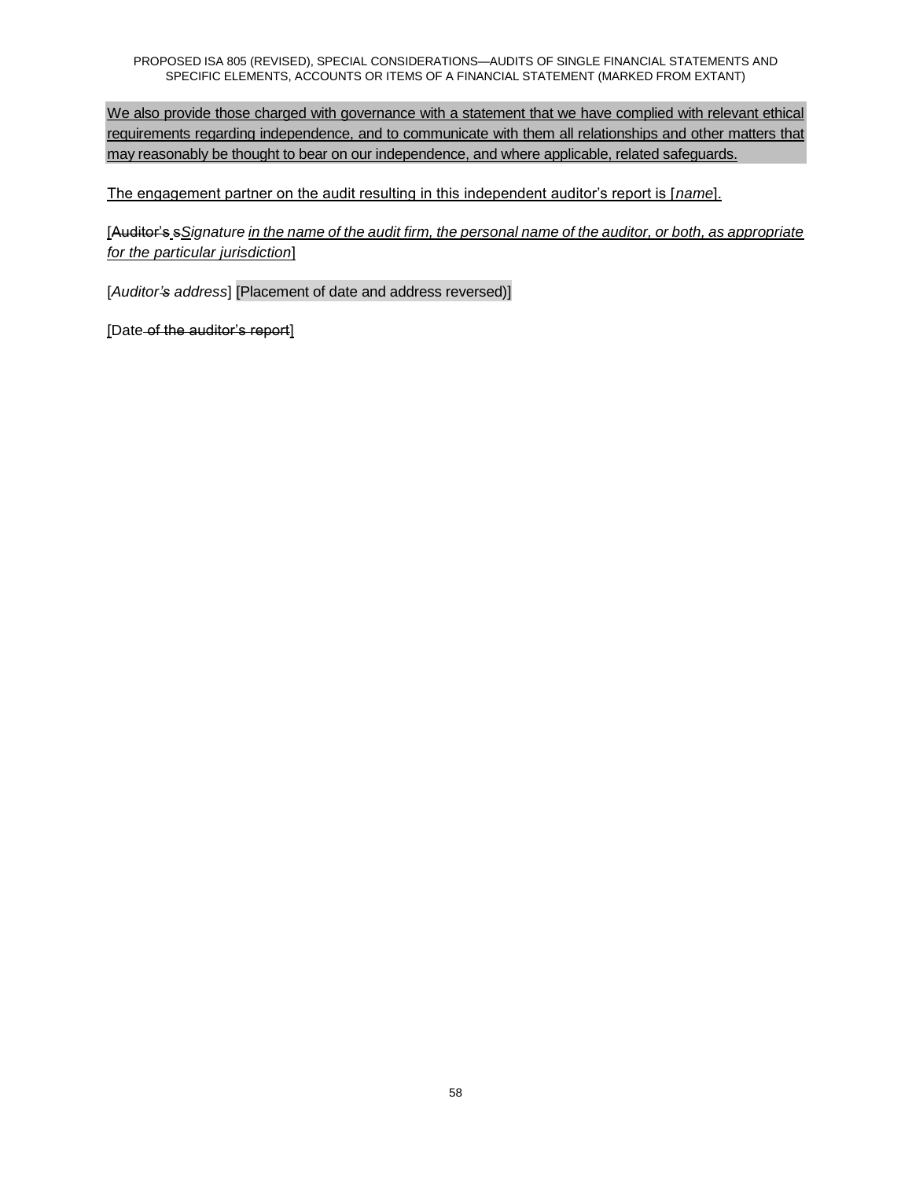We also provide those charged with governance with a statement that we have complied with relevant ethical requirements regarding independence, and to communicate with them all relationships and other matters that may reasonably be thought to bear on our independence, and where applicable, related safeguards.

The engagement partner on the audit resulting in this independent auditor's report is [*name*].

[~~Auditor's s~~*Signature in the name of the audit firm, the personal name of the auditor, or both, as appropriate for the particular jurisdiction*]

[*Auditor~~'s~~ address*] [Placement of date and address reversed)]

[Date ~~of the auditor's report~~]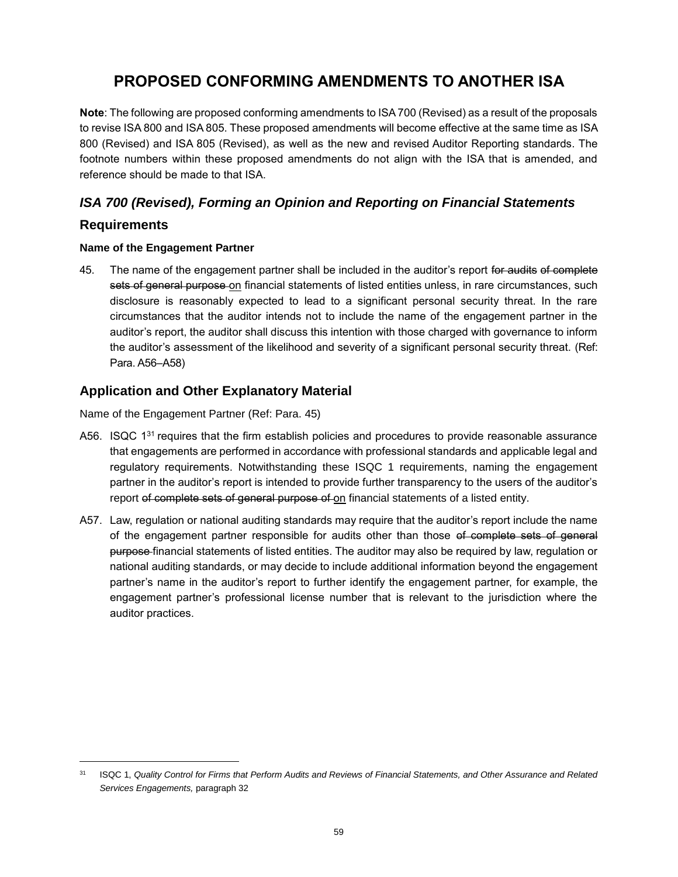# PROPOSED CONFORMING AMENDMENTS TO ANOTHER ISA

**Note**: The following are proposed conforming amendments to ISA 700 (Revised) as a result of the proposals to revise ISA 800 and ISA 805. These proposed amendments will become effective at the same time as ISA 800 (Revised) and ISA 805 (Revised), as well as the new and revised Auditor Reporting standards. The footnote numbers within these proposed amendments do not align with the ISA that is amended, and reference should be made to that ISA.

## *ISA 700 (Revised), Forming an Opinion and Reporting on Financial Statements*

## Requirements

### Name of the Engagement Partner

45. The name of the engagement partner shall be included in the auditor's report ~~for audits of complete sets of general purpose~~ <u>on</u> financial statements of listed entities unless, in rare circumstances, such disclosure is reasonably expected to lead to a significant personal security threat. In the rare circumstances that the auditor intends not to include the name of the engagement partner in the auditor's report, the auditor shall discuss this intention with those charged with governance to inform the auditor's assessment of the likelihood and severity of a significant personal security threat. (Ref: Para. A56–A58)

## Application and Other Explanatory Material

Name of the Engagement Partner (Ref: Para. 45)

A56. ISQC 1[31] requires that the firm establish policies and procedures to provide reasonable assurance that engagements are performed in accordance with professional standards and applicable legal and regulatory requirements. Notwithstanding these ISQC 1 requirements, naming the engagement partner in the auditor's report is intended to provide further transparency to the users of the auditor's report ~~of complete sets of general purpose of~~ <u>on</u> financial statements of a listed entity.

A57. Law, regulation or national auditing standards may require that the auditor's report include the name of the engagement partner responsible for audits other than those ~~of complete sets of general purpose~~ financial statements of listed entities. The auditor may also be required by law, regulation or national auditing standards, or may decide to include additional information beyond the engagement partner's name in the auditor's report to further identify the engagement partner, for example, the engagement partner's professional license number that is relevant to the jurisdiction where the auditor practices.

---

[31] ISQC 1, *Quality Control for Firms that Perform Audits and Reviews of Financial Statements, and Other Assurance and Related Services Engagements,* paragraph 32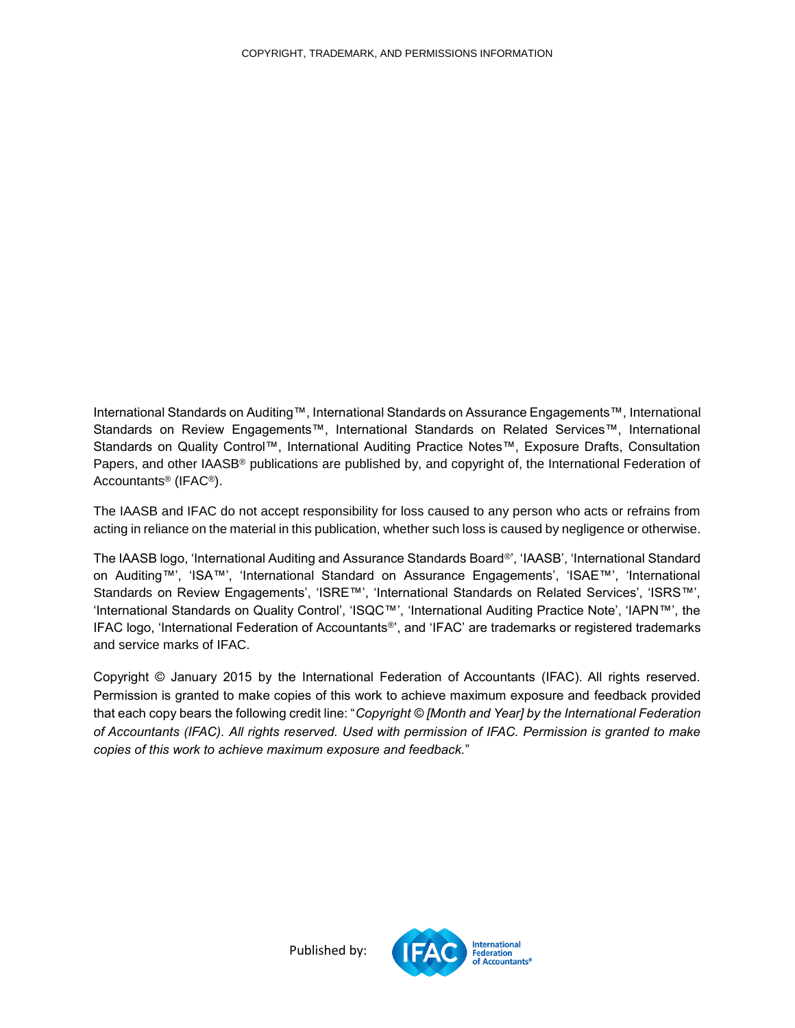COPYRIGHT, TRADEMARK, AND PERMISSIONS INFORMATION

International Standards on Auditing™, International Standards on Assurance Engagements™, International Standards on Review Engagements™, International Standards on Related Services™, International Standards on Quality Control™, International Auditing Practice Notes™, Exposure Drafts, Consultation Papers, and other IAASB® publications are published by, and copyright of, the International Federation of Accountants® (IFAC®).

The IAASB and IFAC do not accept responsibility for loss caused to any person who acts or refrains from acting in reliance on the material in this publication, whether such loss is caused by negligence or otherwise.

The IAASB logo, 'International Auditing and Assurance Standards Board®', 'IAASB', 'International Standard on Auditing™', 'ISA™', 'International Standard on Assurance Engagements', 'ISAE™', 'International Standards on Review Engagements', 'ISRE™', 'International Standards on Related Services', 'ISRS™', 'International Standards on Quality Control', 'ISQC™', 'International Auditing Practice Note', 'IAPN™', the IFAC logo, 'International Federation of Accountants®', and 'IFAC' are trademarks or registered trademarks and service marks of IFAC.

Copyright © January 2015 by the International Federation of Accountants (IFAC). All rights reserved. Permission is granted to make copies of this work to achieve maximum exposure and feedback provided that each copy bears the following credit line: "*Copyright © [Month and Year] by the International Federation of Accountants (IFAC). All rights reserved. Used with permission of IFAC. Permission is granted to make copies of this work to achieve maximum exposure and feedback.*"

Published by: IFAC International Federation of Accountants®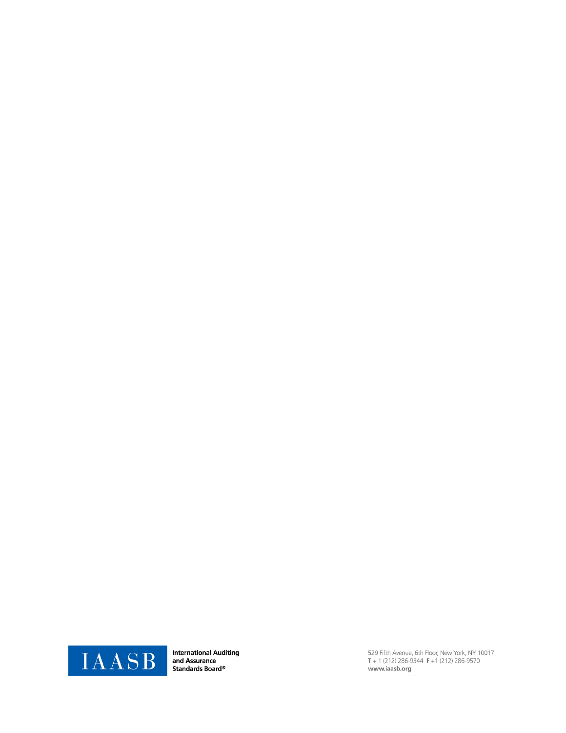IAASB

**International Auditing and Assurance Standards Board®**

529 Fifth Avenue, 6th Floor, New York, NY 10017
**T** + 1 (212) 286-9344 **F** +1 (212) 286-9570
**www.iaasb.org**